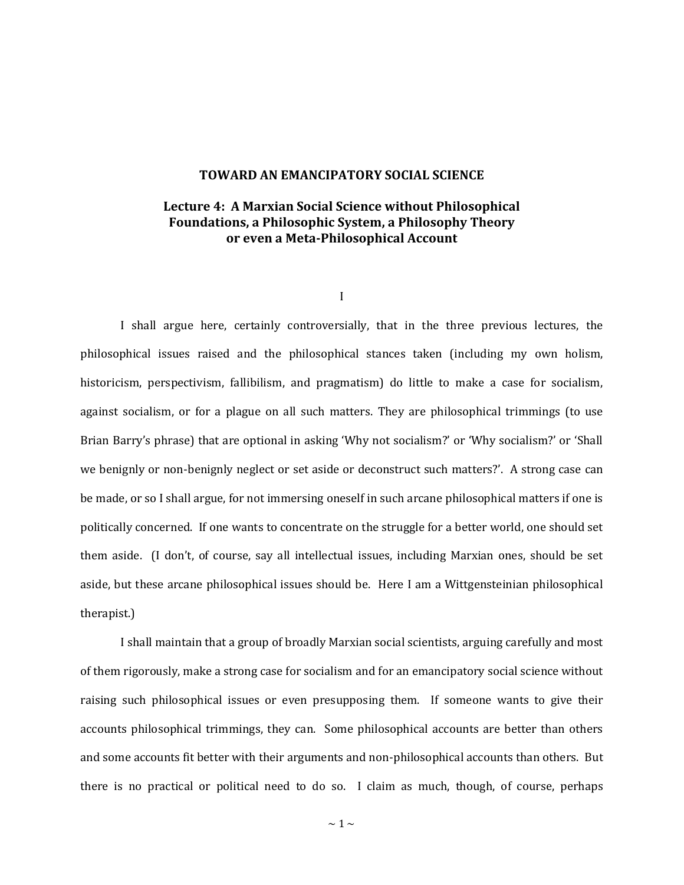# TOWARD AN EMANCIPATORY SOCIAL SCIENCE

## Lecture 4: A Marxian Social Science without Philosophical Foundations, a Philosophic System, a Philosophy Theory or even a Meta-Philosophical Account

I

I shall argue here, certainly controversially, that in the three previous lectures, the philosophical issues raised and the philosophical stances taken (including my own holism, historicism, perspectivism, fallibilism, and pragmatism) do little to make a case for socialism, against socialism, or for a plague on all such matters. They are philosophical trimmings (to use Brian Barry's phrase) that are optional in asking 'Why not socialism?' or 'Why socialism?' or 'Shall we benignly or non-benignly neglect or set aside or deconstruct such matters?'. A strong case can be made, or so I shall argue, for not immersing oneself in such arcane philosophical matters if one is politically concerned. If one wants to concentrate on the struggle for a better world, one should set them aside. (I don't, of course, say all intellectual issues, including Marxian ones, should be set aside, but these arcane philosophical issues should be. Here I am a Wittgensteinian philosophical therapist.)

I shall maintain that a group of broadly Marxian social scientists, arguing carefully and most of them rigorously, make a strong case for socialism and for an emancipatory social science without raising such philosophical issues or even presupposing them. If someone wants to give their accounts philosophical trimmings, they can. Some philosophical accounts are better than others and some accounts fit better with their arguments and non-philosophical accounts than others. But there is no practical or political need to do so. I claim as much, though, of course, perhaps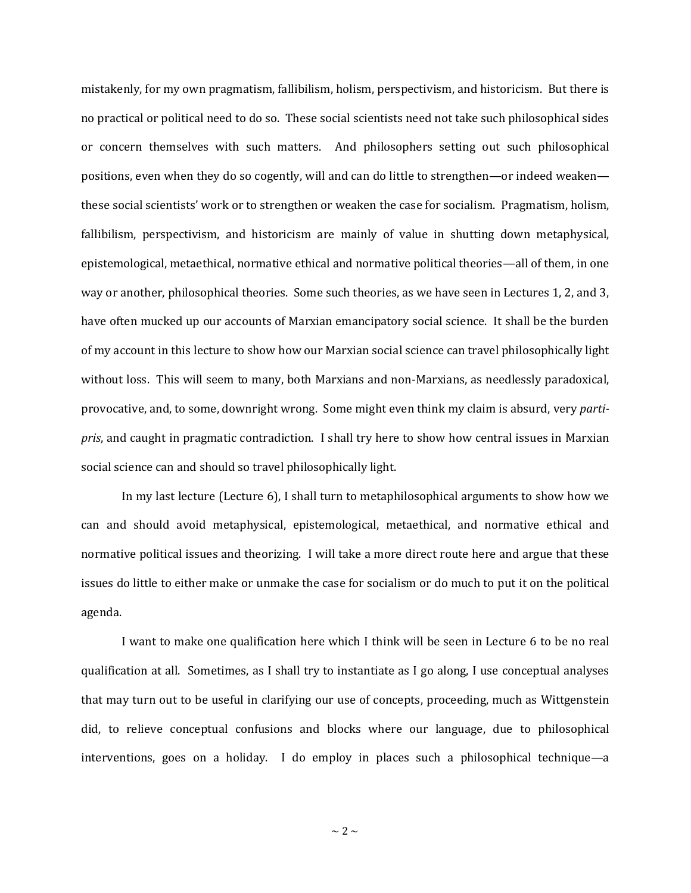mistakenly, for my own pragmatism, fallibilism, holism, perspectivism, and historicism. But there is no practical or political need to do so. These social scientists need not take such philosophical sides or concern themselves with such matters. And philosophers setting out such philosophical positions, even when they do so cogently, will and can do little to strengthen—or indeed weaken—these social scientists' work or to strengthen or weaken the case for socialism. Pragmatism, holism, fallibilism, perspectivism, and historicism are mainly of value in shutting down metaphysical, epistemological, metaethical, normative ethical and normative political theories—all of them, in one way or another, philosophical theories. Some such theories, as we have seen in Lectures 1, 2, and 3, have often mucked up our accounts of Marxian emancipatory social science. It shall be the burden of my account in this lecture to show how our Marxian social science can travel philosophically light without loss. This will seem to many, both Marxians and non-Marxians, as needlessly paradoxical, provocative, and, to some, downright wrong. Some might even think my claim is absurd, very *parti-pris*, and caught in pragmatic contradiction. I shall try here to show how central issues in Marxian social science can and should so travel philosophically light.

In my last lecture (Lecture 6), I shall turn to metaphilosophical arguments to show how we can and should avoid metaphysical, epistemological, metaethical, and normative ethical and normative political issues and theorizing. I will take a more direct route here and argue that these issues do little to either make or unmake the case for socialism or do much to put it on the political agenda.

I want to make one qualification here which I think will be seen in Lecture 6 to be no real qualification at all. Sometimes, as I shall try to instantiate as I go along, I use conceptual analyses that may turn out to be useful in clarifying our use of concepts, proceeding, much as Wittgenstein did, to relieve conceptual confusions and blocks where our language, due to philosophical interventions, goes on a holiday. I do employ in places such a philosophical technique—a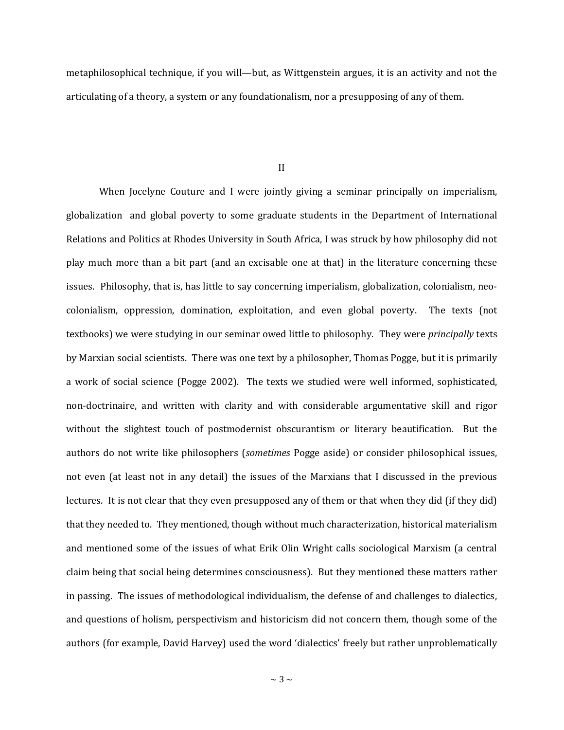metaphilosophical technique, if you will—but, as Wittgenstein argues, it is an activity and not the articulating of a theory, a system or any foundationalism, nor a presupposing of any of them.

## II

When Jocelyne Couture and I were jointly giving a seminar principally on imperialism, globalization and global poverty to some graduate students in the Department of International Relations and Politics at Rhodes University in South Africa, I was struck by how philosophy did not play much more than a bit part (and an excisable one at that) in the literature concerning these issues. Philosophy, that is, has little to say concerning imperialism, globalization, colonialism, neo-colonialism, oppression, domination, exploitation, and even global poverty. The texts (not textbooks) we were studying in our seminar owed little to philosophy. They were *principally* texts by Marxian social scientists. There was one text by a philosopher, Thomas Pogge, but it is primarily a work of social science (Pogge 2002). The texts we studied were well informed, sophisticated, non-doctrinaire, and written with clarity and with considerable argumentative skill and rigor without the slightest touch of postmodernist obscurantism or literary beautification. But the authors do not write like philosophers (*sometimes* Pogge aside) or consider philosophical issues, not even (at least not in any detail) the issues of the Marxians that I discussed in the previous lectures. It is not clear that they even presupposed any of them or that when they did (if they did) that they needed to. They mentioned, though without much characterization, historical materialism and mentioned some of the issues of what Erik Olin Wright calls sociological Marxism (a central claim being that social being determines consciousness). But they mentioned these matters rather in passing. The issues of methodological individualism, the defense of and challenges to dialectics, and questions of holism, perspectivism and historicism did not concern them, though some of the authors (for example, David Harvey) used the word 'dialectics' freely but rather unproblematically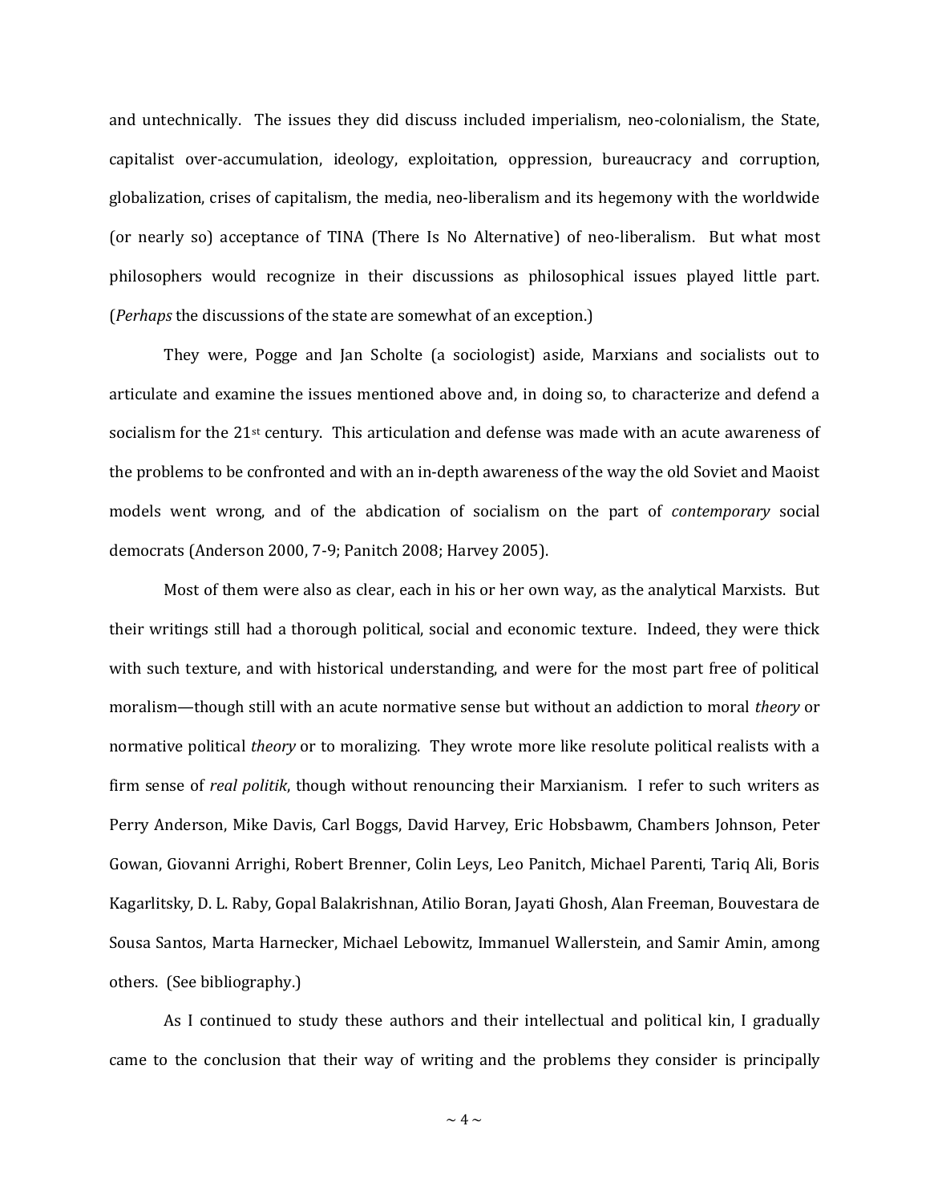and untechnically. The issues they did discuss included imperialism, neo-colonialism, the State, capitalist over-accumulation, ideology, exploitation, oppression, bureaucracy and corruption, globalization, crises of capitalism, the media, neo-liberalism and its hegemony with the worldwide (or nearly so) acceptance of TINA (There Is No Alternative) of neo-liberalism. But what most philosophers would recognize in their discussions as philosophical issues played little part. (*Perhaps* the discussions of the state are somewhat of an exception.)

They were, Pogge and Jan Scholte (a sociologist) aside, Marxians and socialists out to articulate and examine the issues mentioned above and, in doing so, to characterize and defend a socialism for the 21st century. This articulation and defense was made with an acute awareness of the problems to be confronted and with an in-depth awareness of the way the old Soviet and Maoist models went wrong, and of the abdication of socialism on the part of *contemporary* social democrats (Anderson 2000, 7-9; Panitch 2008; Harvey 2005).

Most of them were also as clear, each in his or her own way, as the analytical Marxists. But their writings still had a thorough political, social and economic texture. Indeed, they were thick with such texture, and with historical understanding, and were for the most part free of political moralism—though still with an acute normative sense but without an addiction to moral *theory* or normative political *theory* or to moralizing. They wrote more like resolute political realists with a firm sense of *real politik*, though without renouncing their Marxianism. I refer to such writers as Perry Anderson, Mike Davis, Carl Boggs, David Harvey, Eric Hobsbawm, Chambers Johnson, Peter Gowan, Giovanni Arrighi, Robert Brenner, Colin Leys, Leo Panitch, Michael Parenti, Tariq Ali, Boris Kagarlitsky, D. L. Raby, Gopal Balakrishnan, Atilio Boran, Jayati Ghosh, Alan Freeman, Bouvestara de Sousa Santos, Marta Harnecker, Michael Lebowitz, Immanuel Wallerstein, and Samir Amin, among others. (See bibliography.)

As I continued to study these authors and their intellectual and political kin, I gradually came to the conclusion that their way of writing and the problems they consider is principally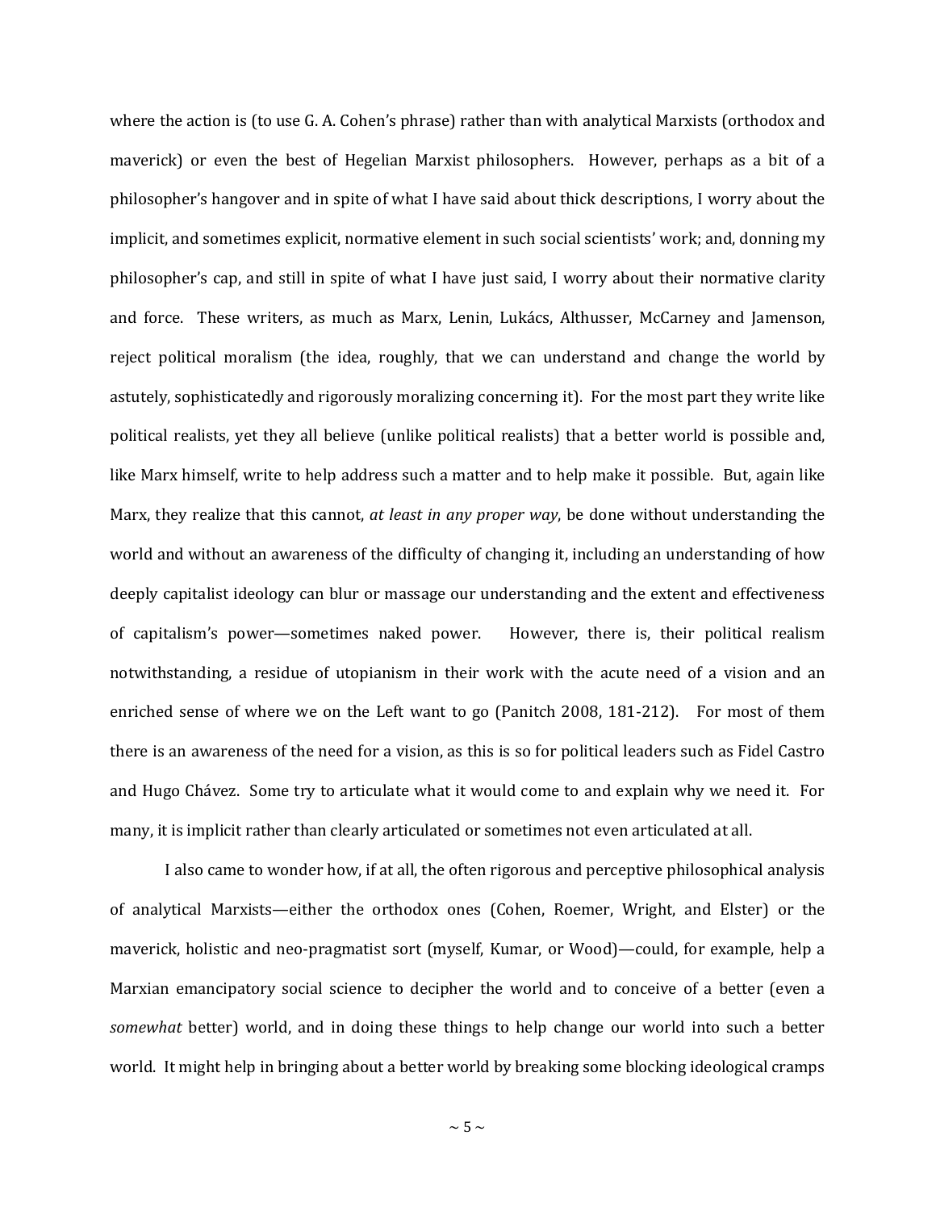where the action is (to use G. A. Cohen's phrase) rather than with analytical Marxists (orthodox and maverick) or even the best of Hegelian Marxist philosophers. However, perhaps as a bit of a philosopher's hangover and in spite of what I have said about thick descriptions, I worry about the implicit, and sometimes explicit, normative element in such social scientists' work; and, donning my philosopher's cap, and still in spite of what I have just said, I worry about their normative clarity and force. These writers, as much as Marx, Lenin, Lukács, Althusser, McCarney and Jamenson, reject political moralism (the idea, roughly, that we can understand and change the world by astutely, sophisticatedly and rigorously moralizing concerning it). For the most part they write like political realists, yet they all believe (unlike political realists) that a better world is possible and, like Marx himself, write to help address such a matter and to help make it possible. But, again like Marx, they realize that this cannot, *at least in any proper way*, be done without understanding the world and without an awareness of the difficulty of changing it, including an understanding of how deeply capitalist ideology can blur or massage our understanding and the extent and effectiveness of capitalism's power—sometimes naked power. However, there is, their political realism notwithstanding, a residue of utopianism in their work with the acute need of a vision and an enriched sense of where we on the Left want to go (Panitch 2008, 181-212). For most of them there is an awareness of the need for a vision, as this is so for political leaders such as Fidel Castro and Hugo Chávez. Some try to articulate what it would come to and explain why we need it. For many, it is implicit rather than clearly articulated or sometimes not even articulated at all.

I also came to wonder how, if at all, the often rigorous and perceptive philosophical analysis of analytical Marxists—either the orthodox ones (Cohen, Roemer, Wright, and Elster) or the maverick, holistic and neo-pragmatist sort (myself, Kumar, or Wood)—could, for example, help a Marxian emancipatory social science to decipher the world and to conceive of a better (even a *somewhat* better) world, and in doing these things to help change our world into such a better world. It might help in bringing about a better world by breaking some blocking ideological cramps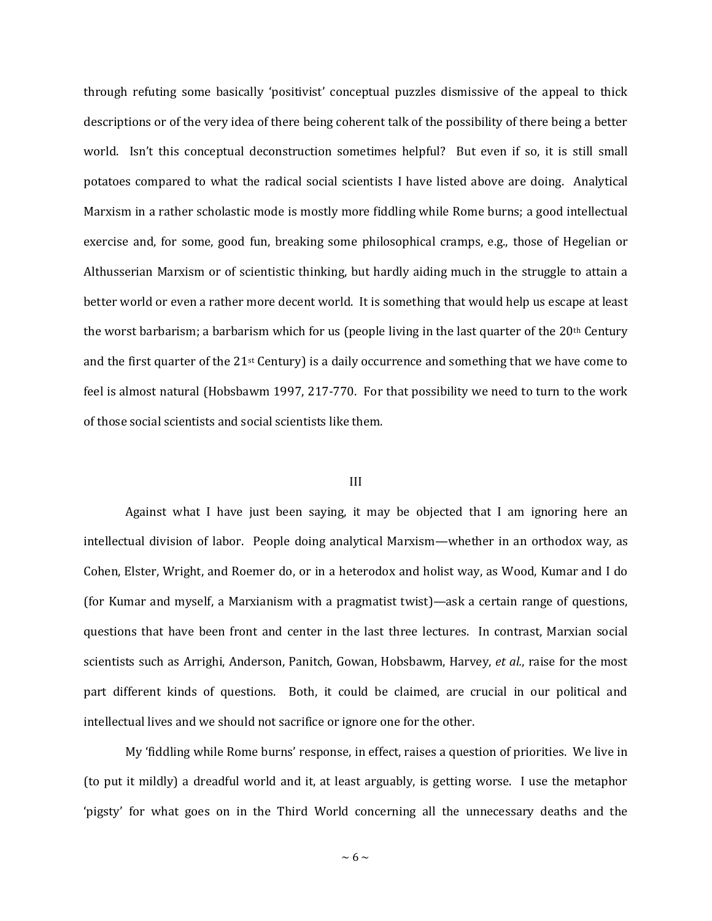through refuting some basically 'positivist' conceptual puzzles dismissive of the appeal to thick descriptions or of the very idea of there being coherent talk of the possibility of there being a better world. Isn't this conceptual deconstruction sometimes helpful? But even if so, it is still small potatoes compared to what the radical social scientists I have listed above are doing. Analytical Marxism in a rather scholastic mode is mostly more fiddling while Rome burns; a good intellectual exercise and, for some, good fun, breaking some philosophical cramps, e.g., those of Hegelian or Althusserian Marxism or of scientistic thinking, but hardly aiding much in the struggle to attain a better world or even a rather more decent world. It is something that would help us escape at least the worst barbarism; a barbarism which for us (people living in the last quarter of the 20th Century and the first quarter of the 21st Century) is a daily occurrence and something that we have come to feel is almost natural (Hobsbawm 1997, 217-770. For that possibility we need to turn to the work of those social scientists and social scientists like them.

## III

Against what I have just been saying, it may be objected that I am ignoring here an intellectual division of labor. People doing analytical Marxism—whether in an orthodox way, as Cohen, Elster, Wright, and Roemer do, or in a heterodox and holist way, as Wood, Kumar and I do (for Kumar and myself, a Marxianism with a pragmatist twist)—ask a certain range of questions, questions that have been front and center in the last three lectures. In contrast, Marxian social scientists such as Arrighi, Anderson, Panitch, Gowan, Hobsbawm, Harvey, *et al.*, raise for the most part different kinds of questions. Both, it could be claimed, are crucial in our political and intellectual lives and we should not sacrifice or ignore one for the other.

My 'fiddling while Rome burns' response, in effect, raises a question of priorities. We live in (to put it mildly) a dreadful world and it, at least arguably, is getting worse. I use the metaphor 'pigsty' for what goes on in the Third World concerning all the unnecessary deaths and the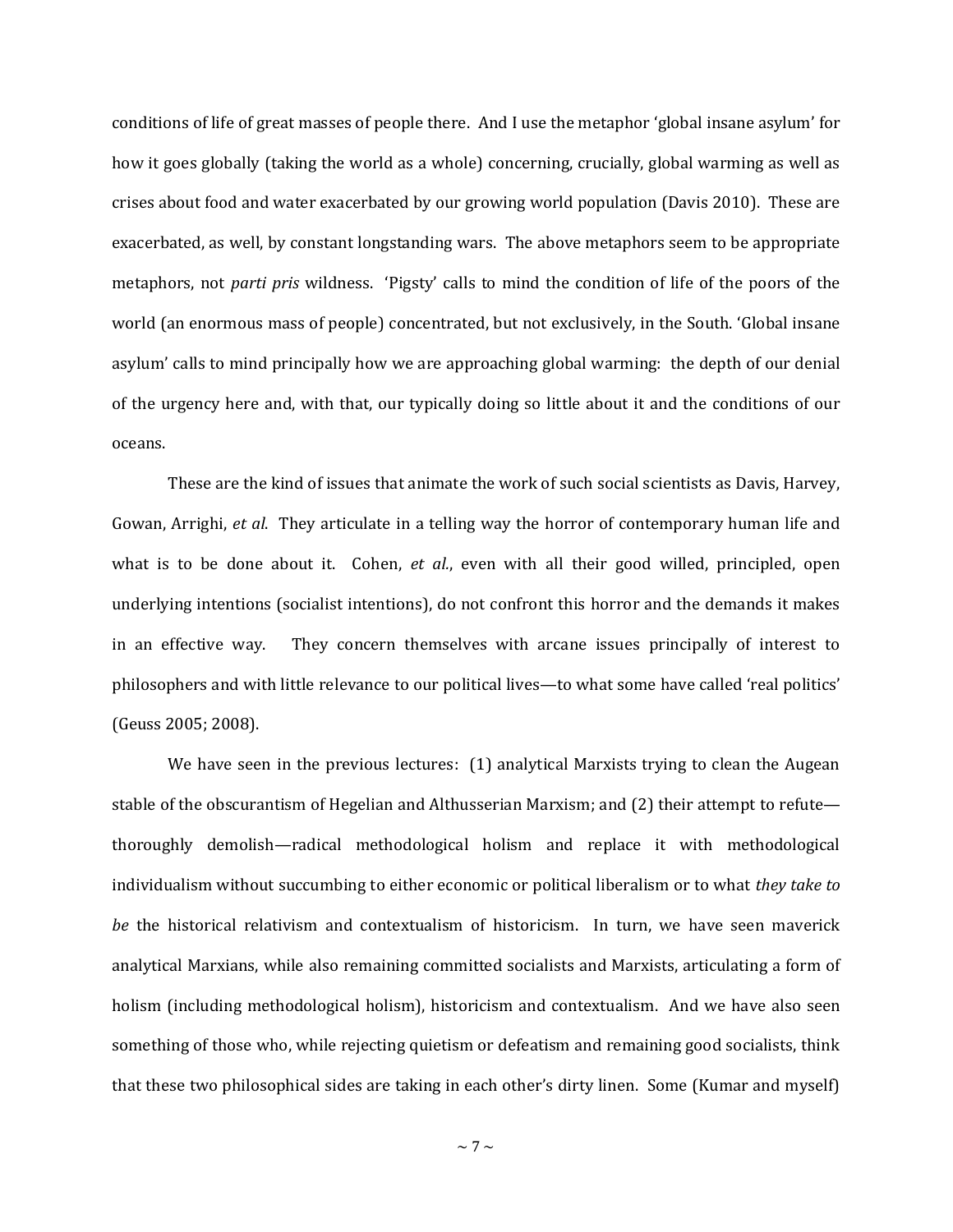conditions of life of great masses of people there. And I use the metaphor 'global insane asylum' for how it goes globally (taking the world as a whole) concerning, crucially, global warming as well as crises about food and water exacerbated by our growing world population (Davis 2010). These are exacerbated, as well, by constant longstanding wars. The above metaphors seem to be appropriate metaphors, not *parti pris* wildness. 'Pigsty' calls to mind the condition of life of the poors of the world (an enormous mass of people) concentrated, but not exclusively, in the South. 'Global insane asylum' calls to mind principally how we are approaching global warming: the depth of our denial of the urgency here and, with that, our typically doing so little about it and the conditions of our oceans.

These are the kind of issues that animate the work of such social scientists as Davis, Harvey, Gowan, Arrighi, *et al*. They articulate in a telling way the horror of contemporary human life and what is to be done about it. Cohen, *et al.*, even with all their good willed, principled, open underlying intentions (socialist intentions), do not confront this horror and the demands it makes in an effective way. They concern themselves with arcane issues principally of interest to philosophers and with little relevance to our political lives—to what some have called 'real politics' (Geuss 2005; 2008).

We have seen in the previous lectures: (1) analytical Marxists trying to clean the Augean stable of the obscurantism of Hegelian and Althusserian Marxism; and (2) their attempt to refute—thoroughly demolish—radical methodological holism and replace it with methodological individualism without succumbing to either economic or political liberalism or to what *they take to be* the historical relativism and contextualism of historicism. In turn, we have seen maverick analytical Marxians, while also remaining committed socialists and Marxists, articulating a form of holism (including methodological holism), historicism and contextualism. And we have also seen something of those who, while rejecting quietism or defeatism and remaining good socialists, think that these two philosophical sides are taking in each other's dirty linen. Some (Kumar and myself)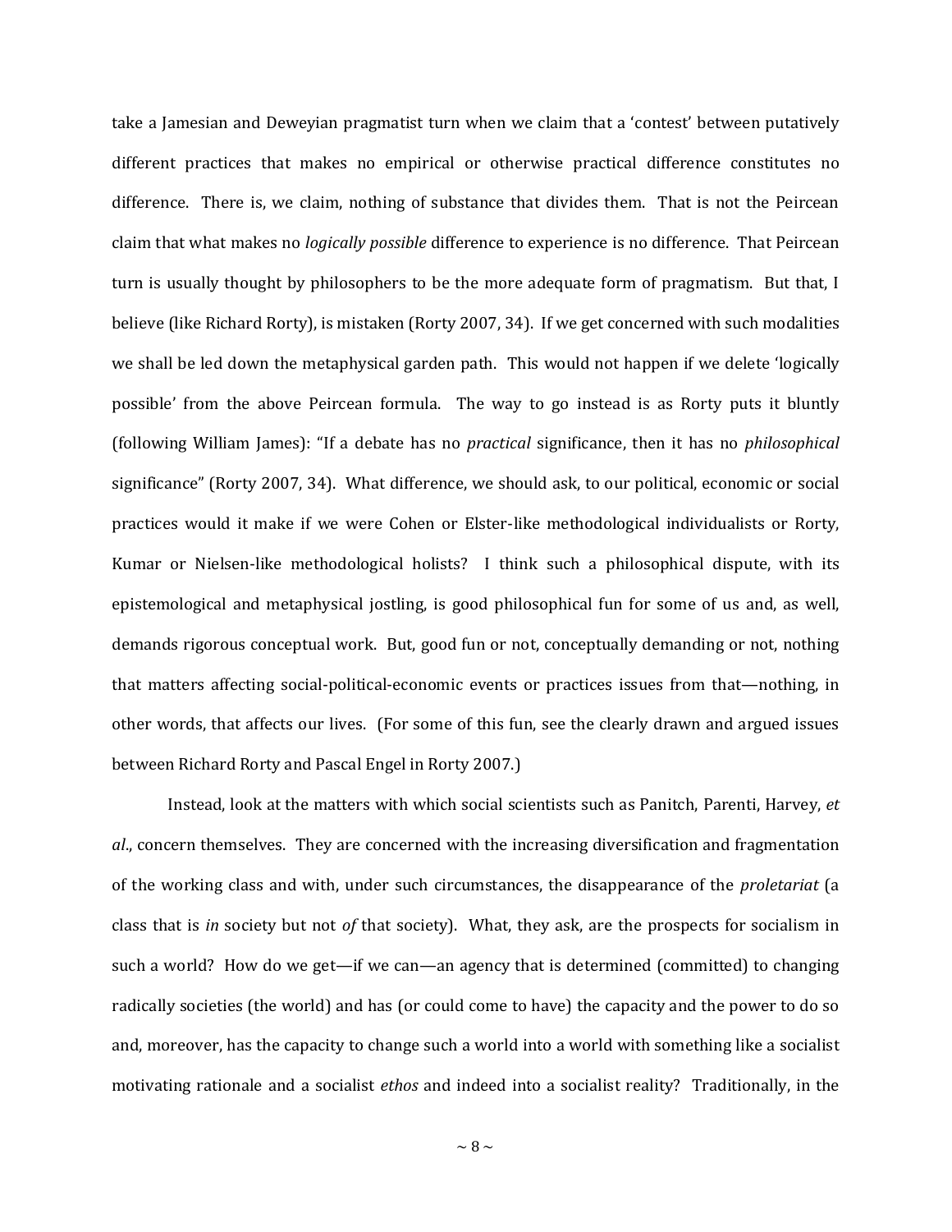take a Jamesian and Deweyian pragmatist turn when we claim that a 'contest' between putatively different practices that makes no empirical or otherwise practical difference constitutes no difference. There is, we claim, nothing of substance that divides them. That is not the Peircean claim that what makes no *logically possible* difference to experience is no difference. That Peircean turn is usually thought by philosophers to be the more adequate form of pragmatism. But that, I believe (like Richard Rorty), is mistaken (Rorty 2007, 34). If we get concerned with such modalities we shall be led down the metaphysical garden path. This would not happen if we delete 'logically possible' from the above Peircean formula. The way to go instead is as Rorty puts it bluntly (following William James): "If a debate has no *practical* significance, then it has no *philosophical* significance" (Rorty 2007, 34). What difference, we should ask, to our political, economic or social practices would it make if we were Cohen or Elster-like methodological individualists or Rorty, Kumar or Nielsen-like methodological holists? I think such a philosophical dispute, with its epistemological and metaphysical jostling, is good philosophical fun for some of us and, as well, demands rigorous conceptual work. But, good fun or not, conceptually demanding or not, nothing that matters affecting social-political-economic events or practices issues from that—nothing, in other words, that affects our lives. (For some of this fun, see the clearly drawn and argued issues between Richard Rorty and Pascal Engel in Rorty 2007.)

Instead, look at the matters with which social scientists such as Panitch, Parenti, Harvey, *et al*., concern themselves. They are concerned with the increasing diversification and fragmentation of the working class and with, under such circumstances, the disappearance of the *proletariat* (a class that is *in* society but not *of* that society). What, they ask, are the prospects for socialism in such a world? How do we get—if we can—an agency that is determined (committed) to changing radically societies (the world) and has (or could come to have) the capacity and the power to do so and, moreover, has the capacity to change such a world into a world with something like a socialist motivating rationale and a socialist *ethos* and indeed into a socialist reality? Traditionally, in the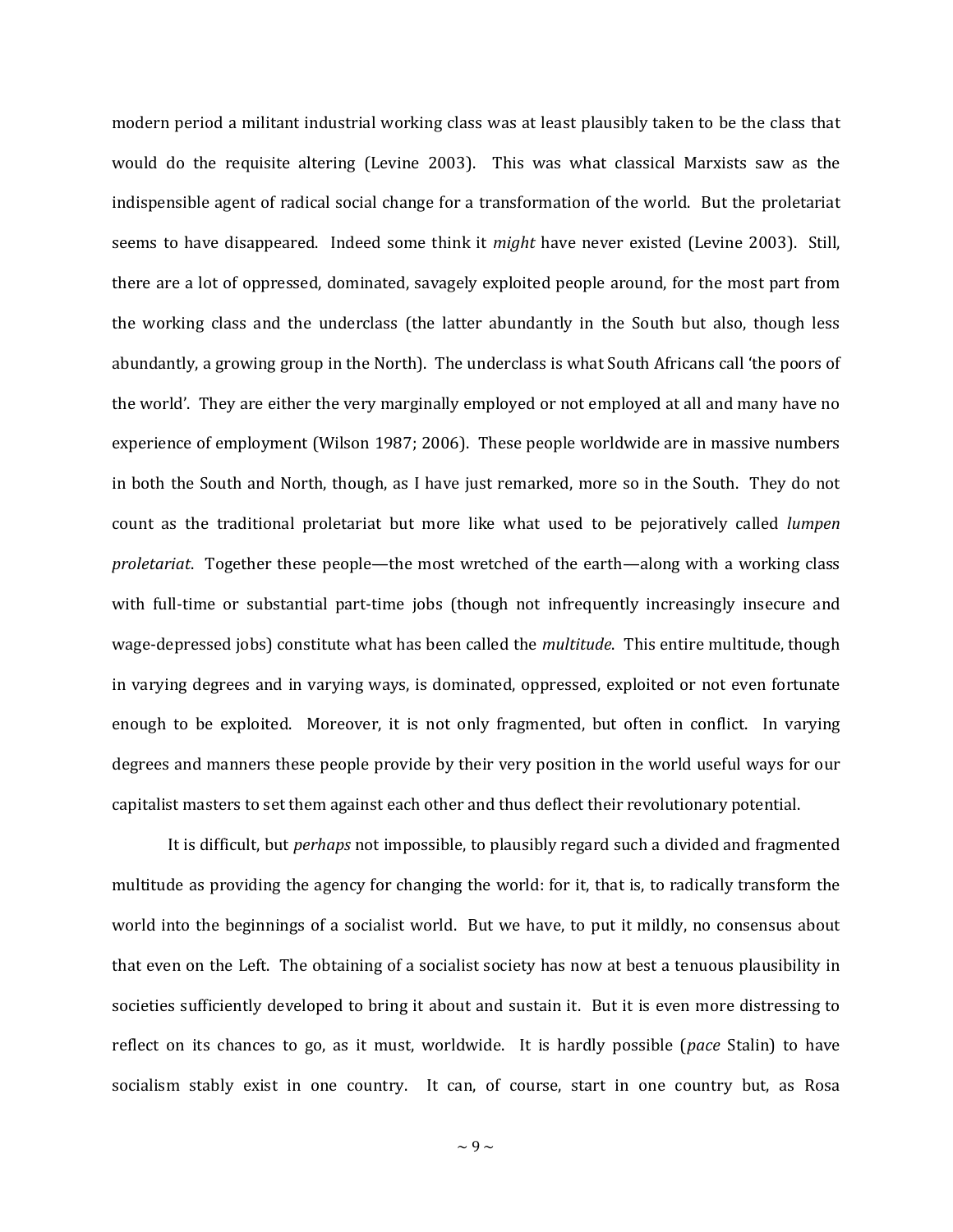modern period a militant industrial working class was at least plausibly taken to be the class that would do the requisite altering (Levine 2003). This was what classical Marxists saw as the indispensible agent of radical social change for a transformation of the world. But the proletariat seems to have disappeared. Indeed some think it *might* have never existed (Levine 2003). Still, there are a lot of oppressed, dominated, savagely exploited people around, for the most part from the working class and the underclass (the latter abundantly in the South but also, though less abundantly, a growing group in the North). The underclass is what South Africans call 'the poors of the world'. They are either the very marginally employed or not employed at all and many have no experience of employment (Wilson 1987; 2006). These people worldwide are in massive numbers in both the South and North, though, as I have just remarked, more so in the South. They do not count as the traditional proletariat but more like what used to be pejoratively called *lumpen proletariat*. Together these people—the most wretched of the earth—along with a working class with full-time or substantial part-time jobs (though not infrequently increasingly insecure and wage-depressed jobs) constitute what has been called the *multitude*. This entire multitude, though in varying degrees and in varying ways, is dominated, oppressed, exploited or not even fortunate enough to be exploited. Moreover, it is not only fragmented, but often in conflict. In varying degrees and manners these people provide by their very position in the world useful ways for our capitalist masters to set them against each other and thus deflect their revolutionary potential.

It is difficult, but *perhaps* not impossible, to plausibly regard such a divided and fragmented multitude as providing the agency for changing the world: for it, that is, to radically transform the world into the beginnings of a socialist world. But we have, to put it mildly, no consensus about that even on the Left. The obtaining of a socialist society has now at best a tenuous plausibility in societies sufficiently developed to bring it about and sustain it. But it is even more distressing to reflect on its chances to go, as it must, worldwide. It is hardly possible (*pace* Stalin) to have socialism stably exist in one country. It can, of course, start in one country but, as Rosa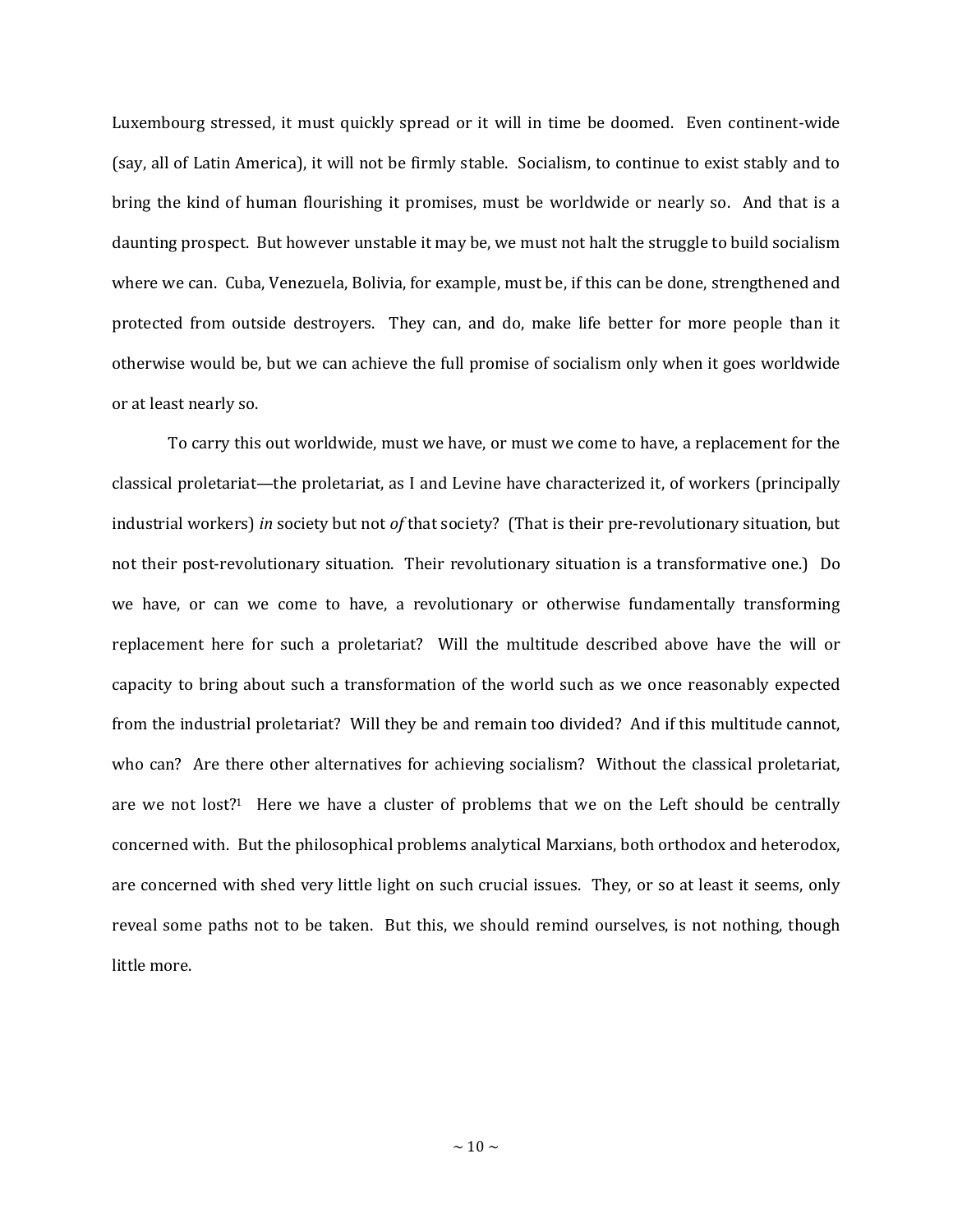Luxembourg stressed, it must quickly spread or it will in time be doomed. Even continent-wide (say, all of Latin America), it will not be firmly stable. Socialism, to continue to exist stably and to bring the kind of human flourishing it promises, must be worldwide or nearly so. And that is a daunting prospect. But however unstable it may be, we must not halt the struggle to build socialism where we can. Cuba, Venezuela, Bolivia, for example, must be, if this can be done, strengthened and protected from outside destroyers. They can, and do, make life better for more people than it otherwise would be, but we can achieve the full promise of socialism only when it goes worldwide or at least nearly so.

To carry this out worldwide, must we have, or must we come to have, a replacement for the classical proletariat—the proletariat, as I and Levine have characterized it, of workers (principally industrial workers) *in* society but not *of* that society? (That is their pre-revolutionary situation, but not their post-revolutionary situation. Their revolutionary situation is a transformative one.) Do we have, or can we come to have, a revolutionary or otherwise fundamentally transforming replacement here for such a proletariat? Will the multitude described above have the will or capacity to bring about such a transformation of the world such as we once reasonably expected from the industrial proletariat? Will they be and remain too divided? And if this multitude cannot, who can? Are there other alternatives for achieving socialism? Without the classical proletariat, are we not lost?[1] Here we have a cluster of problems that we on the Left should be centrally concerned with. But the philosophical problems analytical Marxians, both orthodox and heterodox, are concerned with shed very little light on such crucial issues. They, or so at least it seems, only reveal some paths not to be taken. But this, we should remind ourselves, is not nothing, though little more.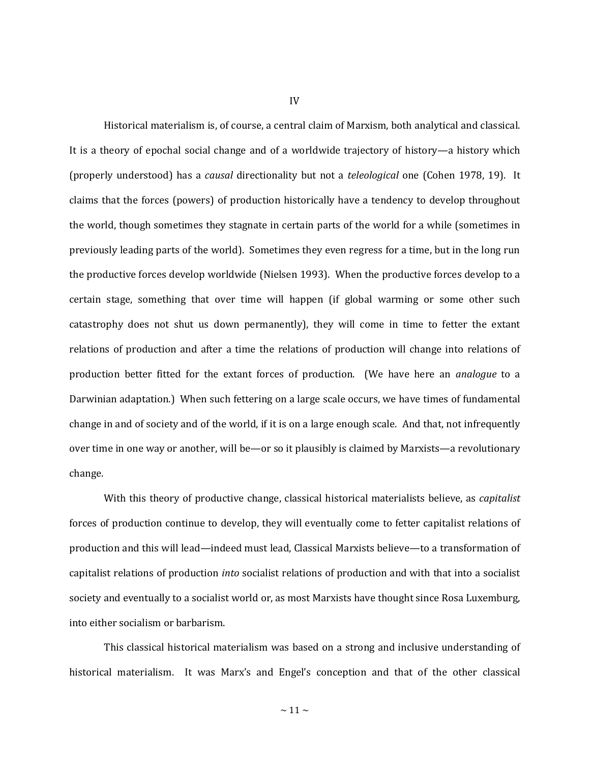## IV

Historical materialism is, of course, a central claim of Marxism, both analytical and classical. It is a theory of epochal social change and of a worldwide trajectory of history—a history which (properly understood) has a *causal* directionality but not a *teleological* one (Cohen 1978, 19). It claims that the forces (powers) of production historically have a tendency to develop throughout the world, though sometimes they stagnate in certain parts of the world for a while (sometimes in previously leading parts of the world). Sometimes they even regress for a time, but in the long run the productive forces develop worldwide (Nielsen 1993). When the productive forces develop to a certain stage, something that over time will happen (if global warming or some other such catastrophy does not shut us down permanently), they will come in time to fetter the extant relations of production and after a time the relations of production will change into relations of production better fitted for the extant forces of production. (We have here an *analogue* to a Darwinian adaptation.) When such fettering on a large scale occurs, we have times of fundamental change in and of society and of the world, if it is on a large enough scale. And that, not infrequently over time in one way or another, will be—or so it plausibly is claimed by Marxists—a revolutionary change.

With this theory of productive change, classical historical materialists believe, as *capitalist* forces of production continue to develop, they will eventually come to fetter capitalist relations of production and this will lead—indeed must lead, Classical Marxists believe—to a transformation of capitalist relations of production *into* socialist relations of production and with that into a socialist society and eventually to a socialist world or, as most Marxists have thought since Rosa Luxemburg, into either socialism or barbarism.

This classical historical materialism was based on a strong and inclusive understanding of historical materialism. It was Marx's and Engel's conception and that of the other classical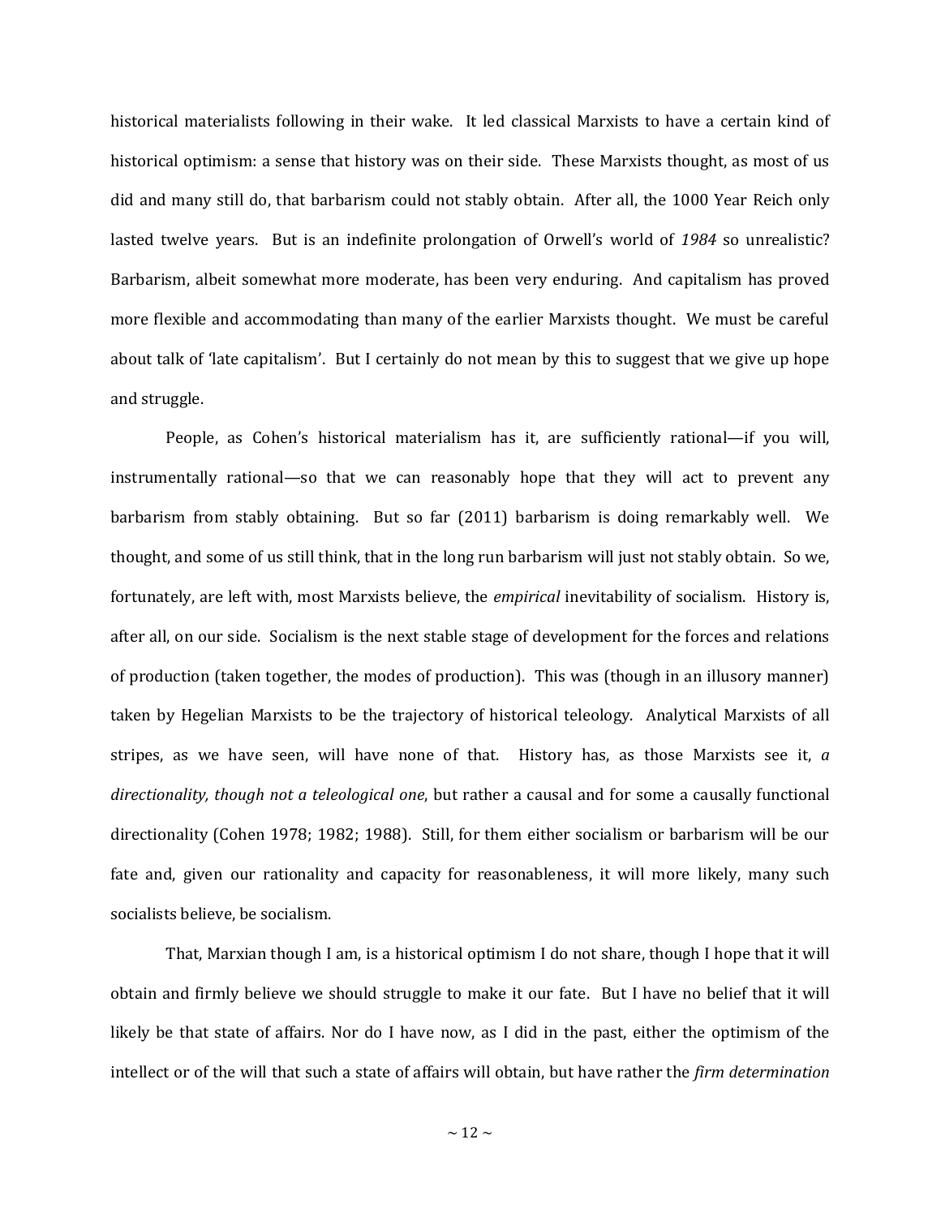historical materialists following in their wake. It led classical Marxists to have a certain kind of historical optimism: a sense that history was on their side. These Marxists thought, as most of us did and many still do, that barbarism could not stably obtain. After all, the 1000 Year Reich only lasted twelve years. But is an indefinite prolongation of Orwell's world of *1984* so unrealistic? Barbarism, albeit somewhat more moderate, has been very enduring. And capitalism has proved more flexible and accommodating than many of the earlier Marxists thought. We must be careful about talk of 'late capitalism'. But I certainly do not mean by this to suggest that we give up hope and struggle.

People, as Cohen's historical materialism has it, are sufficiently rational—if you will, instrumentally rational—so that we can reasonably hope that they will act to prevent any barbarism from stably obtaining. But so far (2011) barbarism is doing remarkably well. We thought, and some of us still think, that in the long run barbarism will just not stably obtain. So we, fortunately, are left with, most Marxists believe, the *empirical* inevitability of socialism. History is, after all, on our side. Socialism is the next stable stage of development for the forces and relations of production (taken together, the modes of production). This was (though in an illusory manner) taken by Hegelian Marxists to be the trajectory of historical teleology. Analytical Marxists of all stripes, as we have seen, will have none of that. History has, as those Marxists see it, *a directionality, though not a teleological one*, but rather a causal and for some a causally functional directionality (Cohen 1978; 1982; 1988). Still, for them either socialism or barbarism will be our fate and, given our rationality and capacity for reasonableness, it will more likely, many such socialists believe, be socialism.

That, Marxian though I am, is a historical optimism I do not share, though I hope that it will obtain and firmly believe we should struggle to make it our fate. But I have no belief that it will likely be that state of affairs. Nor do I have now, as I did in the past, either the optimism of the intellect or of the will that such a state of affairs will obtain, but have rather the *firm determination*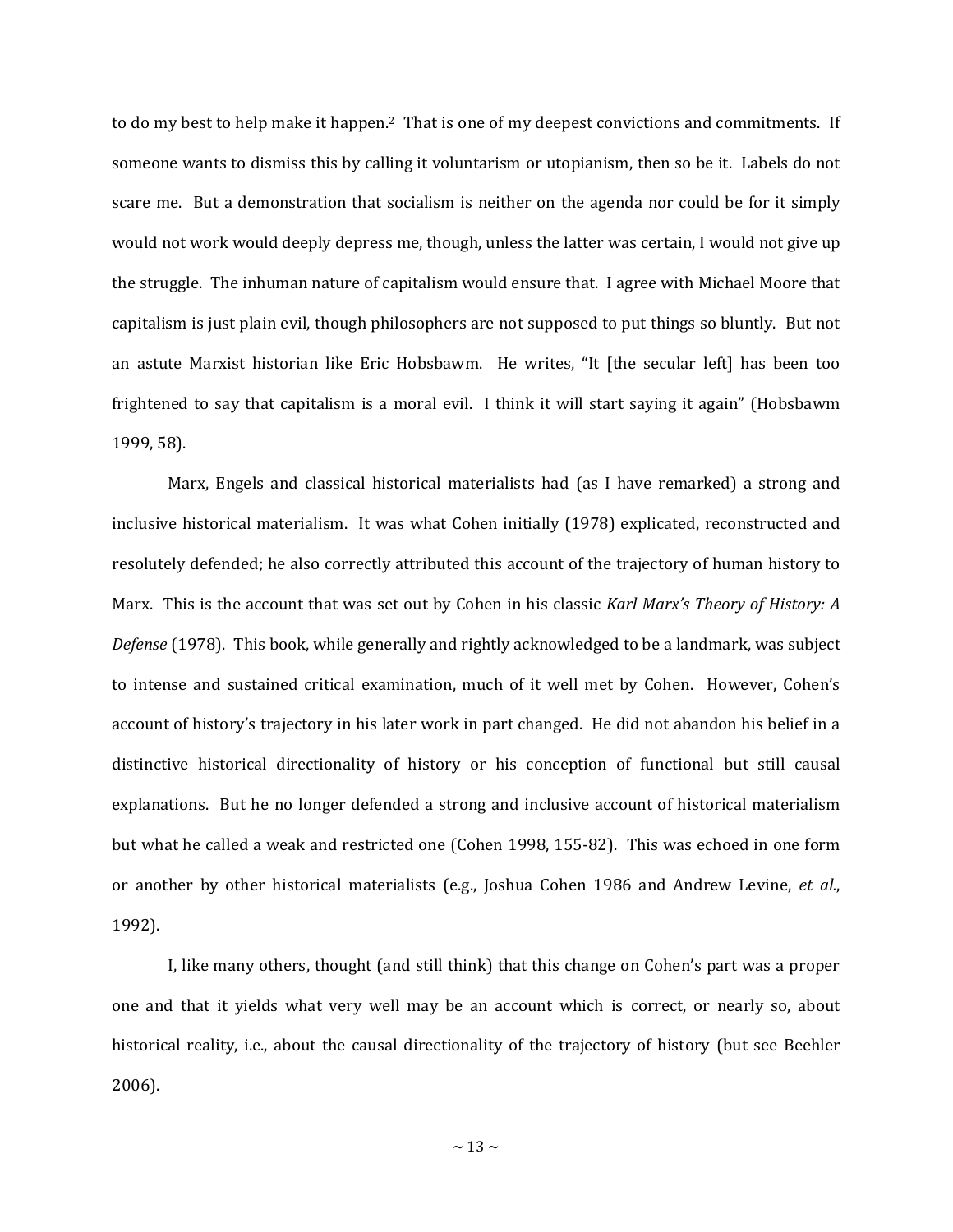to do my best to help make it happen.[2] That is one of my deepest convictions and commitments. If someone wants to dismiss this by calling it voluntarism or utopianism, then so be it. Labels do not scare me. But a demonstration that socialism is neither on the agenda nor could be for it simply would not work would deeply depress me, though, unless the latter was certain, I would not give up the struggle. The inhuman nature of capitalism would ensure that. I agree with Michael Moore that capitalism is just plain evil, though philosophers are not supposed to put things so bluntly. But not an astute Marxist historian like Eric Hobsbawm. He writes, "It [the secular left] has been too frightened to say that capitalism is a moral evil. I think it will start saying it again" (Hobsbawm 1999, 58).

Marx, Engels and classical historical materialists had (as I have remarked) a strong and inclusive historical materialism. It was what Cohen initially (1978) explicated, reconstructed and resolutely defended; he also correctly attributed this account of the trajectory of human history to Marx. This is the account that was set out by Cohen in his classic *Karl Marx's Theory of History: A Defense* (1978). This book, while generally and rightly acknowledged to be a landmark, was subject to intense and sustained critical examination, much of it well met by Cohen. However, Cohen's account of history's trajectory in his later work in part changed. He did not abandon his belief in a distinctive historical directionality of history or his conception of functional but still causal explanations. But he no longer defended a strong and inclusive account of historical materialism but what he called a weak and restricted one (Cohen 1998, 155-82). This was echoed in one form or another by other historical materialists (e.g., Joshua Cohen 1986 and Andrew Levine, *et al.*, 1992).

I, like many others, thought (and still think) that this change on Cohen's part was a proper one and that it yields what very well may be an account which is correct, or nearly so, about historical reality, i.e., about the causal directionality of the trajectory of history (but see Beehler 2006).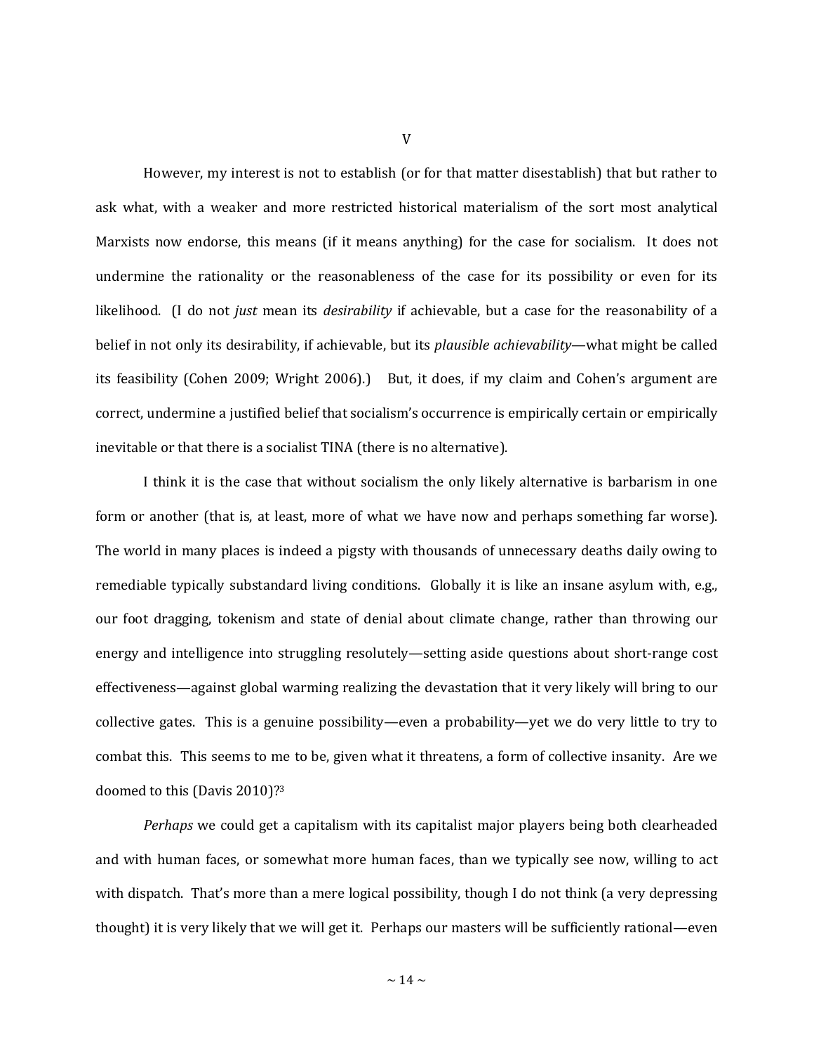## V

However, my interest is not to establish (or for that matter disestablish) that but rather to ask what, with a weaker and more restricted historical materialism of the sort most analytical Marxists now endorse, this means (if it means anything) for the case for socialism. It does not undermine the rationality or the reasonableness of the case for its possibility or even for its likelihood. (I do not *just* mean its *desirability* if achievable, but a case for the reasonability of a belief in not only its desirability, if achievable, but its *plausible achievability*—what might be called its feasibility (Cohen 2009; Wright 2006).) But, it does, if my claim and Cohen's argument are correct, undermine a justified belief that socialism's occurrence is empirically certain or empirically inevitable or that there is a socialist TINA (there is no alternative).

I think it is the case that without socialism the only likely alternative is barbarism in one form or another (that is, at least, more of what we have now and perhaps something far worse). The world in many places is indeed a pigsty with thousands of unnecessary deaths daily owing to remediable typically substandard living conditions. Globally it is like an insane asylum with, e.g., our foot dragging, tokenism and state of denial about climate change, rather than throwing our energy and intelligence into struggling resolutely—setting aside questions about short-range cost effectiveness—against global warming realizing the devastation that it very likely will bring to our collective gates. This is a genuine possibility—even a probability—yet we do very little to try to combat this. This seems to me to be, given what it threatens, a form of collective insanity. Are we doomed to this (Davis 2010)?[3]

*Perhaps* we could get a capitalism with its capitalist major players being both clearheaded and with human faces, or somewhat more human faces, than we typically see now, willing to act with dispatch. That's more than a mere logical possibility, though I do not think (a very depressing thought) it is very likely that we will get it. Perhaps our masters will be sufficiently rational—even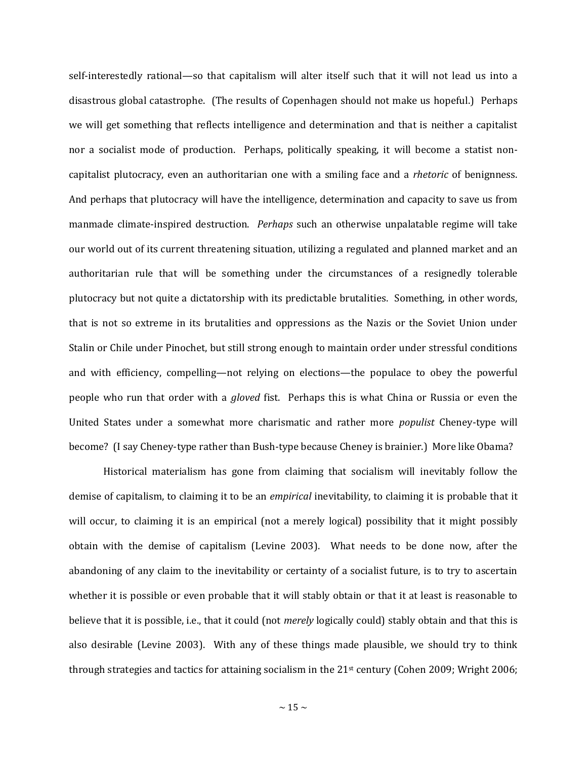self-interestedly rational—so that capitalism will alter itself such that it will not lead us into a disastrous global catastrophe. (The results of Copenhagen should not make us hopeful.) Perhaps we will get something that reflects intelligence and determination and that is neither a capitalist nor a socialist mode of production. Perhaps, politically speaking, it will become a statist non-capitalist plutocracy, even an authoritarian one with a smiling face and a *rhetoric* of benignness. And perhaps that plutocracy will have the intelligence, determination and capacity to save us from manmade climate-inspired destruction. *Perhaps* such an otherwise unpalatable regime will take our world out of its current threatening situation, utilizing a regulated and planned market and an authoritarian rule that will be something under the circumstances of a resignedly tolerable plutocracy but not quite a dictatorship with its predictable brutalities. Something, in other words, that is not so extreme in its brutalities and oppressions as the Nazis or the Soviet Union under Stalin or Chile under Pinochet, but still strong enough to maintain order under stressful conditions and with efficiency, compelling—not relying on elections—the populace to obey the powerful people who run that order with a *gloved* fist. Perhaps this is what China or Russia or even the United States under a somewhat more charismatic and rather more *populist* Cheney-type will become? (I say Cheney-type rather than Bush-type because Cheney is brainier.) More like Obama?

Historical materialism has gone from claiming that socialism will inevitably follow the demise of capitalism, to claiming it to be an *empirical* inevitability, to claiming it is probable that it will occur, to claiming it is an empirical (not a merely logical) possibility that it might possibly obtain with the demise of capitalism (Levine 2003). What needs to be done now, after the abandoning of any claim to the inevitability or certainty of a socialist future, is to try to ascertain whether it is possible or even probable that it will stably obtain or that it at least is reasonable to believe that it is possible, i.e., that it could (not *merely* logically could) stably obtain and that this is also desirable (Levine 2003). With any of these things made plausible, we should try to think through strategies and tactics for attaining socialism in the 21st century (Cohen 2009; Wright 2006;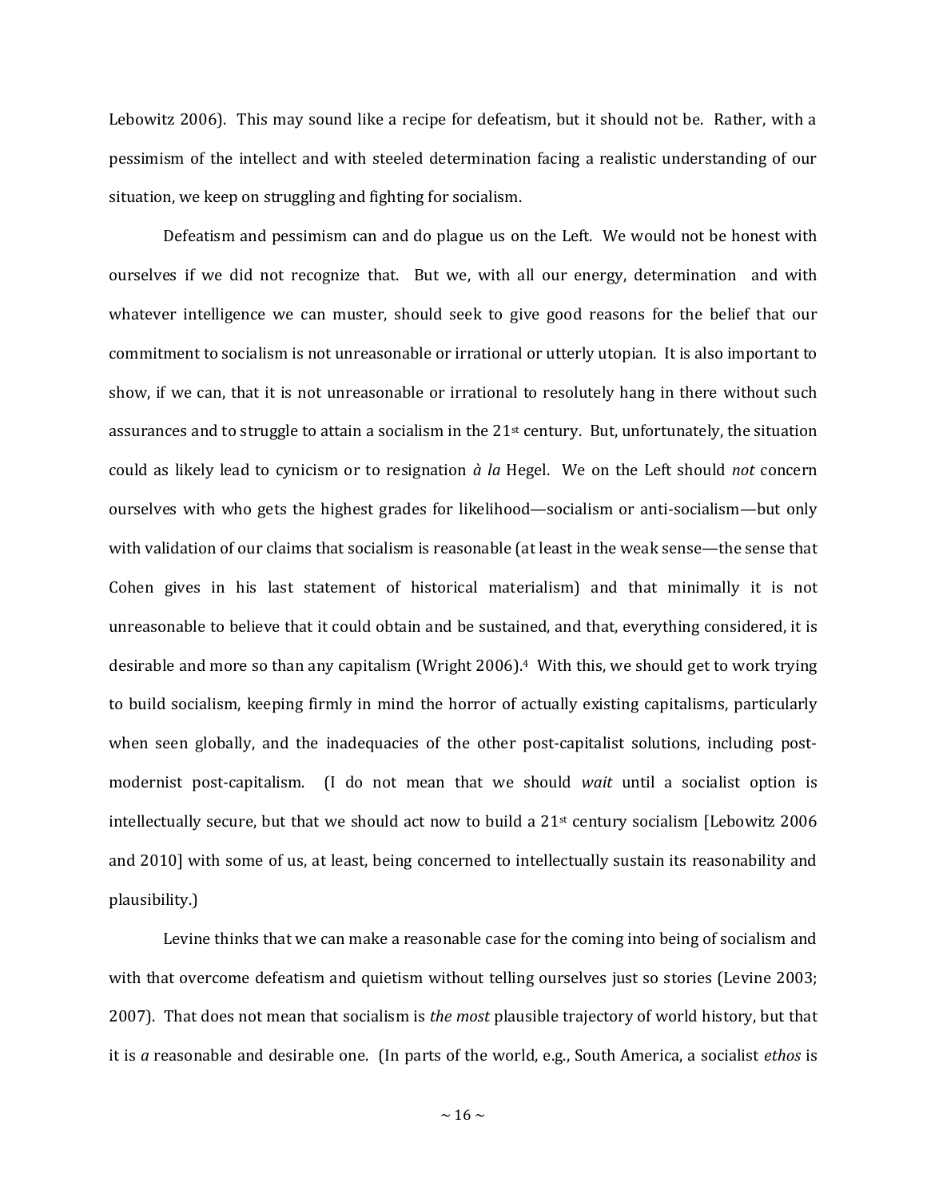Lebowitz 2006). This may sound like a recipe for defeatism, but it should not be. Rather, with a pessimism of the intellect and with steeled determination facing a realistic understanding of our situation, we keep on struggling and fighting for socialism.

Defeatism and pessimism can and do plague us on the Left. We would not be honest with ourselves if we did not recognize that. But we, with all our energy, determination and with whatever intelligence we can muster, should seek to give good reasons for the belief that our commitment to socialism is not unreasonable or irrational or utterly utopian. It is also important to show, if we can, that it is not unreasonable or irrational to resolutely hang in there without such assurances and to struggle to attain a socialism in the 21st century. But, unfortunately, the situation could as likely lead to cynicism or to resignation *à la* Hegel. We on the Left should *not* concern ourselves with who gets the highest grades for likelihood—socialism or anti-socialism—but only with validation of our claims that socialism is reasonable (at least in the weak sense—the sense that Cohen gives in his last statement of historical materialism) and that minimally it is not unreasonable to believe that it could obtain and be sustained, and that, everything considered, it is desirable and more so than any capitalism (Wright 2006).[4] With this, we should get to work trying to build socialism, keeping firmly in mind the horror of actually existing capitalisms, particularly when seen globally, and the inadequacies of the other post-capitalist solutions, including post-modernist post-capitalism. (I do not mean that we should *wait* until a socialist option is intellectually secure, but that we should act now to build a 21st century socialism [Lebowitz 2006 and 2010] with some of us, at least, being concerned to intellectually sustain its reasonability and plausibility.)

Levine thinks that we can make a reasonable case for the coming into being of socialism and with that overcome defeatism and quietism without telling ourselves just so stories (Levine 2003; 2007). That does not mean that socialism is *the most* plausible trajectory of world history, but that it is *a* reasonable and desirable one. (In parts of the world, e.g., South America, a socialist *ethos* is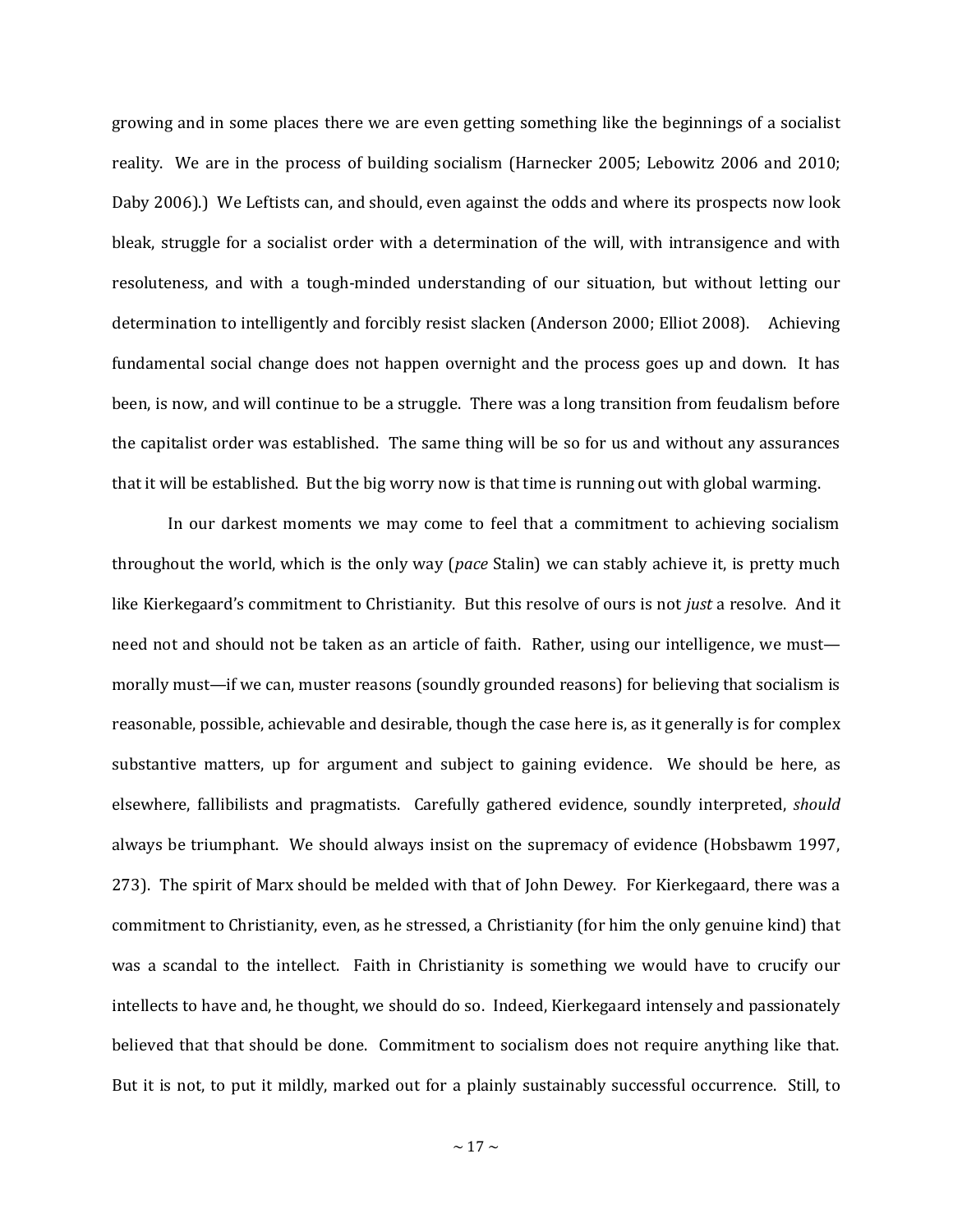growing and in some places there we are even getting something like the beginnings of a socialist reality. We are in the process of building socialism (Harnecker 2005; Lebowitz 2006 and 2010; Daby 2006).) We Leftists can, and should, even against the odds and where its prospects now look bleak, struggle for a socialist order with a determination of the will, with intransigence and with resoluteness, and with a tough-minded understanding of our situation, but without letting our determination to intelligently and forcibly resist slacken (Anderson 2000; Elliot 2008). Achieving fundamental social change does not happen overnight and the process goes up and down. It has been, is now, and will continue to be a struggle. There was a long transition from feudalism before the capitalist order was established. The same thing will be so for us and without any assurances that it will be established. But the big worry now is that time is running out with global warming.

In our darkest moments we may come to feel that a commitment to achieving socialism throughout the world, which is the only way (*pace* Stalin) we can stably achieve it, is pretty much like Kierkegaard's commitment to Christianity. But this resolve of ours is not *just* a resolve. And it need not and should not be taken as an article of faith. Rather, using our intelligence, we must—morally must—if we can, muster reasons (soundly grounded reasons) for believing that socialism is reasonable, possible, achievable and desirable, though the case here is, as it generally is for complex substantive matters, up for argument and subject to gaining evidence. We should be here, as elsewhere, fallibilists and pragmatists. Carefully gathered evidence, soundly interpreted, *should* always be triumphant. We should always insist on the supremacy of evidence (Hobsbawm 1997, 273). The spirit of Marx should be melded with that of John Dewey. For Kierkegaard, there was a commitment to Christianity, even, as he stressed, a Christianity (for him the only genuine kind) that was a scandal to the intellect. Faith in Christianity is something we would have to crucify our intellects to have and, he thought, we should do so. Indeed, Kierkegaard intensely and passionately believed that that should be done. Commitment to socialism does not require anything like that. But it is not, to put it mildly, marked out for a plainly sustainably successful occurrence. Still, to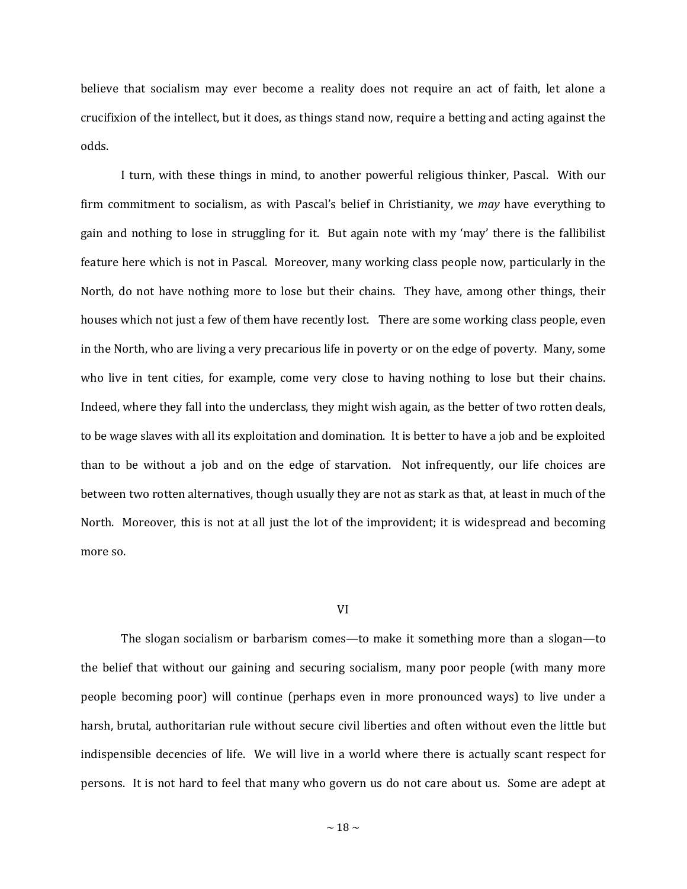believe that socialism may ever become a reality does not require an act of faith, let alone a crucifixion of the intellect, but it does, as things stand now, require a betting and acting against the odds.

I turn, with these things in mind, to another powerful religious thinker, Pascal. With our firm commitment to socialism, as with Pascal's belief in Christianity, we *may* have everything to gain and nothing to lose in struggling for it. But again note with my 'may' there is the fallibilist feature here which is not in Pascal. Moreover, many working class people now, particularly in the North, do not have nothing more to lose but their chains. They have, among other things, their houses which not just a few of them have recently lost. There are some working class people, even in the North, who are living a very precarious life in poverty or on the edge of poverty. Many, some who live in tent cities, for example, come very close to having nothing to lose but their chains. Indeed, where they fall into the underclass, they might wish again, as the better of two rotten deals, to be wage slaves with all its exploitation and domination. It is better to have a job and be exploited than to be without a job and on the edge of starvation. Not infrequently, our life choices are between two rotten alternatives, though usually they are not as stark as that, at least in much of the North. Moreover, this is not at all just the lot of the improvident; it is widespread and becoming more so.

## VI

The slogan socialism or barbarism comes—to make it something more than a slogan—to the belief that without our gaining and securing socialism, many poor people (with many more people becoming poor) will continue (perhaps even in more pronounced ways) to live under a harsh, brutal, authoritarian rule without secure civil liberties and often without even the little but indispensible decencies of life. We will live in a world where there is actually scant respect for persons. It is not hard to feel that many who govern us do not care about us. Some are adept at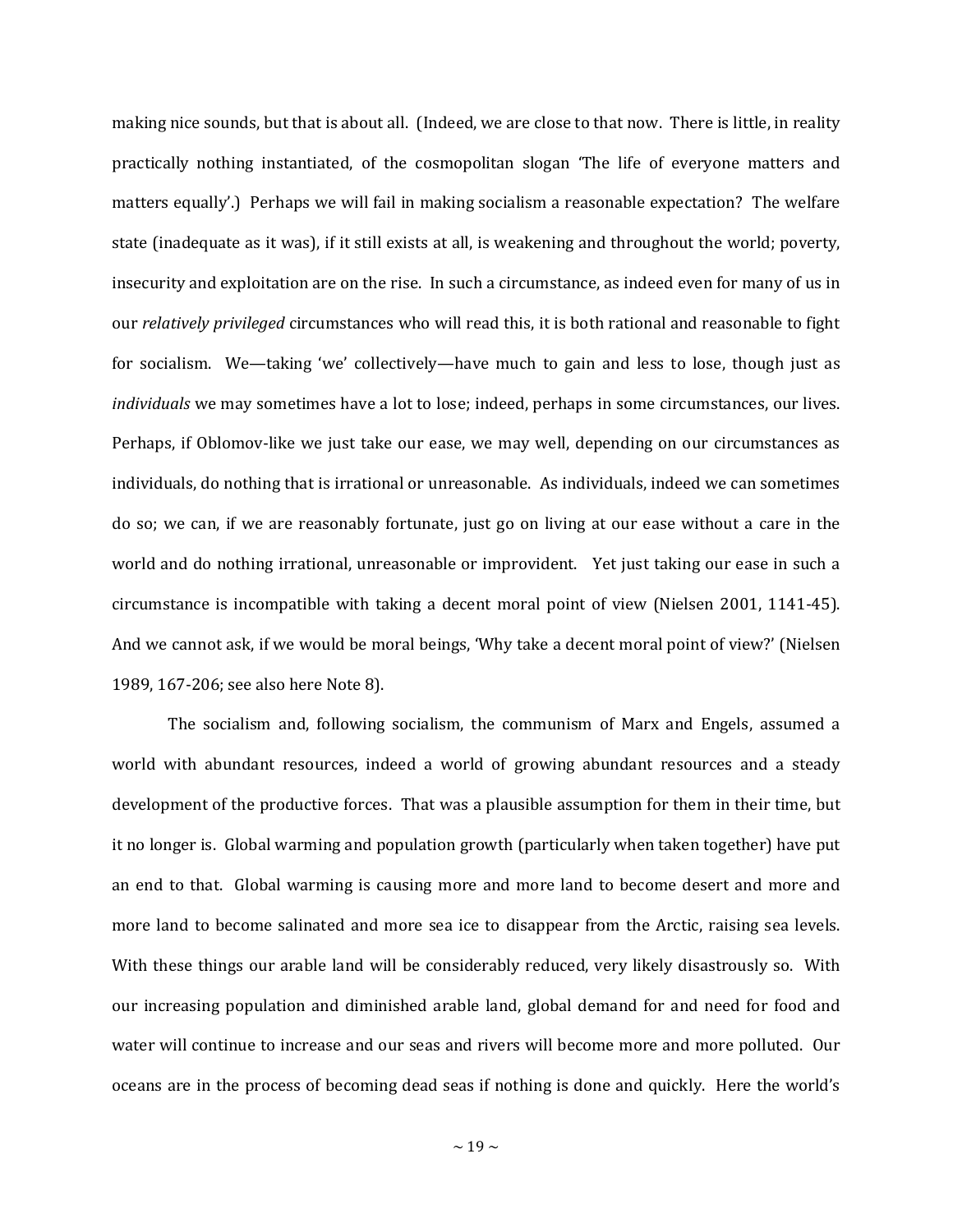making nice sounds, but that is about all. (Indeed, we are close to that now. There is little, in reality practically nothing instantiated, of the cosmopolitan slogan 'The life of everyone matters and matters equally'.) Perhaps we will fail in making socialism a reasonable expectation? The welfare state (inadequate as it was), if it still exists at all, is weakening and throughout the world; poverty, insecurity and exploitation are on the rise. In such a circumstance, as indeed even for many of us in our *relatively privileged* circumstances who will read this, it is both rational and reasonable to fight for socialism. We—taking 'we' collectively—have much to gain and less to lose, though just as *individuals* we may sometimes have a lot to lose; indeed, perhaps in some circumstances, our lives. Perhaps, if Oblomov-like we just take our ease, we may well, depending on our circumstances as individuals, do nothing that is irrational or unreasonable. As individuals, indeed we can sometimes do so; we can, if we are reasonably fortunate, just go on living at our ease without a care in the world and do nothing irrational, unreasonable or improvident. Yet just taking our ease in such a circumstance is incompatible with taking a decent moral point of view (Nielsen 2001, 1141-45). And we cannot ask, if we would be moral beings, 'Why take a decent moral point of view?' (Nielsen 1989, 167-206; see also here Note 8).

The socialism and, following socialism, the communism of Marx and Engels, assumed a world with abundant resources, indeed a world of growing abundant resources and a steady development of the productive forces. That was a plausible assumption for them in their time, but it no longer is. Global warming and population growth (particularly when taken together) have put an end to that. Global warming is causing more and more land to become desert and more and more land to become salinated and more sea ice to disappear from the Arctic, raising sea levels. With these things our arable land will be considerably reduced, very likely disastrously so. With our increasing population and diminished arable land, global demand for and need for food and water will continue to increase and our seas and rivers will become more and more polluted. Our oceans are in the process of becoming dead seas if nothing is done and quickly. Here the world's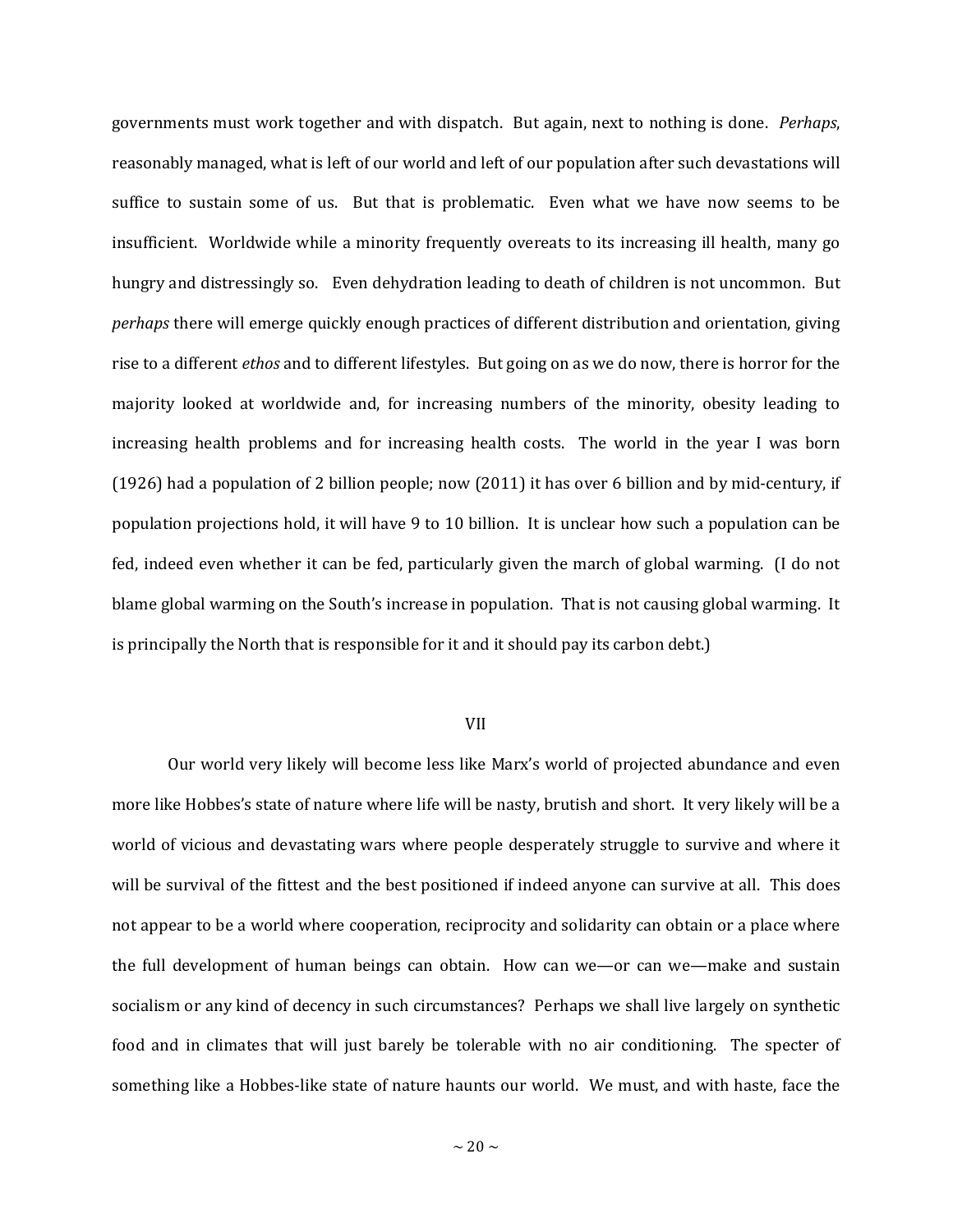governments must work together and with dispatch. But again, next to nothing is done. *Perhaps*, reasonably managed, what is left of our world and left of our population after such devastations will suffice to sustain some of us. But that is problematic. Even what we have now seems to be insufficient. Worldwide while a minority frequently overeats to its increasing ill health, many go hungry and distressingly so. Even dehydration leading to death of children is not uncommon. But *perhaps* there will emerge quickly enough practices of different distribution and orientation, giving rise to a different *ethos* and to different lifestyles. But going on as we do now, there is horror for the majority looked at worldwide and, for increasing numbers of the minority, obesity leading to increasing health problems and for increasing health costs. The world in the year I was born (1926) had a population of 2 billion people; now (2011) it has over 6 billion and by mid-century, if population projections hold, it will have 9 to 10 billion. It is unclear how such a population can be fed, indeed even whether it can be fed, particularly given the march of global warming. (I do not blame global warming on the South's increase in population. That is not causing global warming. It is principally the North that is responsible for it and it should pay its carbon debt.)

## VII

Our world very likely will become less like Marx's world of projected abundance and even more like Hobbes's state of nature where life will be nasty, brutish and short. It very likely will be a world of vicious and devastating wars where people desperately struggle to survive and where it will be survival of the fittest and the best positioned if indeed anyone can survive at all. This does not appear to be a world where cooperation, reciprocity and solidarity can obtain or a place where the full development of human beings can obtain. How can we—or can we—make and sustain socialism or any kind of decency in such circumstances? Perhaps we shall live largely on synthetic food and in climates that will just barely be tolerable with no air conditioning. The specter of something like a Hobbes-like state of nature haunts our world. We must, and with haste, face the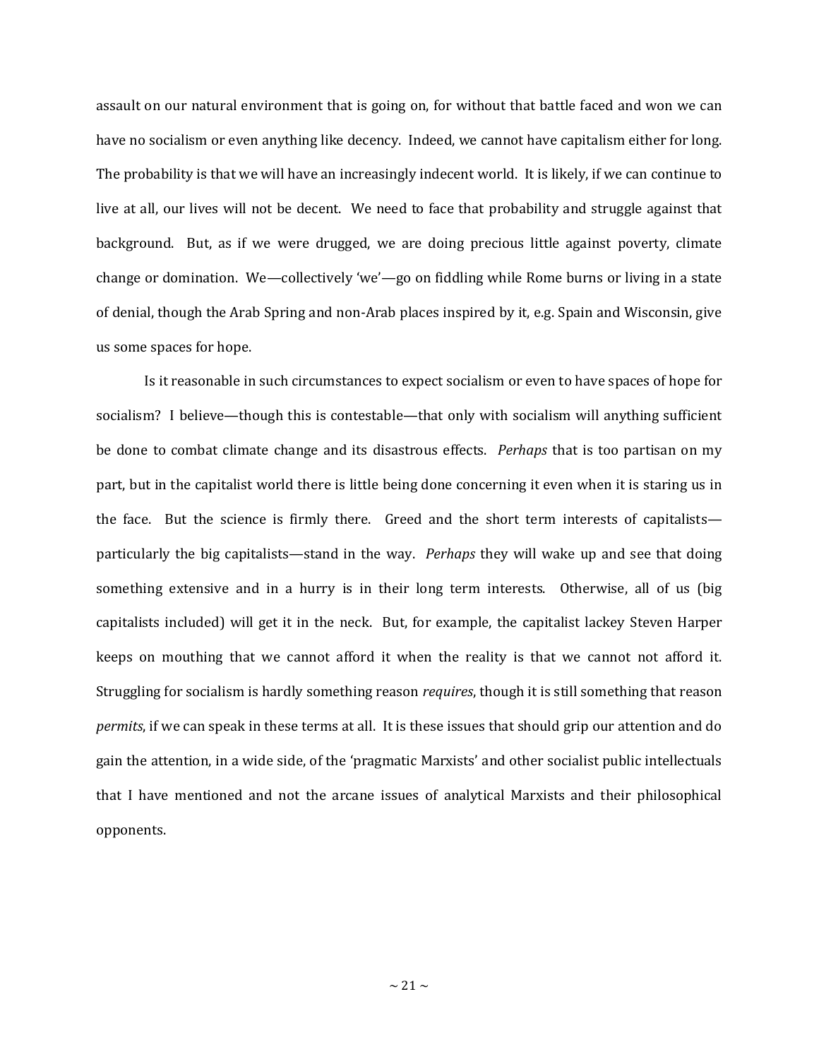assault on our natural environment that is going on, for without that battle faced and won we can have no socialism or even anything like decency. Indeed, we cannot have capitalism either for long. The probability is that we will have an increasingly indecent world. It is likely, if we can continue to live at all, our lives will not be decent. We need to face that probability and struggle against that background. But, as if we were drugged, we are doing precious little against poverty, climate change or domination. We—collectively 'we'—go on fiddling while Rome burns or living in a state of denial, though the Arab Spring and non-Arab places inspired by it, e.g. Spain and Wisconsin, give us some spaces for hope.

Is it reasonable in such circumstances to expect socialism or even to have spaces of hope for socialism? I believe—though this is contestable—that only with socialism will anything sufficient be done to combat climate change and its disastrous effects. *Perhaps* that is too partisan on my part, but in the capitalist world there is little being done concerning it even when it is staring us in the face. But the science is firmly there. Greed and the short term interests of capitalists—particularly the big capitalists—stand in the way. *Perhaps* they will wake up and see that doing something extensive and in a hurry is in their long term interests. Otherwise, all of us (big capitalists included) will get it in the neck. But, for example, the capitalist lackey Steven Harper keeps on mouthing that we cannot afford it when the reality is that we cannot not afford it. Struggling for socialism is hardly something reason *requires*, though it is still something that reason *permits*, if we can speak in these terms at all. It is these issues that should grip our attention and do gain the attention, in a wide side, of the 'pragmatic Marxists' and other socialist public intellectuals that I have mentioned and not the arcane issues of analytical Marxists and their philosophical opponents.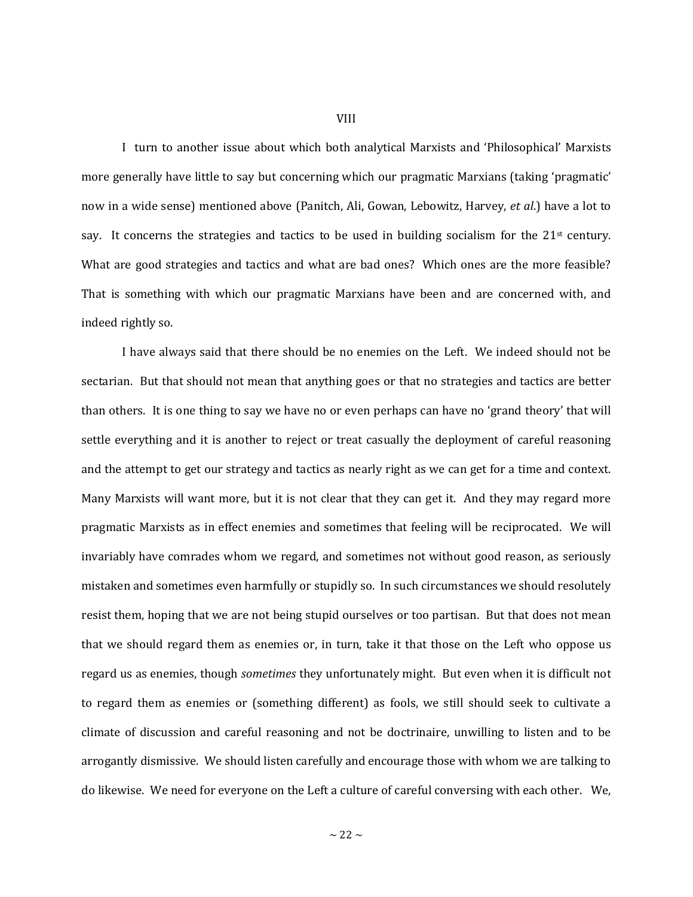## VIII

I turn to another issue about which both analytical Marxists and 'Philosophical' Marxists more generally have little to say but concerning which our pragmatic Marxians (taking 'pragmatic' now in a wide sense) mentioned above (Panitch, Ali, Gowan, Lebowitz, Harvey, *et al*.) have a lot to say. It concerns the strategies and tactics to be used in building socialism for the 21st century. What are good strategies and tactics and what are bad ones? Which ones are the more feasible? That is something with which our pragmatic Marxians have been and are concerned with, and indeed rightly so.

I have always said that there should be no enemies on the Left. We indeed should not be sectarian. But that should not mean that anything goes or that no strategies and tactics are better than others. It is one thing to say we have no or even perhaps can have no 'grand theory' that will settle everything and it is another to reject or treat casually the deployment of careful reasoning and the attempt to get our strategy and tactics as nearly right as we can get for a time and context. Many Marxists will want more, but it is not clear that they can get it. And they may regard more pragmatic Marxists as in effect enemies and sometimes that feeling will be reciprocated. We will invariably have comrades whom we regard, and sometimes not without good reason, as seriously mistaken and sometimes even harmfully or stupidly so. In such circumstances we should resolutely resist them, hoping that we are not being stupid ourselves or too partisan. But that does not mean that we should regard them as enemies or, in turn, take it that those on the Left who oppose us regard us as enemies, though *sometimes* they unfortunately might. But even when it is difficult not to regard them as enemies or (something different) as fools, we still should seek to cultivate a climate of discussion and careful reasoning and not be doctrinaire, unwilling to listen and to be arrogantly dismissive. We should listen carefully and encourage those with whom we are talking to do likewise. We need for everyone on the Left a culture of careful conversing with each other. We,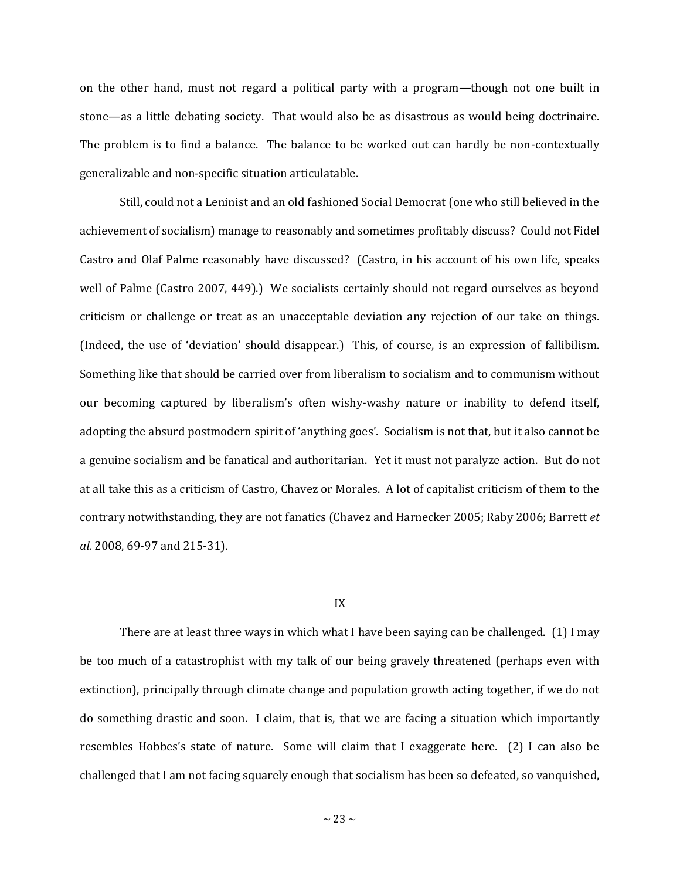on the other hand, must not regard a political party with a program—though not one built in stone—as a little debating society. That would also be as disastrous as would being doctrinaire. The problem is to find a balance. The balance to be worked out can hardly be non-contextually generalizable and non-specific situation articulatable.

Still, could not a Leninist and an old fashioned Social Democrat (one who still believed in the achievement of socialism) manage to reasonably and sometimes profitably discuss? Could not Fidel Castro and Olaf Palme reasonably have discussed? (Castro, in his account of his own life, speaks well of Palme (Castro 2007, 449).) We socialists certainly should not regard ourselves as beyond criticism or challenge or treat as an unacceptable deviation any rejection of our take on things. (Indeed, the use of 'deviation' should disappear.) This, of course, is an expression of fallibilism. Something like that should be carried over from liberalism to socialism and to communism without our becoming captured by liberalism's often wishy-washy nature or inability to defend itself, adopting the absurd postmodern spirit of 'anything goes'. Socialism is not that, but it also cannot be a genuine socialism and be fanatical and authoritarian. Yet it must not paralyze action. But do not at all take this as a criticism of Castro, Chavez or Morales. A lot of capitalist criticism of them to the contrary notwithstanding, they are not fanatics (Chavez and Harnecker 2005; Raby 2006; Barrett *et al.* 2008, 69-97 and 215-31).

## IX

There are at least three ways in which what I have been saying can be challenged. (1) I may be too much of a catastrophist with my talk of our being gravely threatened (perhaps even with extinction), principally through climate change and population growth acting together, if we do not do something drastic and soon. I claim, that is, that we are facing a situation which importantly resembles Hobbes's state of nature. Some will claim that I exaggerate here. (2) I can also be challenged that I am not facing squarely enough that socialism has been so defeated, so vanquished,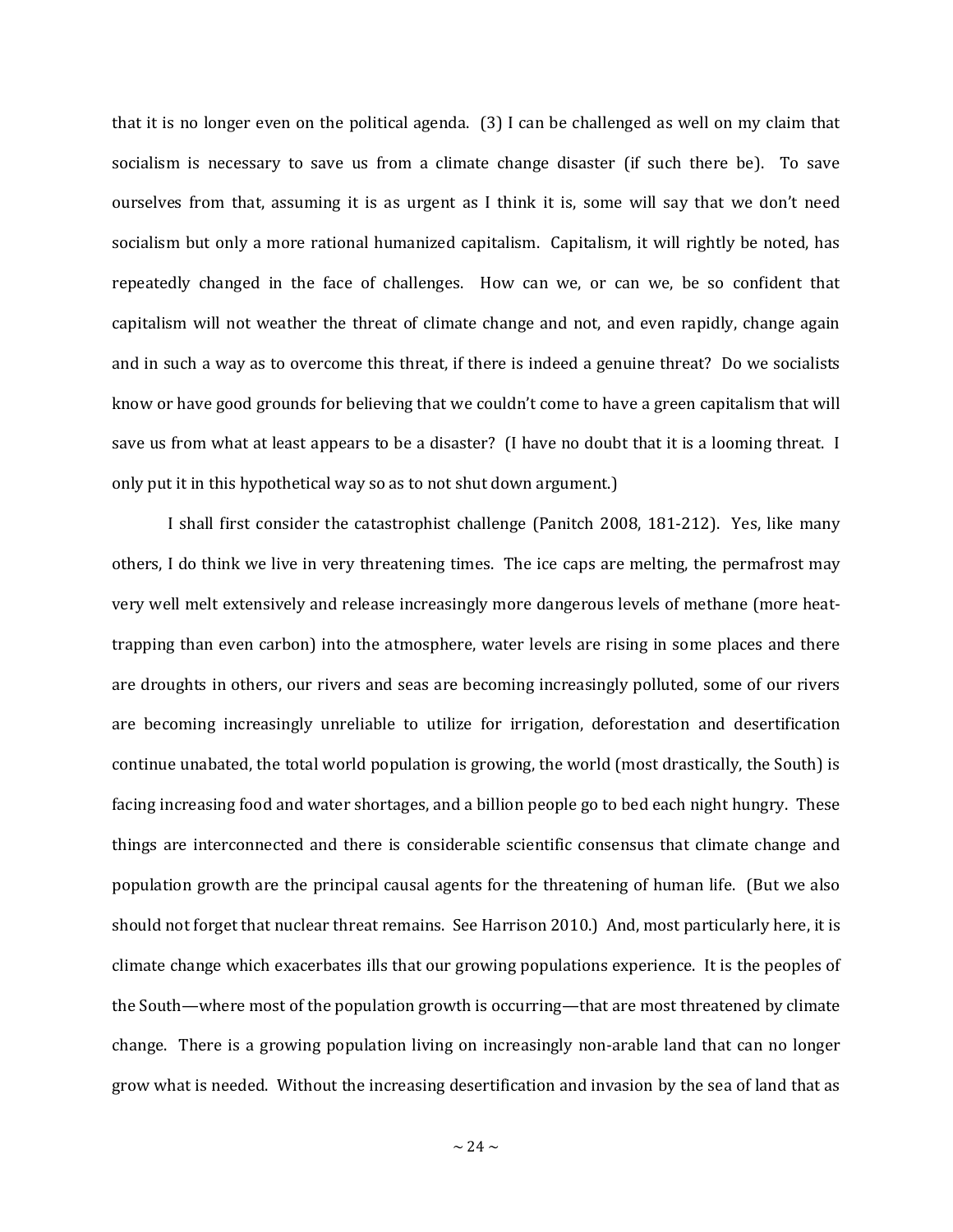that it is no longer even on the political agenda. (3) I can be challenged as well on my claim that socialism is necessary to save us from a climate change disaster (if such there be). To save ourselves from that, assuming it is as urgent as I think it is, some will say that we don't need socialism but only a more rational humanized capitalism. Capitalism, it will rightly be noted, has repeatedly changed in the face of challenges. How can we, or can we, be so confident that capitalism will not weather the threat of climate change and not, and even rapidly, change again and in such a way as to overcome this threat, if there is indeed a genuine threat? Do we socialists know or have good grounds for believing that we couldn't come to have a green capitalism that will save us from what at least appears to be a disaster? (I have no doubt that it is a looming threat. I only put it in this hypothetical way so as to not shut down argument.)

I shall first consider the catastrophist challenge (Panitch 2008, 181-212). Yes, like many others, I do think we live in very threatening times. The ice caps are melting, the permafrost may very well melt extensively and release increasingly more dangerous levels of methane (more heat-trapping than even carbon) into the atmosphere, water levels are rising in some places and there are droughts in others, our rivers and seas are becoming increasingly polluted, some of our rivers are becoming increasingly unreliable to utilize for irrigation, deforestation and desertification continue unabated, the total world population is growing, the world (most drastically, the South) is facing increasing food and water shortages, and a billion people go to bed each night hungry. These things are interconnected and there is considerable scientific consensus that climate change and population growth are the principal causal agents for the threatening of human life. (But we also should not forget that nuclear threat remains. See Harrison 2010.) And, most particularly here, it is climate change which exacerbates ills that our growing populations experience. It is the peoples of the South—where most of the population growth is occurring—that are most threatened by climate change. There is a growing population living on increasingly non-arable land that can no longer grow what is needed. Without the increasing desertification and invasion by the sea of land that as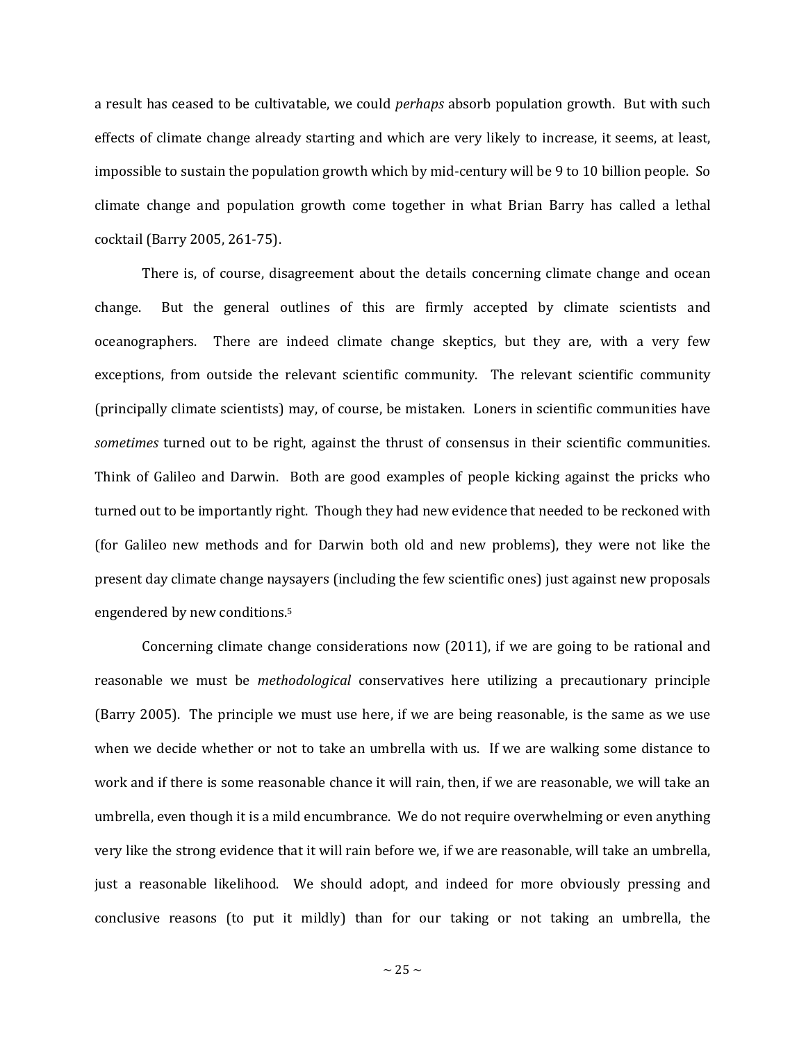a result has ceased to be cultivatable, we could *perhaps* absorb population growth. But with such effects of climate change already starting and which are very likely to increase, it seems, at least, impossible to sustain the population growth which by mid-century will be 9 to 10 billion people. So climate change and population growth come together in what Brian Barry has called a lethal cocktail (Barry 2005, 261-75).

There is, of course, disagreement about the details concerning climate change and ocean change. But the general outlines of this are firmly accepted by climate scientists and oceanographers. There are indeed climate change skeptics, but they are, with a very few exceptions, from outside the relevant scientific community. The relevant scientific community (principally climate scientists) may, of course, be mistaken. Loners in scientific communities have *sometimes* turned out to be right, against the thrust of consensus in their scientific communities. Think of Galileo and Darwin. Both are good examples of people kicking against the pricks who turned out to be importantly right. Though they had new evidence that needed to be reckoned with (for Galileo new methods and for Darwin both old and new problems), they were not like the present day climate change naysayers (including the few scientific ones) just against new proposals engendered by new conditions.[5]

Concerning climate change considerations now (2011), if we are going to be rational and reasonable we must be *methodological* conservatives here utilizing a precautionary principle (Barry 2005). The principle we must use here, if we are being reasonable, is the same as we use when we decide whether or not to take an umbrella with us. If we are walking some distance to work and if there is some reasonable chance it will rain, then, if we are reasonable, we will take an umbrella, even though it is a mild encumbrance. We do not require overwhelming or even anything very like the strong evidence that it will rain before we, if we are reasonable, will take an umbrella, just a reasonable likelihood. We should adopt, and indeed for more obviously pressing and conclusive reasons (to put it mildly) than for our taking or not taking an umbrella, the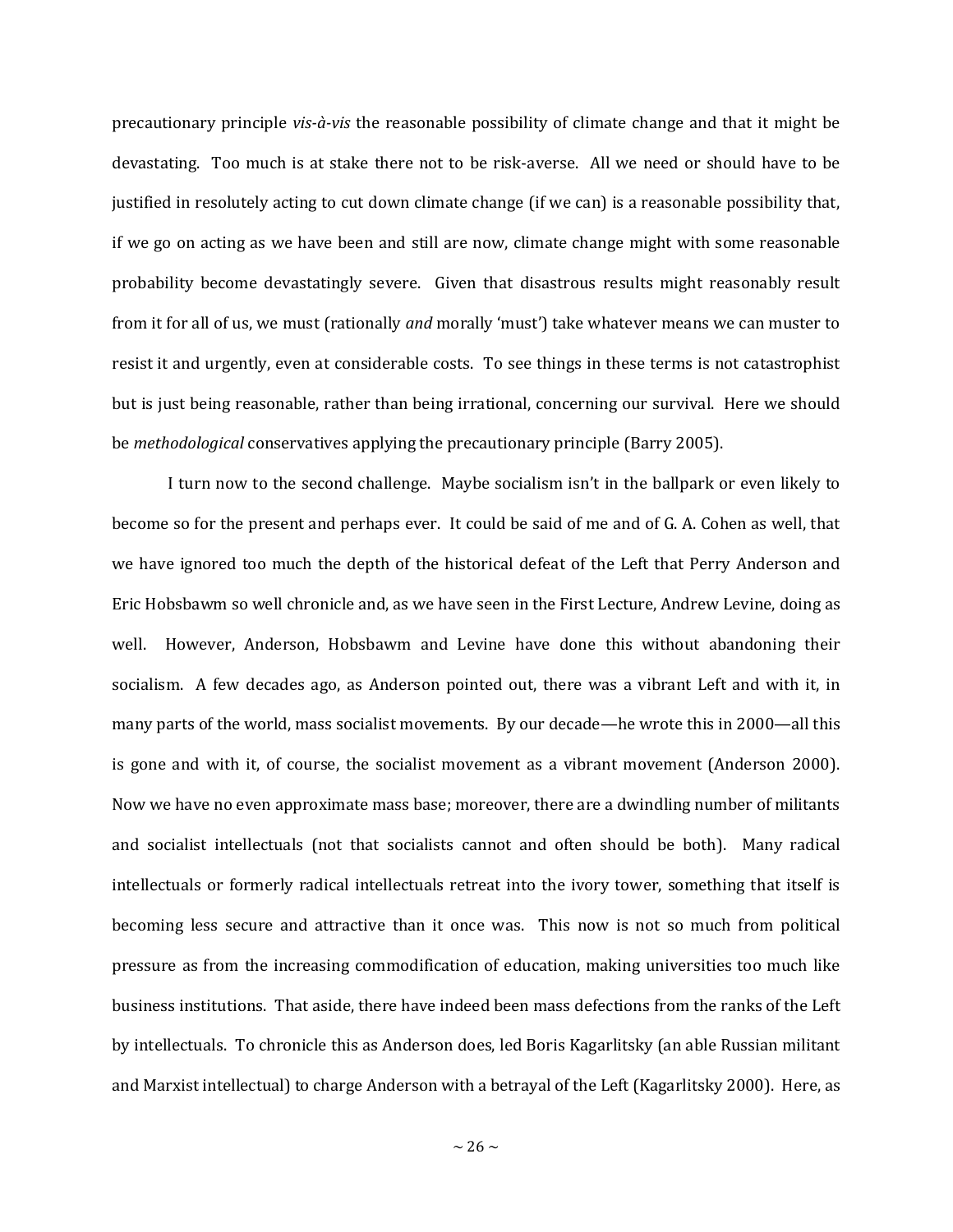precautionary principle *vis-à-vis* the reasonable possibility of climate change and that it might be devastating. Too much is at stake there not to be risk-averse. All we need or should have to be justified in resolutely acting to cut down climate change (if we can) is a reasonable possibility that, if we go on acting as we have been and still are now, climate change might with some reasonable probability become devastatingly severe. Given that disastrous results might reasonably result from it for all of us, we must (rationally *and* morally 'must') take whatever means we can muster to resist it and urgently, even at considerable costs. To see things in these terms is not catastrophist but is just being reasonable, rather than being irrational, concerning our survival. Here we should be *methodological* conservatives applying the precautionary principle (Barry 2005).

I turn now to the second challenge. Maybe socialism isn't in the ballpark or even likely to become so for the present and perhaps ever. It could be said of me and of G. A. Cohen as well, that we have ignored too much the depth of the historical defeat of the Left that Perry Anderson and Eric Hobsbawm so well chronicle and, as we have seen in the First Lecture, Andrew Levine, doing as well. However, Anderson, Hobsbawm and Levine have done this without abandoning their socialism. A few decades ago, as Anderson pointed out, there was a vibrant Left and with it, in many parts of the world, mass socialist movements. By our decade—he wrote this in 2000—all this is gone and with it, of course, the socialist movement as a vibrant movement (Anderson 2000). Now we have no even approximate mass base; moreover, there are a dwindling number of militants and socialist intellectuals (not that socialists cannot and often should be both). Many radical intellectuals or formerly radical intellectuals retreat into the ivory tower, something that itself is becoming less secure and attractive than it once was. This now is not so much from political pressure as from the increasing commodification of education, making universities too much like business institutions. That aside, there have indeed been mass defections from the ranks of the Left by intellectuals. To chronicle this as Anderson does, led Boris Kagarlitsky (an able Russian militant and Marxist intellectual) to charge Anderson with a betrayal of the Left (Kagarlitsky 2000). Here, as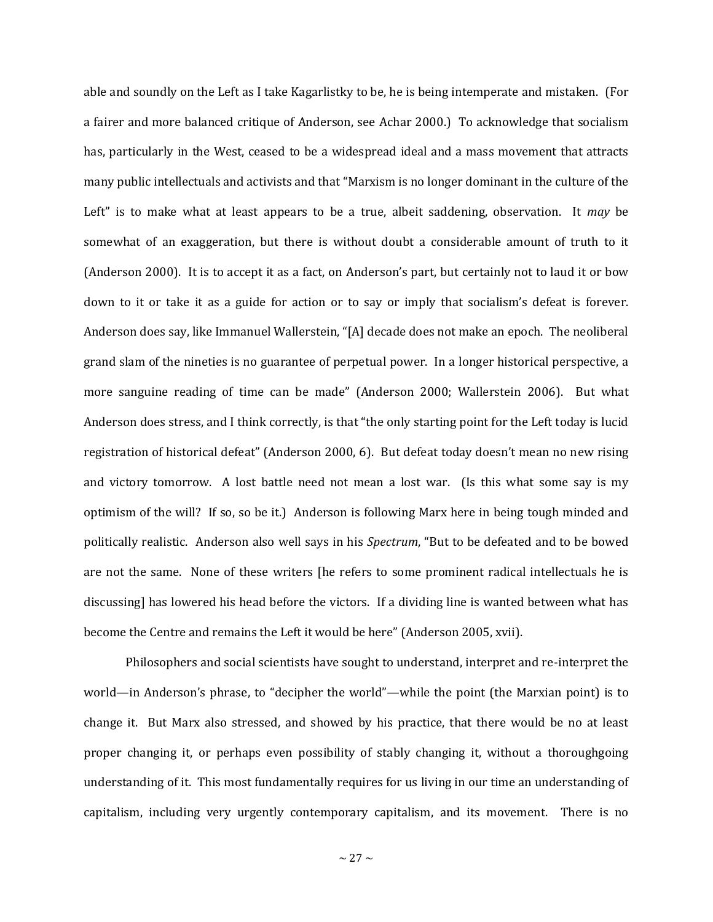able and soundly on the Left as I take Kagarlistky to be, he is being intemperate and mistaken. (For a fairer and more balanced critique of Anderson, see Achar 2000.) To acknowledge that socialism has, particularly in the West, ceased to be a widespread ideal and a mass movement that attracts many public intellectuals and activists and that "Marxism is no longer dominant in the culture of the Left" is to make what at least appears to be a true, albeit saddening, observation. It *may* be somewhat of an exaggeration, but there is without doubt a considerable amount of truth to it (Anderson 2000). It is to accept it as a fact, on Anderson's part, but certainly not to laud it or bow down to it or take it as a guide for action or to say or imply that socialism's defeat is forever. Anderson does say, like Immanuel Wallerstein, "[A] decade does not make an epoch. The neoliberal grand slam of the nineties is no guarantee of perpetual power. In a longer historical perspective, a more sanguine reading of time can be made" (Anderson 2000; Wallerstein 2006). But what Anderson does stress, and I think correctly, is that "the only starting point for the Left today is lucid registration of historical defeat" (Anderson 2000, 6). But defeat today doesn't mean no new rising and victory tomorrow. A lost battle need not mean a lost war. (Is this what some say is my optimism of the will? If so, so be it.) Anderson is following Marx here in being tough minded and politically realistic. Anderson also well says in his *Spectrum*, "But to be defeated and to be bowed are not the same. None of these writers [he refers to some prominent radical intellectuals he is discussing] has lowered his head before the victors. If a dividing line is wanted between what has become the Centre and remains the Left it would be here" (Anderson 2005, xvii).

Philosophers and social scientists have sought to understand, interpret and re-interpret the world—in Anderson's phrase, to "decipher the world"—while the point (the Marxian point) is to change it. But Marx also stressed, and showed by his practice, that there would be no at least proper changing it, or perhaps even possibility of stably changing it, without a thoroughgoing understanding of it. This most fundamentally requires for us living in our time an understanding of capitalism, including very urgently contemporary capitalism, and its movement. There is no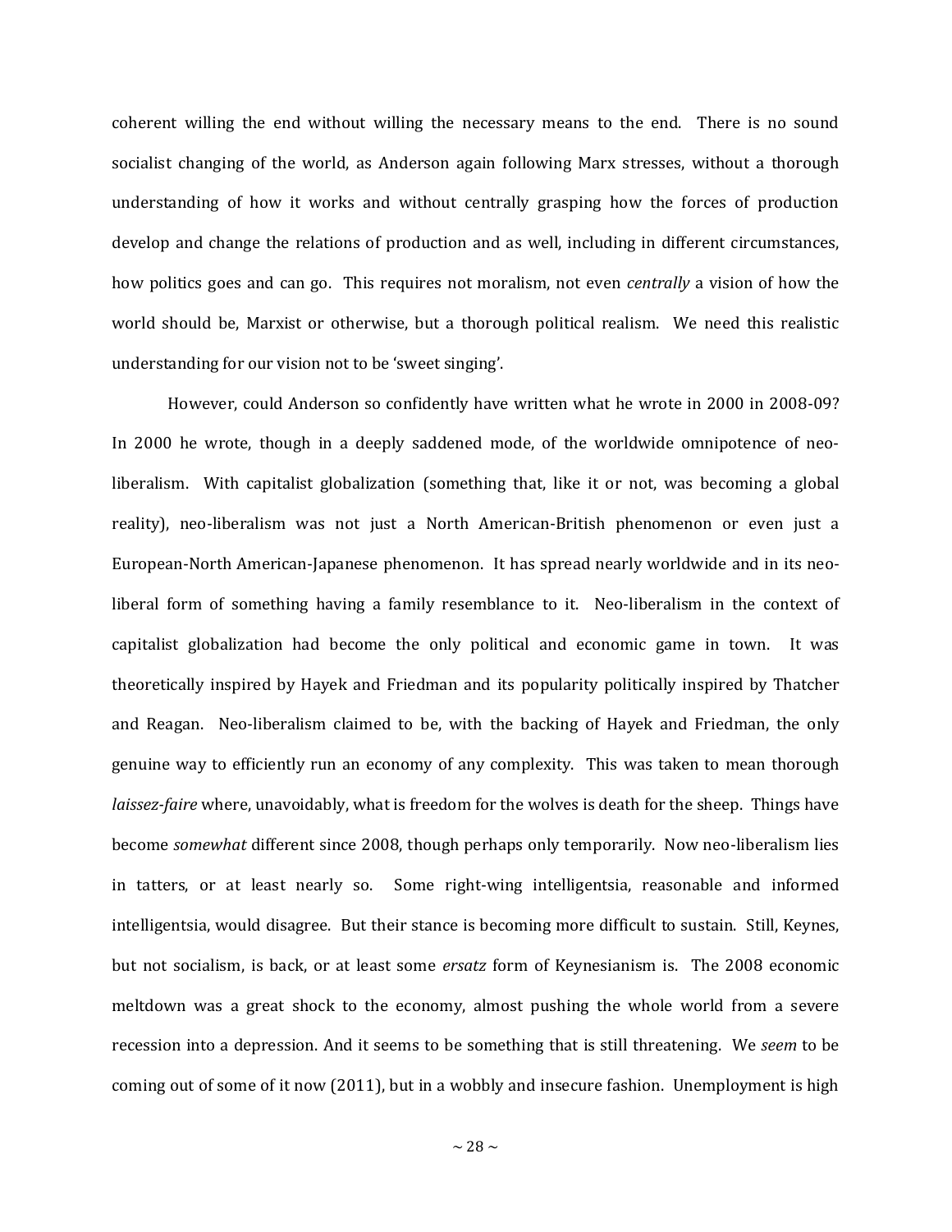coherent willing the end without willing the necessary means to the end. There is no sound socialist changing of the world, as Anderson again following Marx stresses, without a thorough understanding of how it works and without centrally grasping how the forces of production develop and change the relations of production and as well, including in different circumstances, how politics goes and can go. This requires not moralism, not even *centrally* a vision of how the world should be, Marxist or otherwise, but a thorough political realism. We need this realistic understanding for our vision not to be 'sweet singing'.

However, could Anderson so confidently have written what he wrote in 2000 in 2008-09? In 2000 he wrote, though in a deeply saddened mode, of the worldwide omnipotence of neo-liberalism. With capitalist globalization (something that, like it or not, was becoming a global reality), neo-liberalism was not just a North American-British phenomenon or even just a European-North American-Japanese phenomenon. It has spread nearly worldwide and in its neo-liberal form of something having a family resemblance to it. Neo-liberalism in the context of capitalist globalization had become the only political and economic game in town. It was theoretically inspired by Hayek and Friedman and its popularity politically inspired by Thatcher and Reagan. Neo-liberalism claimed to be, with the backing of Hayek and Friedman, the only genuine way to efficiently run an economy of any complexity. This was taken to mean thorough *laissez-faire* where, unavoidably, what is freedom for the wolves is death for the sheep. Things have become *somewhat* different since 2008, though perhaps only temporarily. Now neo-liberalism lies in tatters, or at least nearly so. Some right-wing intelligentsia, reasonable and informed intelligentsia, would disagree. But their stance is becoming more difficult to sustain. Still, Keynes, but not socialism, is back, or at least some *ersatz* form of Keynesianism is. The 2008 economic meltdown was a great shock to the economy, almost pushing the whole world from a severe recession into a depression. And it seems to be something that is still threatening. We *seem* to be coming out of some of it now (2011), but in a wobbly and insecure fashion. Unemployment is high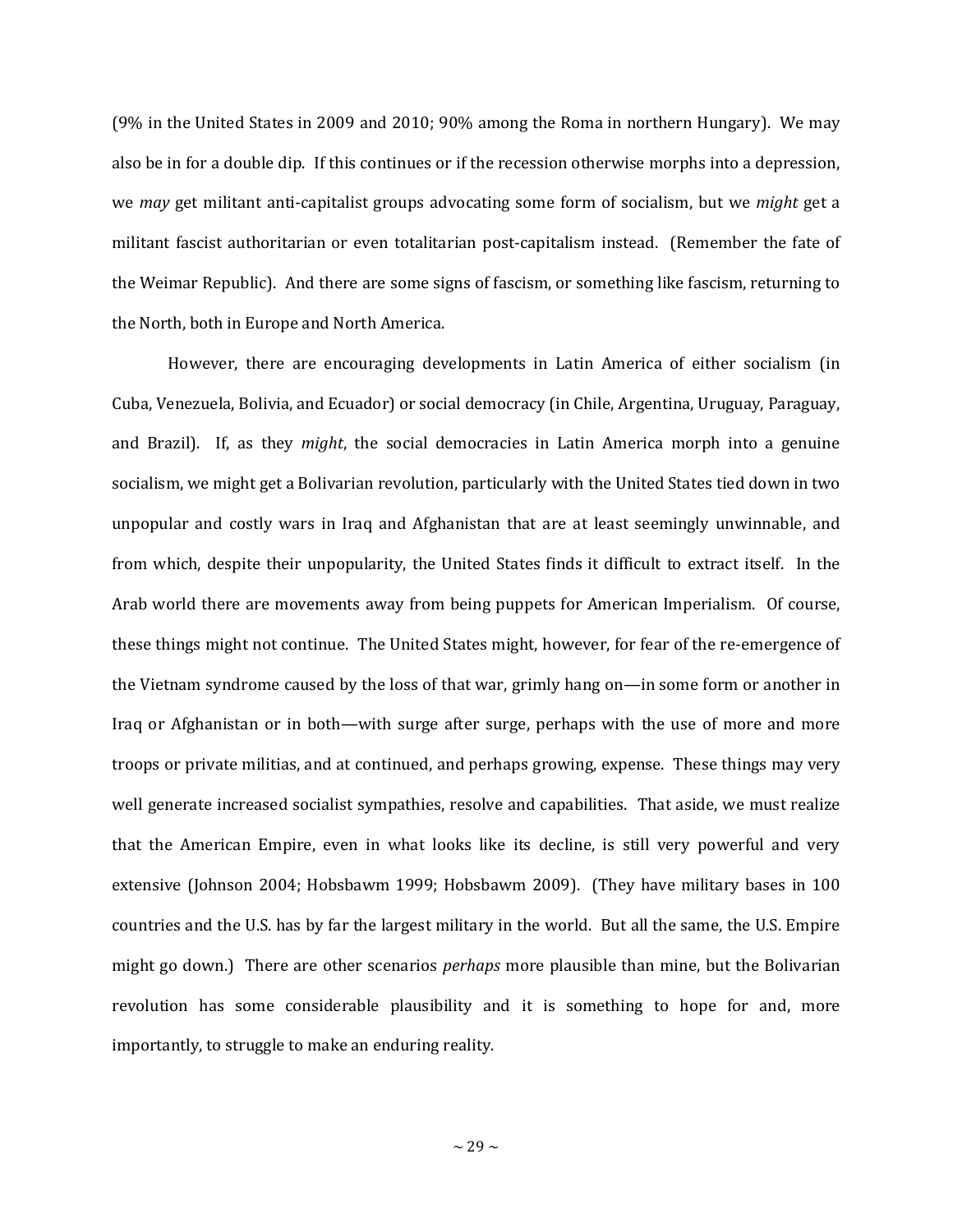(9% in the United States in 2009 and 2010; 90% among the Roma in northern Hungary). We may also be in for a double dip. If this continues or if the recession otherwise morphs into a depression, we *may* get militant anti-capitalist groups advocating some form of socialism, but we *might* get a militant fascist authoritarian or even totalitarian post-capitalism instead. (Remember the fate of the Weimar Republic). And there are some signs of fascism, or something like fascism, returning to the North, both in Europe and North America.

However, there are encouraging developments in Latin America of either socialism (in Cuba, Venezuela, Bolivia, and Ecuador) or social democracy (in Chile, Argentina, Uruguay, Paraguay, and Brazil). If, as they *might*, the social democracies in Latin America morph into a genuine socialism, we might get a Bolivarian revolution, particularly with the United States tied down in two unpopular and costly wars in Iraq and Afghanistan that are at least seemingly unwinnable, and from which, despite their unpopularity, the United States finds it difficult to extract itself. In the Arab world there are movements away from being puppets for American Imperialism. Of course, these things might not continue. The United States might, however, for fear of the re-emergence of the Vietnam syndrome caused by the loss of that war, grimly hang on—in some form or another in Iraq or Afghanistan or in both—with surge after surge, perhaps with the use of more and more troops or private militias, and at continued, and perhaps growing, expense. These things may very well generate increased socialist sympathies, resolve and capabilities. That aside, we must realize that the American Empire, even in what looks like its decline, is still very powerful and very extensive (Johnson 2004; Hobsbawm 1999; Hobsbawm 2009). (They have military bases in 100 countries and the U.S. has by far the largest military in the world. But all the same, the U.S. Empire might go down.) There are other scenarios *perhaps* more plausible than mine, but the Bolivarian revolution has some considerable plausibility and it is something to hope for and, more importantly, to struggle to make an enduring reality.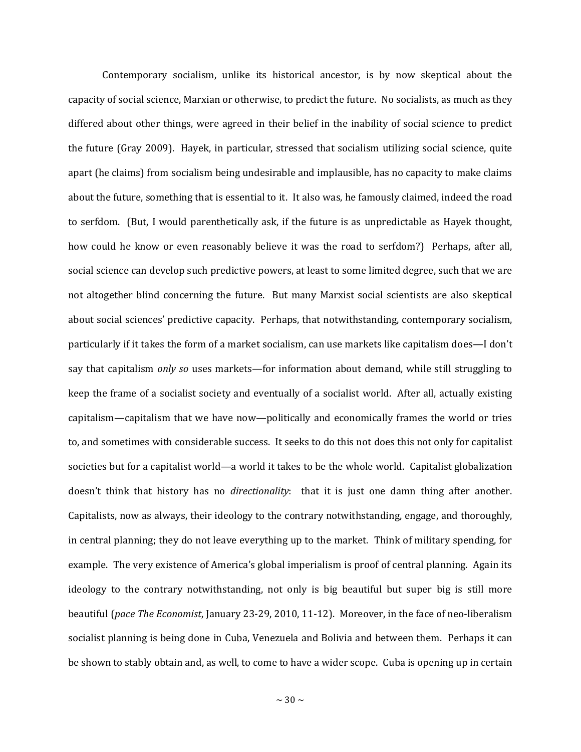Contemporary socialism, unlike its historical ancestor, is by now skeptical about the capacity of social science, Marxian or otherwise, to predict the future. No socialists, as much as they differed about other things, were agreed in their belief in the inability of social science to predict the future (Gray 2009). Hayek, in particular, stressed that socialism utilizing social science, quite apart (he claims) from socialism being undesirable and implausible, has no capacity to make claims about the future, something that is essential to it. It also was, he famously claimed, indeed the road to serfdom. (But, I would parenthetically ask, if the future is as unpredictable as Hayek thought, how could he know or even reasonably believe it was the road to serfdom?) Perhaps, after all, social science can develop such predictive powers, at least to some limited degree, such that we are not altogether blind concerning the future. But many Marxist social scientists are also skeptical about social sciences' predictive capacity. Perhaps, that notwithstanding, contemporary socialism, particularly if it takes the form of a market socialism, can use markets like capitalism does—I don't say that capitalism *only so* uses markets—for information about demand, while still struggling to keep the frame of a socialist society and eventually of a socialist world. After all, actually existing capitalism—capitalism that we have now—politically and economically frames the world or tries to, and sometimes with considerable success. It seeks to do this not does this not only for capitalist societies but for a capitalist world—a world it takes to be the whole world. Capitalist globalization doesn't think that history has no *directionality*: that it is just one damn thing after another. Capitalists, now as always, their ideology to the contrary notwithstanding, engage, and thoroughly, in central planning; they do not leave everything up to the market. Think of military spending, for example. The very existence of America's global imperialism is proof of central planning. Again its ideology to the contrary notwithstanding, not only is big beautiful but super big is still more beautiful (*pace The Economist*, January 23-29, 2010, 11-12). Moreover, in the face of neo-liberalism socialist planning is being done in Cuba, Venezuela and Bolivia and between them. Perhaps it can be shown to stably obtain and, as well, to come to have a wider scope. Cuba is opening up in certain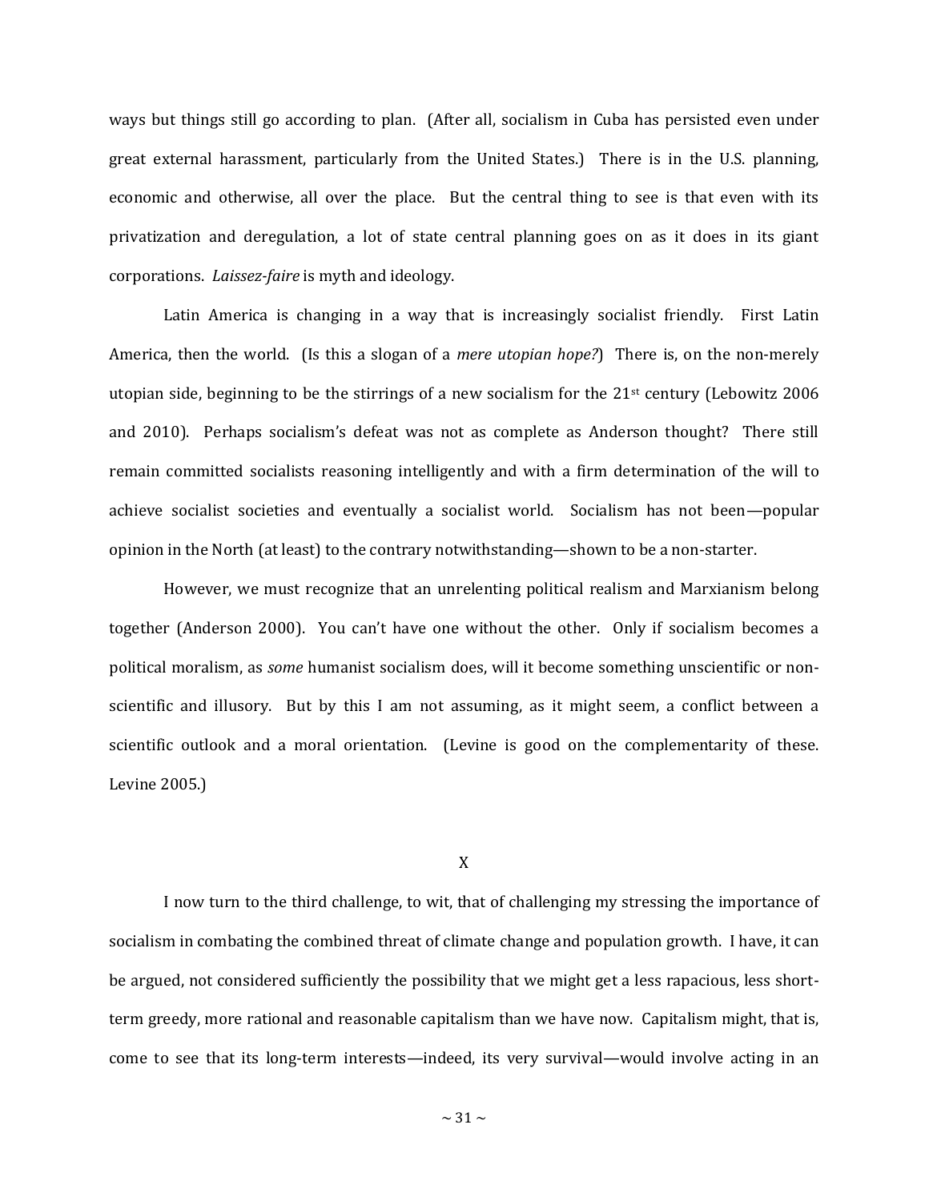ways but things still go according to plan. (After all, socialism in Cuba has persisted even under great external harassment, particularly from the United States.) There is in the U.S. planning, economic and otherwise, all over the place. But the central thing to see is that even with its privatization and deregulation, a lot of state central planning goes on as it does in its giant corporations. *Laissez-faire* is myth and ideology.

Latin America is changing in a way that is increasingly socialist friendly. First Latin America, then the world. (Is this a slogan of a *mere utopian hope?*) There is, on the non-merely utopian side, beginning to be the stirrings of a new socialism for the 21st century (Lebowitz 2006 and 2010). Perhaps socialism's defeat was not as complete as Anderson thought? There still remain committed socialists reasoning intelligently and with a firm determination of the will to achieve socialist societies and eventually a socialist world. Socialism has not been—popular opinion in the North (at least) to the contrary notwithstanding—shown to be a non-starter.

However, we must recognize that an unrelenting political realism and Marxianism belong together (Anderson 2000). You can't have one without the other. Only if socialism becomes a political moralism, as *some* humanist socialism does, will it become something unscientific or non-scientific and illusory. But by this I am not assuming, as it might seem, a conflict between a scientific outlook and a moral orientation. (Levine is good on the complementarity of these. Levine 2005.)

## X

I now turn to the third challenge, to wit, that of challenging my stressing the importance of socialism in combating the combined threat of climate change and population growth. I have, it can be argued, not considered sufficiently the possibility that we might get a less rapacious, less short-term greedy, more rational and reasonable capitalism than we have now. Capitalism might, that is, come to see that its long-term interests—indeed, its very survival—would involve acting in an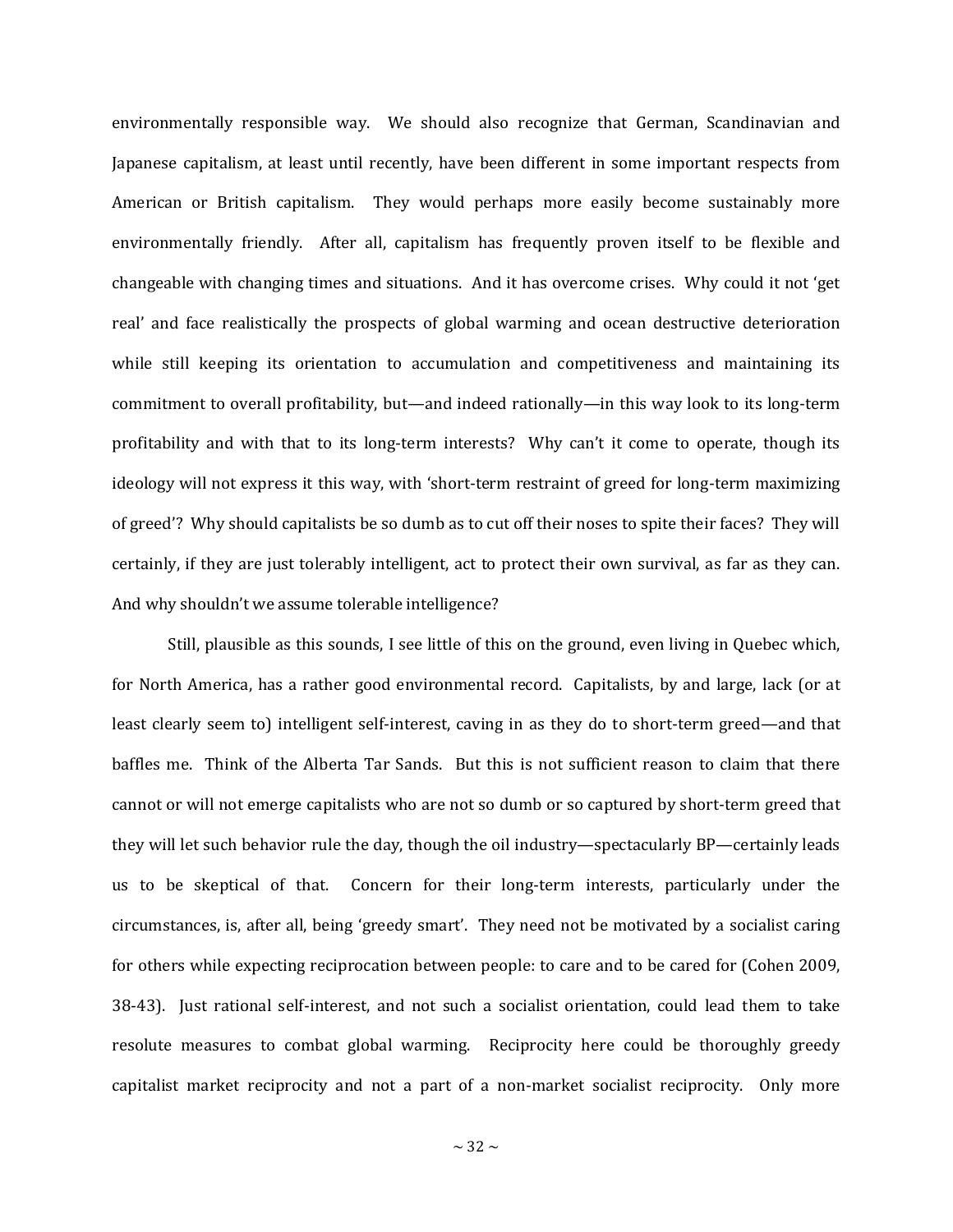environmentally responsible way. We should also recognize that German, Scandinavian and Japanese capitalism, at least until recently, have been different in some important respects from American or British capitalism. They would perhaps more easily become sustainably more environmentally friendly. After all, capitalism has frequently proven itself to be flexible and changeable with changing times and situations. And it has overcome crises. Why could it not 'get real' and face realistically the prospects of global warming and ocean destructive deterioration while still keeping its orientation to accumulation and competitiveness and maintaining its commitment to overall profitability, but—and indeed rationally—in this way look to its long-term profitability and with that to its long-term interests? Why can't it come to operate, though its ideology will not express it this way, with 'short-term restraint of greed for long-term maximizing of greed'? Why should capitalists be so dumb as to cut off their noses to spite their faces? They will certainly, if they are just tolerably intelligent, act to protect their own survival, as far as they can. And why shouldn't we assume tolerable intelligence?

Still, plausible as this sounds, I see little of this on the ground, even living in Quebec which, for North America, has a rather good environmental record. Capitalists, by and large, lack (or at least clearly seem to) intelligent self-interest, caving in as they do to short-term greed—and that baffles me. Think of the Alberta Tar Sands. But this is not sufficient reason to claim that there cannot or will not emerge capitalists who are not so dumb or so captured by short-term greed that they will let such behavior rule the day, though the oil industry—spectacularly BP—certainly leads us to be skeptical of that. Concern for their long-term interests, particularly under the circumstances, is, after all, being 'greedy smart'. They need not be motivated by a socialist caring for others while expecting reciprocation between people: to care and to be cared for (Cohen 2009, 38-43). Just rational self-interest, and not such a socialist orientation, could lead them to take resolute measures to combat global warming. Reciprocity here could be thoroughly greedy capitalist market reciprocity and not a part of a non-market socialist reciprocity. Only more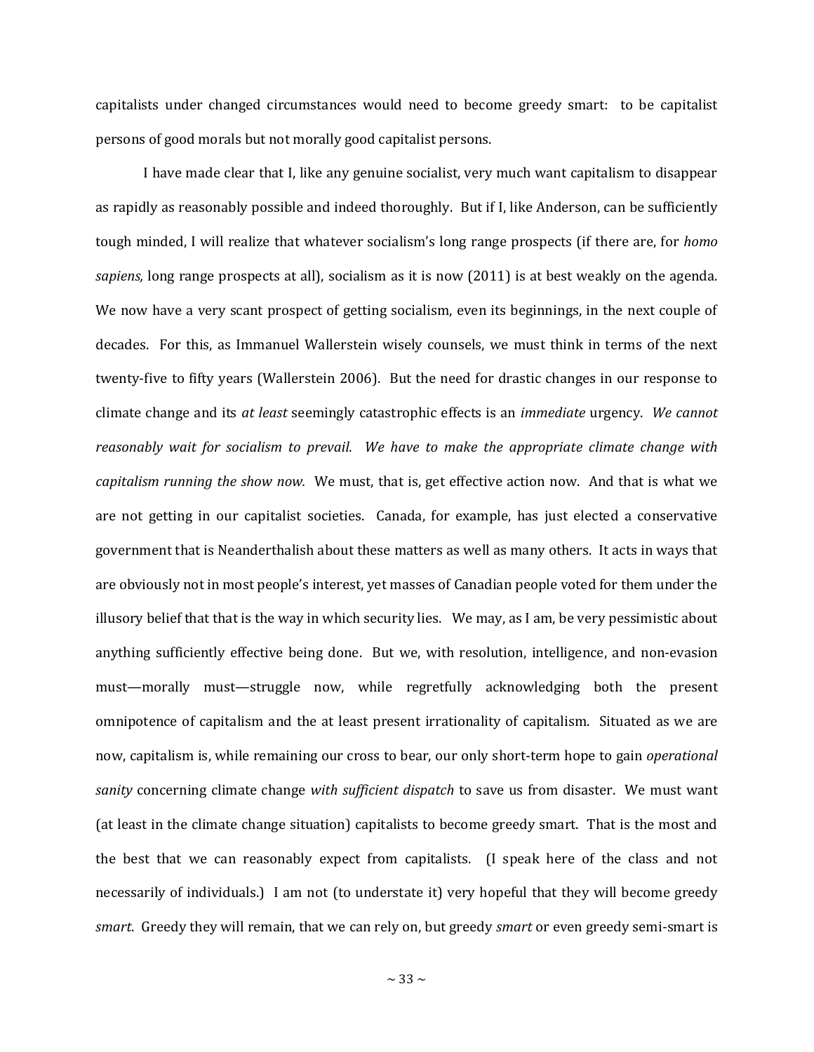capitalists under changed circumstances would need to become greedy smart: to be capitalist persons of good morals but not morally good capitalist persons.

I have made clear that I, like any genuine socialist, very much want capitalism to disappear as rapidly as reasonably possible and indeed thoroughly. But if I, like Anderson, can be sufficiently tough minded, I will realize that whatever socialism's long range prospects (if there are, for *homo sapiens,* long range prospects at all), socialism as it is now (2011) is at best weakly on the agenda. We now have a very scant prospect of getting socialism, even its beginnings, in the next couple of decades. For this, as Immanuel Wallerstein wisely counsels, we must think in terms of the next twenty-five to fifty years (Wallerstein 2006). But the need for drastic changes in our response to climate change and its *at least* seemingly catastrophic effects is an *immediate* urgency. *We cannot reasonably wait for socialism to prevail. We have to make the appropriate climate change with capitalism running the show now.* We must, that is, get effective action now. And that is what we are not getting in our capitalist societies. Canada, for example, has just elected a conservative government that is Neanderthalish about these matters as well as many others. It acts in ways that are obviously not in most people's interest, yet masses of Canadian people voted for them under the illusory belief that that is the way in which security lies. We may, as I am, be very pessimistic about anything sufficiently effective being done. But we, with resolution, intelligence, and non-evasion must—morally must—struggle now, while regretfully acknowledging both the present omnipotence of capitalism and the at least present irrationality of capitalism. Situated as we are now, capitalism is, while remaining our cross to bear, our only short-term hope to gain *operational sanity* concerning climate change *with sufficient dispatch* to save us from disaster. We must want (at least in the climate change situation) capitalists to become greedy smart. That is the most and the best that we can reasonably expect from capitalists. (I speak here of the class and not necessarily of individuals.) I am not (to understate it) very hopeful that they will become greedy *smart*. Greedy they will remain, that we can rely on, but greedy *smart* or even greedy semi-smart is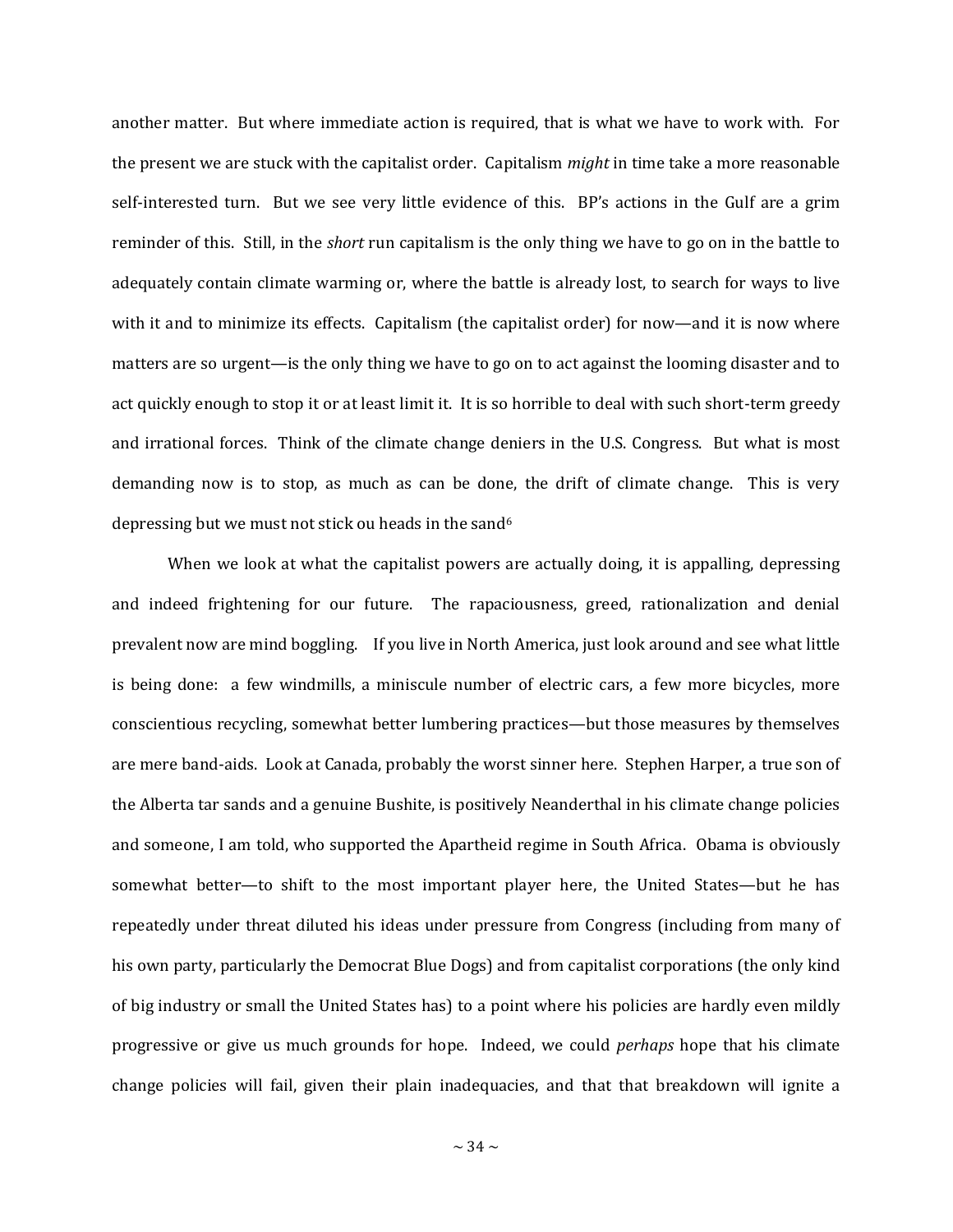another matter. But where immediate action is required, that is what we have to work with. For the present we are stuck with the capitalist order. Capitalism *might* in time take a more reasonable self-interested turn. But we see very little evidence of this. BP's actions in the Gulf are a grim reminder of this. Still, in the *short* run capitalism is the only thing we have to go on in the battle to adequately contain climate warming or, where the battle is already lost, to search for ways to live with it and to minimize its effects. Capitalism (the capitalist order) for now—and it is now where matters are so urgent—is the only thing we have to go on to act against the looming disaster and to act quickly enough to stop it or at least limit it. It is so horrible to deal with such short-term greedy and irrational forces. Think of the climate change deniers in the U.S. Congress. But what is most demanding now is to stop, as much as can be done, the drift of climate change. This is very depressing but we must not stick ou heads in the sand[6]

When we look at what the capitalist powers are actually doing, it is appalling, depressing and indeed frightening for our future. The rapaciousness, greed, rationalization and denial prevalent now are mind boggling. If you live in North America, just look around and see what little is being done: a few windmills, a miniscule number of electric cars, a few more bicycles, more conscientious recycling, somewhat better lumbering practices—but those measures by themselves are mere band-aids. Look at Canada, probably the worst sinner here. Stephen Harper, a true son of the Alberta tar sands and a genuine Bushite, is positively Neanderthal in his climate change policies and someone, I am told, who supported the Apartheid regime in South Africa. Obama is obviously somewhat better—to shift to the most important player here, the United States—but he has repeatedly under threat diluted his ideas under pressure from Congress (including from many of his own party, particularly the Democrat Blue Dogs) and from capitalist corporations (the only kind of big industry or small the United States has) to a point where his policies are hardly even mildly progressive or give us much grounds for hope. Indeed, we could *perhaps* hope that his climate change policies will fail, given their plain inadequacies, and that that breakdown will ignite a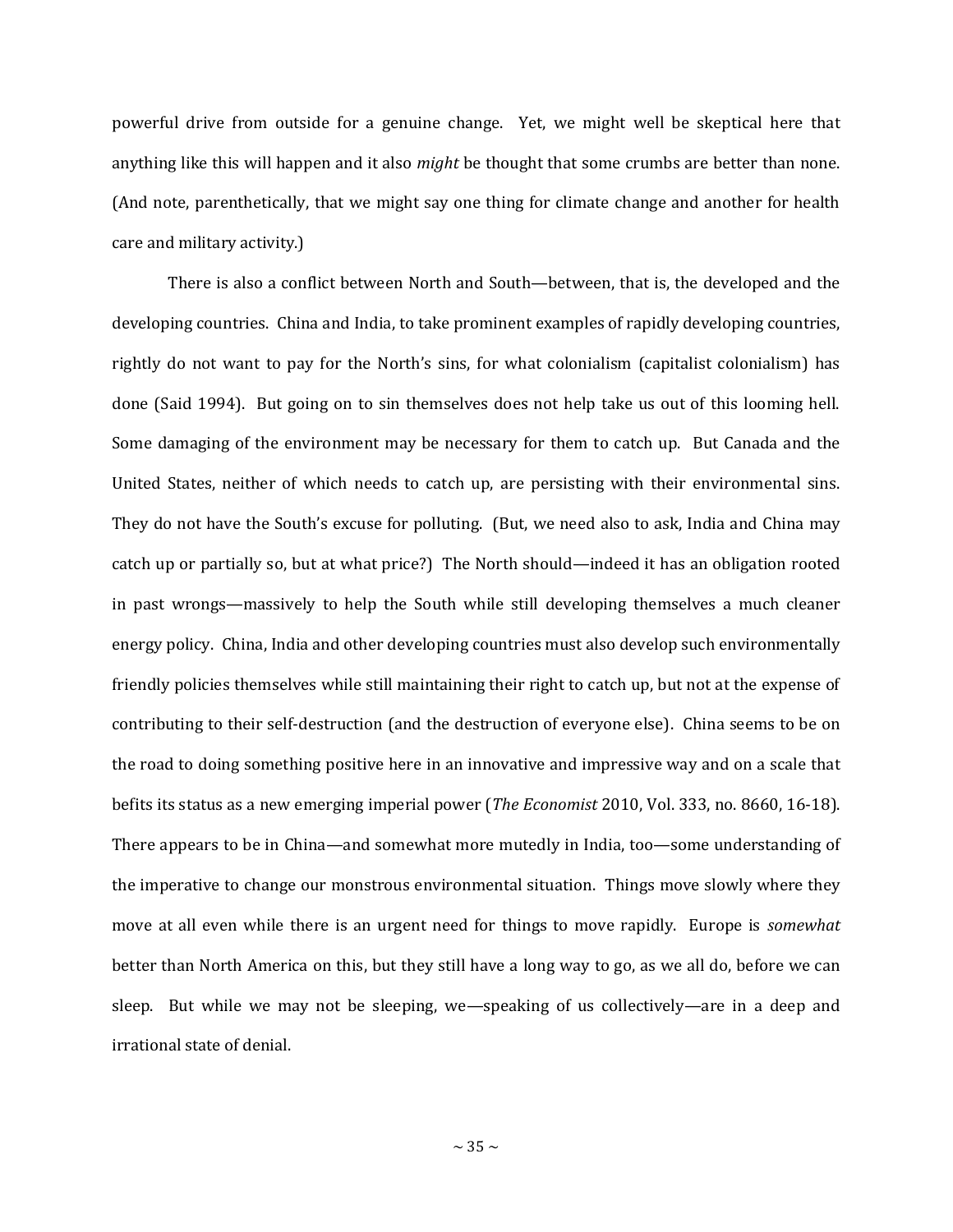powerful drive from outside for a genuine change. Yet, we might well be skeptical here that anything like this will happen and it also *might* be thought that some crumbs are better than none. (And note, parenthetically, that we might say one thing for climate change and another for health care and military activity.)

There is also a conflict between North and South—between, that is, the developed and the developing countries. China and India, to take prominent examples of rapidly developing countries, rightly do not want to pay for the North's sins, for what colonialism (capitalist colonialism) has done (Said 1994). But going on to sin themselves does not help take us out of this looming hell. Some damaging of the environment may be necessary for them to catch up. But Canada and the United States, neither of which needs to catch up, are persisting with their environmental sins. They do not have the South's excuse for polluting. (But, we need also to ask, India and China may catch up or partially so, but at what price?) The North should—indeed it has an obligation rooted in past wrongs—massively to help the South while still developing themselves a much cleaner energy policy. China, India and other developing countries must also develop such environmentally friendly policies themselves while still maintaining their right to catch up, but not at the expense of contributing to their self-destruction (and the destruction of everyone else). China seems to be on the road to doing something positive here in an innovative and impressive way and on a scale that befits its status as a new emerging imperial power (*The Economist* 2010, Vol. 333, no. 8660, 16-18). There appears to be in China—and somewhat more mutedly in India, too—some understanding of the imperative to change our monstrous environmental situation. Things move slowly where they move at all even while there is an urgent need for things to move rapidly. Europe is *somewhat* better than North America on this, but they still have a long way to go, as we all do, before we can sleep. But while we may not be sleeping, we—speaking of us collectively—are in a deep and irrational state of denial.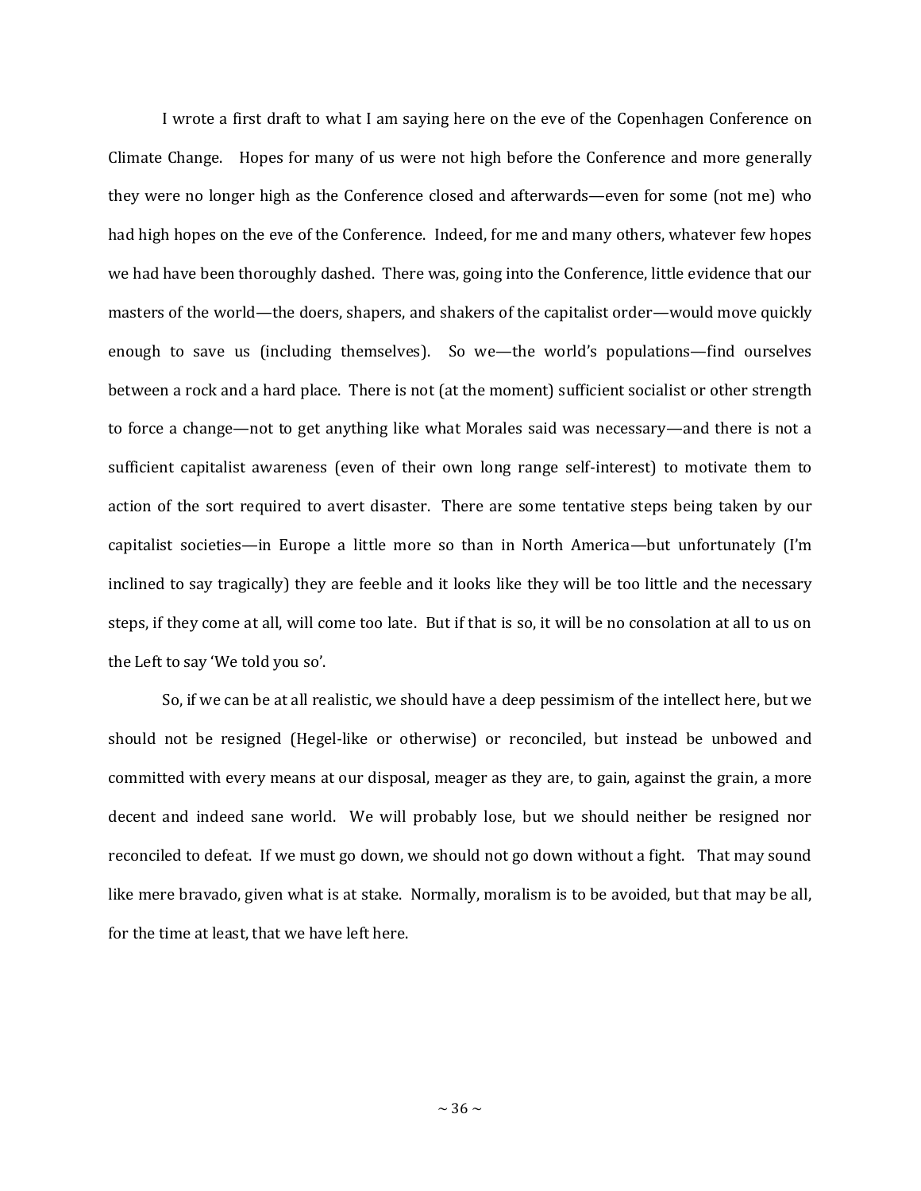I wrote a first draft to what I am saying here on the eve of the Copenhagen Conference on Climate Change. Hopes for many of us were not high before the Conference and more generally they were no longer high as the Conference closed and afterwards—even for some (not me) who had high hopes on the eve of the Conference. Indeed, for me and many others, whatever few hopes we had have been thoroughly dashed. There was, going into the Conference, little evidence that our masters of the world—the doers, shapers, and shakers of the capitalist order—would move quickly enough to save us (including themselves). So we—the world's populations—find ourselves between a rock and a hard place. There is not (at the moment) sufficient socialist or other strength to force a change—not to get anything like what Morales said was necessary—and there is not a sufficient capitalist awareness (even of their own long range self-interest) to motivate them to action of the sort required to avert disaster. There are some tentative steps being taken by our capitalist societies—in Europe a little more so than in North America—but unfortunately (I'm inclined to say tragically) they are feeble and it looks like they will be too little and the necessary steps, if they come at all, will come too late. But if that is so, it will be no consolation at all to us on the Left to say 'We told you so'.

So, if we can be at all realistic, we should have a deep pessimism of the intellect here, but we should not be resigned (Hegel-like or otherwise) or reconciled, but instead be unbowed and committed with every means at our disposal, meager as they are, to gain, against the grain, a more decent and indeed sane world. We will probably lose, but we should neither be resigned nor reconciled to defeat. If we must go down, we should not go down without a fight. That may sound like mere bravado, given what is at stake. Normally, moralism is to be avoided, but that may be all, for the time at least, that we have left here.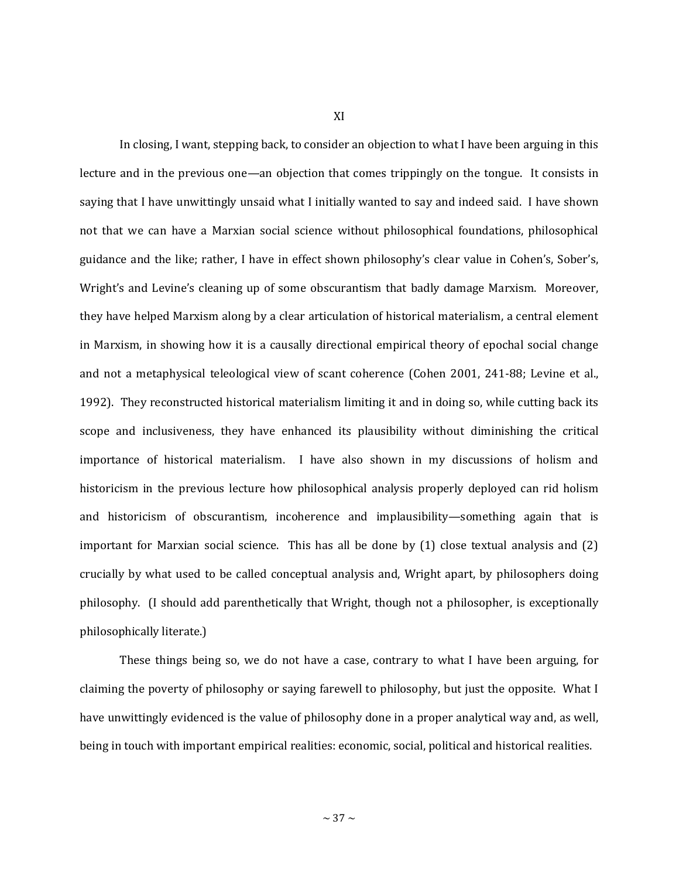## XI

In closing, I want, stepping back, to consider an objection to what I have been arguing in this lecture and in the previous one—an objection that comes trippingly on the tongue. It consists in saying that I have unwittingly unsaid what I initially wanted to say and indeed said. I have shown not that we can have a Marxian social science without philosophical foundations, philosophical guidance and the like; rather, I have in effect shown philosophy's clear value in Cohen's, Sober's, Wright's and Levine's cleaning up of some obscurantism that badly damage Marxism. Moreover, they have helped Marxism along by a clear articulation of historical materialism, a central element in Marxism, in showing how it is a causally directional empirical theory of epochal social change and not a metaphysical teleological view of scant coherence (Cohen 2001, 241-88; Levine et al., 1992). They reconstructed historical materialism limiting it and in doing so, while cutting back its scope and inclusiveness, they have enhanced its plausibility without diminishing the critical importance of historical materialism. I have also shown in my discussions of holism and historicism in the previous lecture how philosophical analysis properly deployed can rid holism and historicism of obscurantism, incoherence and implausibility—something again that is important for Marxian social science. This has all be done by (1) close textual analysis and (2) crucially by what used to be called conceptual analysis and, Wright apart, by philosophers doing philosophy. (I should add parenthetically that Wright, though not a philosopher, is exceptionally philosophically literate.)

These things being so, we do not have a case, contrary to what I have been arguing, for claiming the poverty of philosophy or saying farewell to philosophy, but just the opposite. What I have unwittingly evidenced is the value of philosophy done in a proper analytical way and, as well, being in touch with important empirical realities: economic, social, political and historical realities.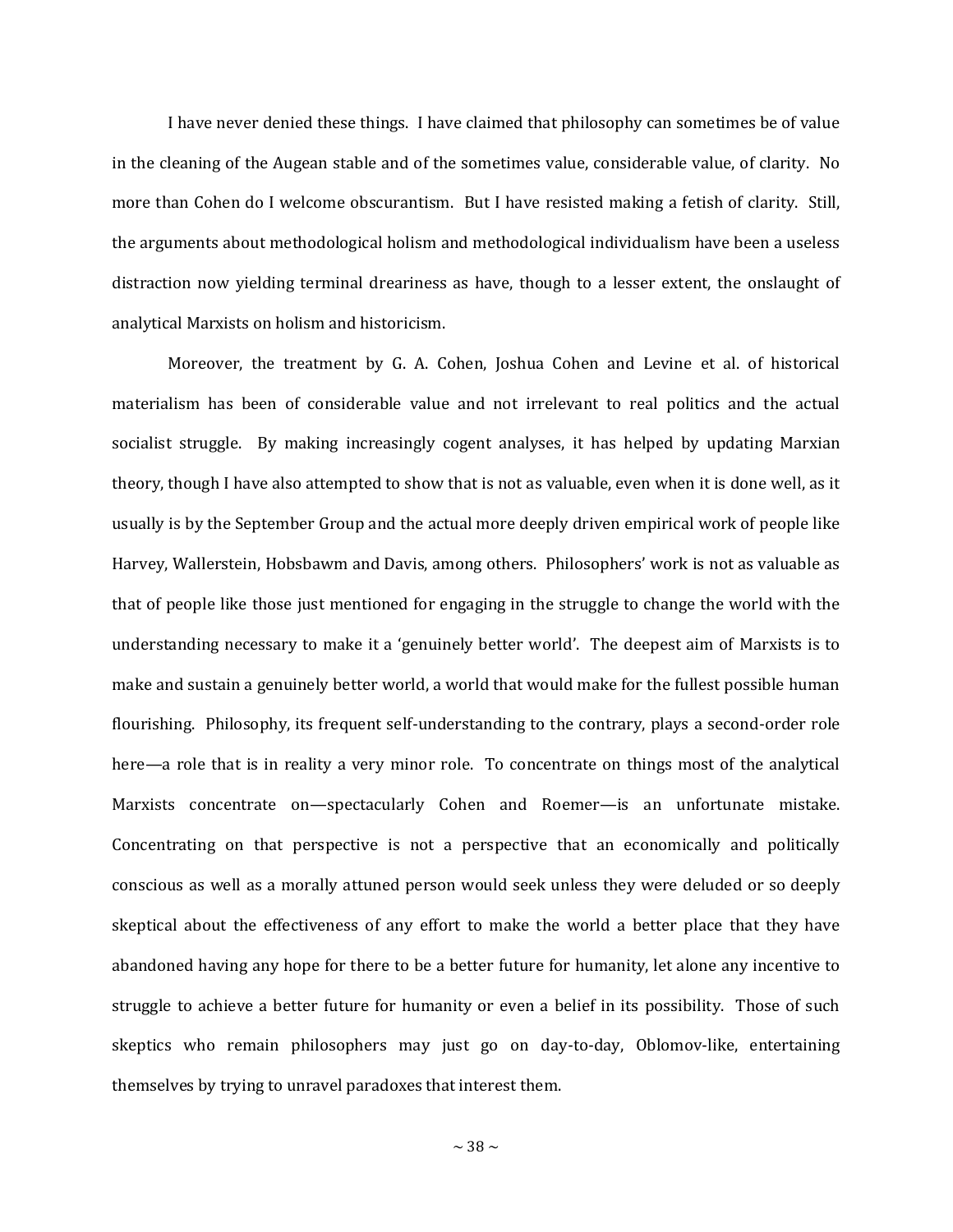I have never denied these things. I have claimed that philosophy can sometimes be of value in the cleaning of the Augean stable and of the sometimes value, considerable value, of clarity. No more than Cohen do I welcome obscurantism. But I have resisted making a fetish of clarity. Still, the arguments about methodological holism and methodological individualism have been a useless distraction now yielding terminal dreariness as have, though to a lesser extent, the onslaught of analytical Marxists on holism and historicism.

Moreover, the treatment by G. A. Cohen, Joshua Cohen and Levine et al. of historical materialism has been of considerable value and not irrelevant to real politics and the actual socialist struggle. By making increasingly cogent analyses, it has helped by updating Marxian theory, though I have also attempted to show that is not as valuable, even when it is done well, as it usually is by the September Group and the actual more deeply driven empirical work of people like Harvey, Wallerstein, Hobsbawm and Davis, among others. Philosophers' work is not as valuable as that of people like those just mentioned for engaging in the struggle to change the world with the understanding necessary to make it a 'genuinely better world'. The deepest aim of Marxists is to make and sustain a genuinely better world, a world that would make for the fullest possible human flourishing. Philosophy, its frequent self-understanding to the contrary, plays a second-order role here—a role that is in reality a very minor role. To concentrate on things most of the analytical Marxists concentrate on—spectacularly Cohen and Roemer—is an unfortunate mistake. Concentrating on that perspective is not a perspective that an economically and politically conscious as well as a morally attuned person would seek unless they were deluded or so deeply skeptical about the effectiveness of any effort to make the world a better place that they have abandoned having any hope for there to be a better future for humanity, let alone any incentive to struggle to achieve a better future for humanity or even a belief in its possibility. Those of such skeptics who remain philosophers may just go on day-to-day, Oblomov-like, entertaining themselves by trying to unravel paradoxes that interest them.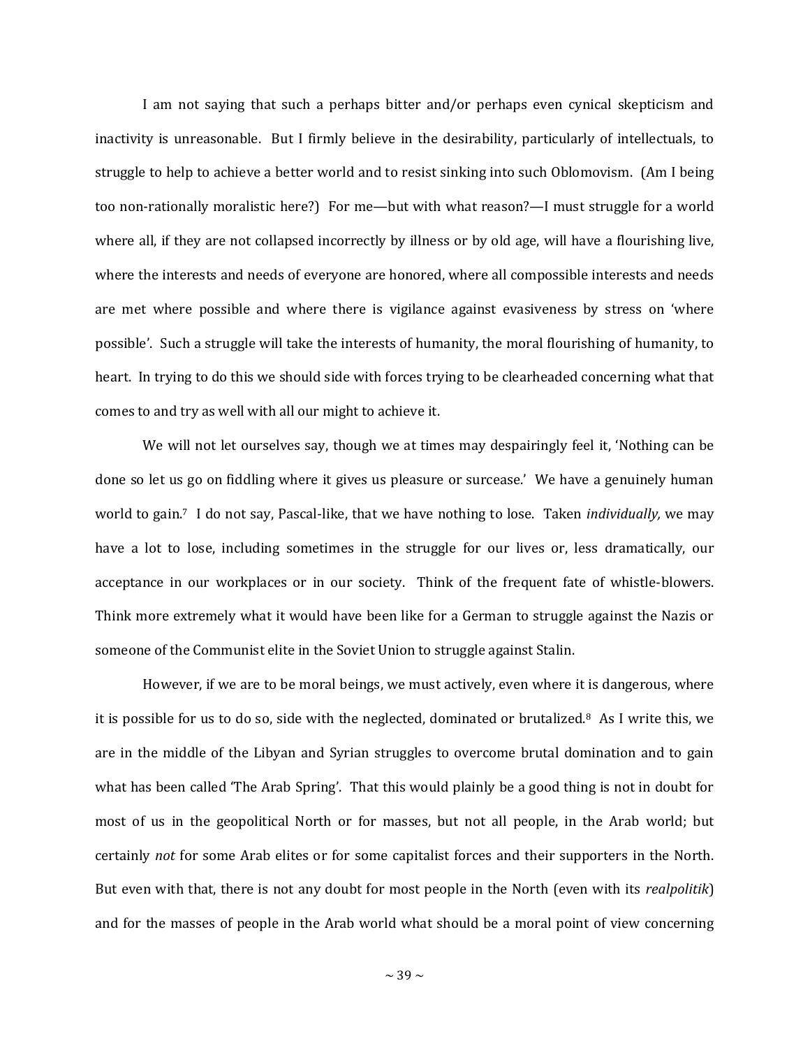I am not saying that such a perhaps bitter and/or perhaps even cynical skepticism and inactivity is unreasonable. But I firmly believe in the desirability, particularly of intellectuals, to struggle to help to achieve a better world and to resist sinking into such Oblomovism. (Am I being too non-rationally moralistic here?) For me—but with what reason?—I must struggle for a world where all, if they are not collapsed incorrectly by illness or by old age, will have a flourishing live, where the interests and needs of everyone are honored, where all compossible interests and needs are met where possible and where there is vigilance against evasiveness by stress on 'where possible'. Such a struggle will take the interests of humanity, the moral flourishing of humanity, to heart. In trying to do this we should side with forces trying to be clearheaded concerning what that comes to and try as well with all our might to achieve it.

We will not let ourselves say, though we at times may despairingly feel it, 'Nothing can be done so let us go on fiddling where it gives us pleasure or surcease.' We have a genuinely human world to gain.[7] I do not say, Pascal-like, that we have nothing to lose. Taken *individually,* we may have a lot to lose, including sometimes in the struggle for our lives or, less dramatically, our acceptance in our workplaces or in our society. Think of the frequent fate of whistle-blowers. Think more extremely what it would have been like for a German to struggle against the Nazis or someone of the Communist elite in the Soviet Union to struggle against Stalin.

However, if we are to be moral beings, we must actively, even where it is dangerous, where it is possible for us to do so, side with the neglected, dominated or brutalized.[8] As I write this, we are in the middle of the Libyan and Syrian struggles to overcome brutal domination and to gain what has been called 'The Arab Spring'. That this would plainly be a good thing is not in doubt for most of us in the geopolitical North or for masses, but not all people, in the Arab world; but certainly *not* for some Arab elites or for some capitalist forces and their supporters in the North. But even with that, there is not any doubt for most people in the North (even with its *realpolitik*) and for the masses of people in the Arab world what should be a moral point of view concerning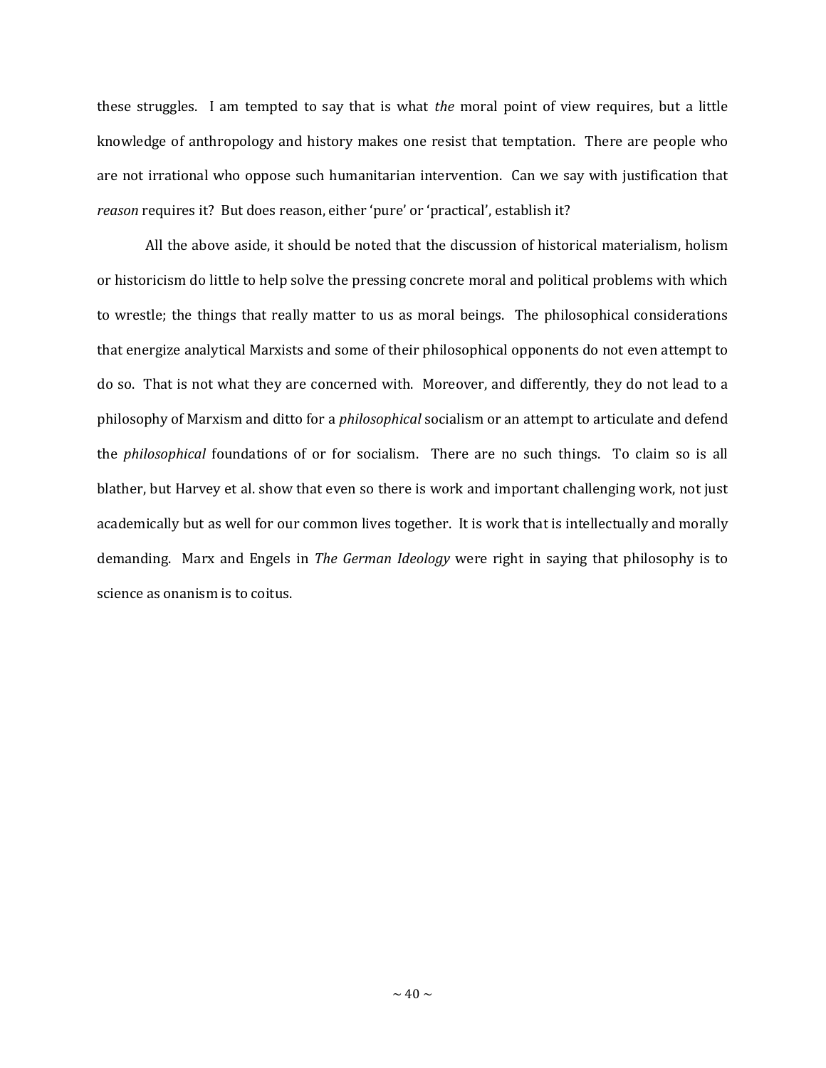these struggles. I am tempted to say that is what *the* moral point of view requires, but a little knowledge of anthropology and history makes one resist that temptation. There are people who are not irrational who oppose such humanitarian intervention. Can we say with justification that *reason* requires it? But does reason, either 'pure' or 'practical', establish it?

All the above aside, it should be noted that the discussion of historical materialism, holism or historicism do little to help solve the pressing concrete moral and political problems with which to wrestle; the things that really matter to us as moral beings. The philosophical considerations that energize analytical Marxists and some of their philosophical opponents do not even attempt to do so. That is not what they are concerned with. Moreover, and differently, they do not lead to a philosophy of Marxism and ditto for a *philosophical* socialism or an attempt to articulate and defend the *philosophical* foundations of or for socialism. There are no such things. To claim so is all blather, but Harvey et al. show that even so there is work and important challenging work, not just academically but as well for our common lives together. It is work that is intellectually and morally demanding. Marx and Engels in *The German Ideology* were right in saying that philosophy is to science as onanism is to coitus.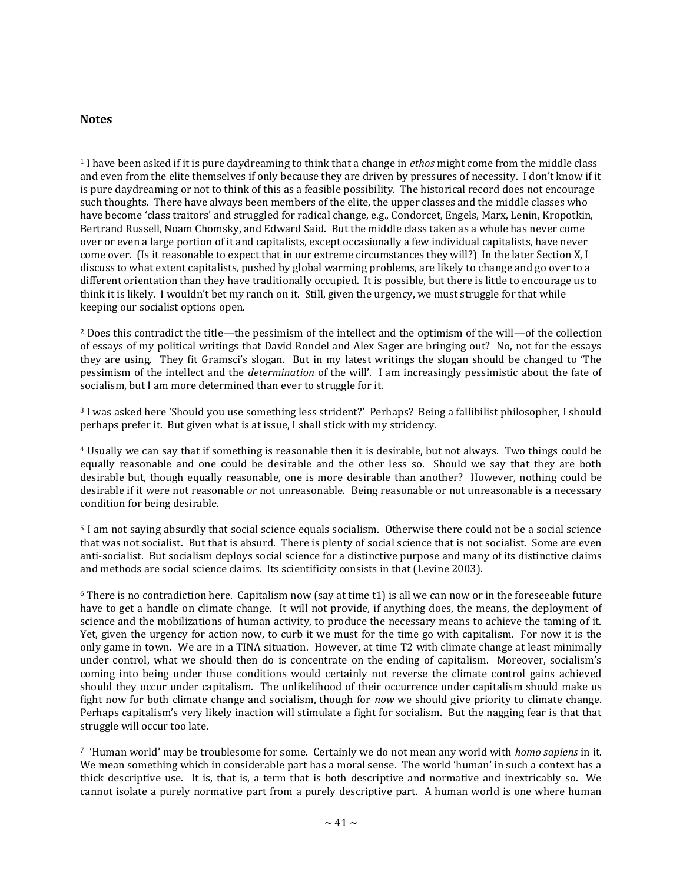## Notes

[1] I have been asked if it is pure daydreaming to think that a change in *ethos* might come from the middle class and even from the elite themselves if only because they are driven by pressures of necessity. I don't know if it is pure daydreaming or not to think of this as a feasible possibility. The historical record does not encourage such thoughts. There have always been members of the elite, the upper classes and the middle classes who have become 'class traitors' and struggled for radical change, e.g., Condorcet, Engels, Marx, Lenin, Kropotkin, Bertrand Russell, Noam Chomsky, and Edward Said. But the middle class taken as a whole has never come over or even a large portion of it and capitalists, except occasionally a few individual capitalists, have never come over. (Is it reasonable to expect that in our extreme circumstances they will?) In the later Section X, I discuss to what extent capitalists, pushed by global warming problems, are likely to change and go over to a different orientation than they have traditionally occupied. It is possible, but there is little to encourage us to think it is likely. I wouldn't bet my ranch on it. Still, given the urgency, we must struggle for that while keeping our socialist options open.

[2] Does this contradict the title—the pessimism of the intellect and the optimism of the will—of the collection of essays of my political writings that David Rondel and Alex Sager are bringing out? No, not for the essays they are using. They fit Gramsci's slogan. But in my latest writings the slogan should be changed to 'The pessimism of the intellect and the *determination* of the will'. I am increasingly pessimistic about the fate of socialism, but I am more determined than ever to struggle for it.

[3] I was asked here 'Should you use something less strident?' Perhaps? Being a fallibilist philosopher, I should perhaps prefer it. But given what is at issue, I shall stick with my stridency.

[4] Usually we can say that if something is reasonable then it is desirable, but not always. Two things could be equally reasonable and one could be desirable and the other less so. Should we say that they are both desirable but, though equally reasonable, one is more desirable than another? However, nothing could be desirable if it were not reasonable *or* not unreasonable. Being reasonable or not unreasonable is a necessary condition for being desirable.

[5] I am not saying absurdly that social science equals socialism. Otherwise there could not be a social science that was not socialist. But that is absurd. There is plenty of social science that is not socialist. Some are even anti-socialist. But socialism deploys social science for a distinctive purpose and many of its distinctive claims and methods are social science claims. Its scientificity consists in that (Levine 2003).

[6] There is no contradiction here. Capitalism now (say at time t1) is all we can now or in the foreseeable future have to get a handle on climate change. It will not provide, if anything does, the means, the deployment of science and the mobilizations of human activity, to produce the necessary means to achieve the taming of it. Yet, given the urgency for action now, to curb it we must for the time go with capitalism. For now it is the only game in town. We are in a TINA situation. However, at time T2 with climate change at least minimally under control, what we should then do is concentrate on the ending of capitalism. Moreover, socialism's coming into being under those conditions would certainly not reverse the climate control gains achieved should they occur under capitalism. The unlikelihood of their occurrence under capitalism should make us fight now for both climate change and socialism, though for *now* we should give priority to climate change. Perhaps capitalism's very likely inaction will stimulate a fight for socialism. But the nagging fear is that that struggle will occur too late.

[7] 'Human world' may be troublesome for some. Certainly we do not mean any world with *homo sapiens* in it. We mean something which in considerable part has a moral sense. The world 'human' in such a context has a thick descriptive use. It is, that is, a term that is both descriptive and normative and inextricably so. We cannot isolate a purely normative part from a purely descriptive part. A human world is one where human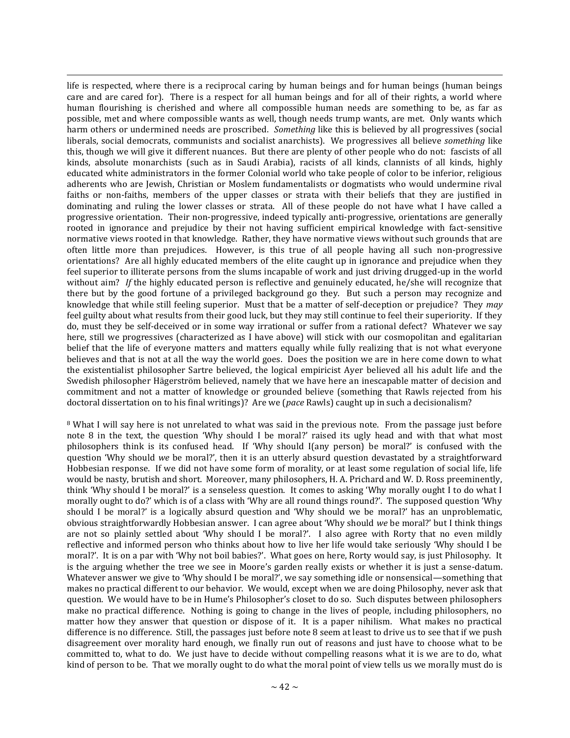life is respected, where there is a reciprocal caring by human beings and for human beings (human beings care and are cared for). There is a respect for all human beings and for all of their rights, a world where human flourishing is cherished and where all compossible human needs are something to be, as far as possible, met and where compossible wants as well, though needs trump wants, are met. Only wants which harm others or undermined needs are proscribed. *Something* like this is believed by all progressives (social liberals, social democrats, communists and socialist anarchists). We progressives all believe *something* like this, though we will give it different nuances. But there are plenty of other people who do not: fascists of all kinds, absolute monarchists (such as in Saudi Arabia), racists of all kinds, clannists of all kinds, highly educated white administrators in the former Colonial world who take people of color to be inferior, religious adherents who are Jewish, Christian or Moslem fundamentalists or dogmatists who would undermine rival faiths or non-faiths, members of the upper classes or strata with their beliefs that they are justified in dominating and ruling the lower classes or strata. All of these people do not have what I have called a progressive orientation. Their non-progressive, indeed typically anti-progressive, orientations are generally rooted in ignorance and prejudice by their not having sufficient empirical knowledge with fact-sensitive normative views rooted in that knowledge. Rather, they have normative views without such grounds that are often little more than prejudices. However, is this true of all people having all such non-progressive orientations? Are all highly educated members of the elite caught up in ignorance and prejudice when they feel superior to illiterate persons from the slums incapable of work and just driving drugged-up in the world without aim? *If* the highly educated person is reflective and genuinely educated, he/she will recognize that there but by the good fortune of a privileged background go they. But such a person may recognize and knowledge that while still feeling superior. Must that be a matter of self-deception or prejudice? They *may* feel guilty about what results from their good luck, but they may still continue to feel their superiority. If they do, must they be self-deceived or in some way irrational or suffer from a rational defect? Whatever we say here, still we progressives (characterized as I have above) will stick with our cosmopolitan and egalitarian belief that the life of everyone matters and matters equally while fully realizing that is not what everyone believes and that is not at all the way the world goes. Does the position we are in here come down to what the existentialist philosopher Sartre believed, the logical empiricist Ayer believed all his adult life and the Swedish philosopher Hägerström believed, namely that we have here an inescapable matter of decision and commitment and not a matter of knowledge or grounded believe (something that Rawls rejected from his doctoral dissertation on to his final writings)? Are we (*pace* Rawls) caught up in such a decisionalism?

[8] What I will say here is not unrelated to what was said in the previous note. From the passage just before note 8 in the text, the question 'Why should I be moral?' raised its ugly head and with that what most philosophers think is its confused head. If 'Why should I(any person) be moral?' is confused with the question 'Why should *we* be moral?', then it is an utterly absurd question devastated by a straightforward Hobbesian response. If we did not have some form of morality, or at least some regulation of social life, life would be nasty, brutish and short. Moreover, many philosophers, H. A. Prichard and W. D. Ross preeminently, think 'Why should I be moral?' is a senseless question. It comes to asking 'Why morally ought I to do what I morally ought to do?' which is of a class with 'Why are all round things round?'. The supposed question 'Why should I be moral?' is a logically absurd question and 'Why should we be moral?' has an unproblematic, obvious straightforwardly Hobbesian answer. I can agree about 'Why should *we* be moral?' but I think things are not so plainly settled about 'Why should I be moral?'. I also agree with Rorty that no even mildly reflective and informed person who thinks about how to live her life would take seriously 'Why should I be moral?'. It is on a par with 'Why not boil babies?'. What goes on here, Rorty would say, is just Philosophy. It is the arguing whether the tree we see in Moore's garden really exists or whether it is just a sense-datum. Whatever answer we give to 'Why should I be moral?', we say something idle or nonsensical—something that makes no practical different to our behavior. We would, except when we are doing Philosophy, never ask that question. We would have to be in Hume's Philosopher's closet to do so. Such disputes between philosophers make no practical difference. Nothing is going to change in the lives of people, including philosophers, no matter how they answer that question or dispose of it. It is a paper nihilism. What makes no practical difference is no difference. Still, the passages just before note 8 seem at least to drive us to see that if we push disagreement over morality hard enough, we finally run out of reasons and just have to choose what to be committed to, what to do. We just have to decide without compelling reasons what it is we are to do, what kind of person to be. That we morally ought to do what the moral point of view tells us we morally must do is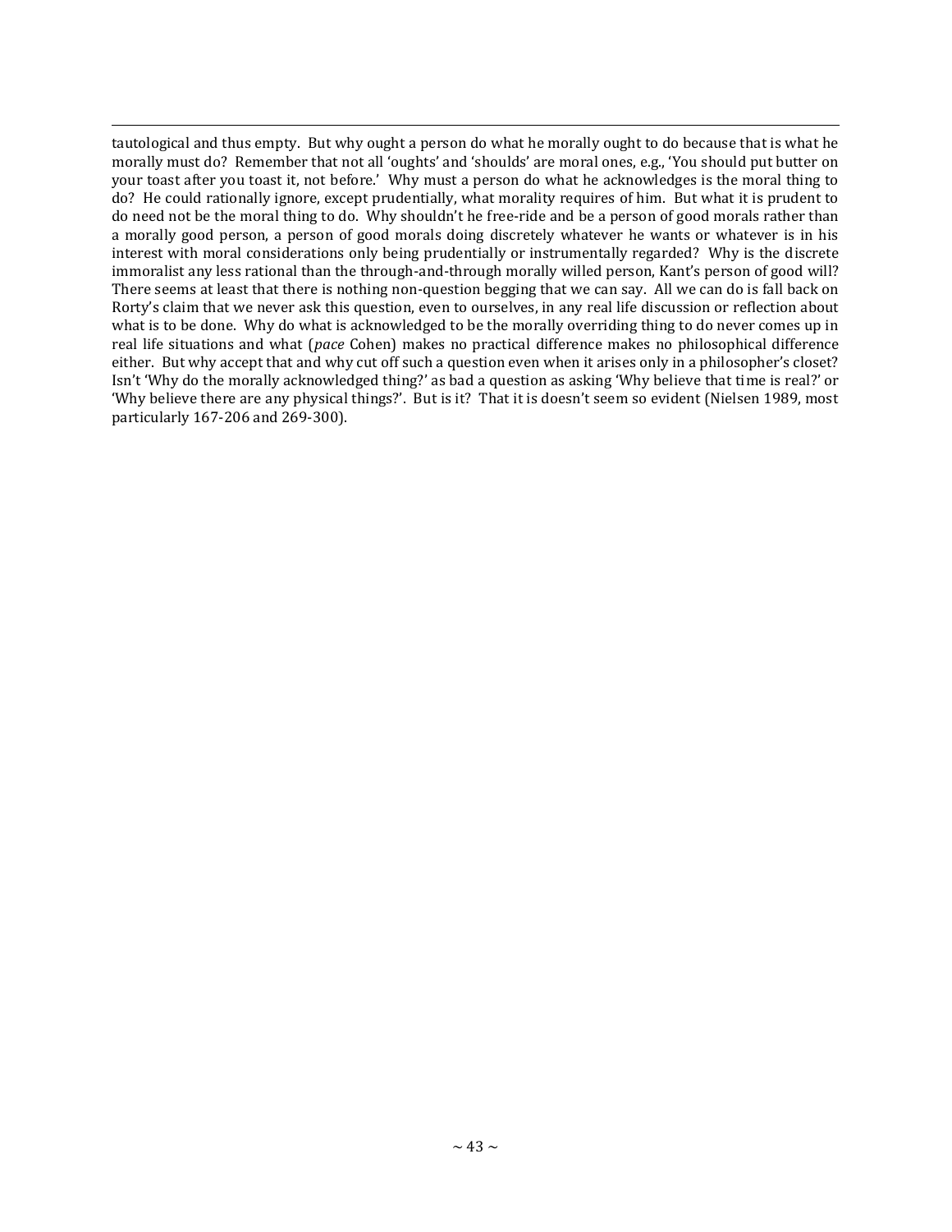tautological and thus empty. But why ought a person do what he morally ought to do because that is what he morally must do? Remember that not all 'oughts' and 'shoulds' are moral ones, e.g., 'You should put butter on your toast after you toast it, not before.' Why must a person do what he acknowledges is the moral thing to do? He could rationally ignore, except prudentially, what morality requires of him. But what it is prudent to do need not be the moral thing to do. Why shouldn't he free-ride and be a person of good morals rather than a morally good person, a person of good morals doing discretely whatever he wants or whatever is in his interest with moral considerations only being prudentially or instrumentally regarded? Why is the discrete immoralist any less rational than the through-and-through morally willed person, Kant's person of good will? There seems at least that there is nothing non-question begging that we can say. All we can do is fall back on Rorty's claim that we never ask this question, even to ourselves, in any real life discussion or reflection about what is to be done. Why do what is acknowledged to be the morally overriding thing to do never comes up in real life situations and what (*pace* Cohen) makes no practical difference makes no philosophical difference either. But why accept that and why cut off such a question even when it arises only in a philosopher's closet? Isn't 'Why do the morally acknowledged thing?' as bad a question as asking 'Why believe that time is real?' or 'Why believe there are any physical things?'. But is it? That it is doesn't seem so evident (Nielsen 1989, most particularly 167-206 and 269-300).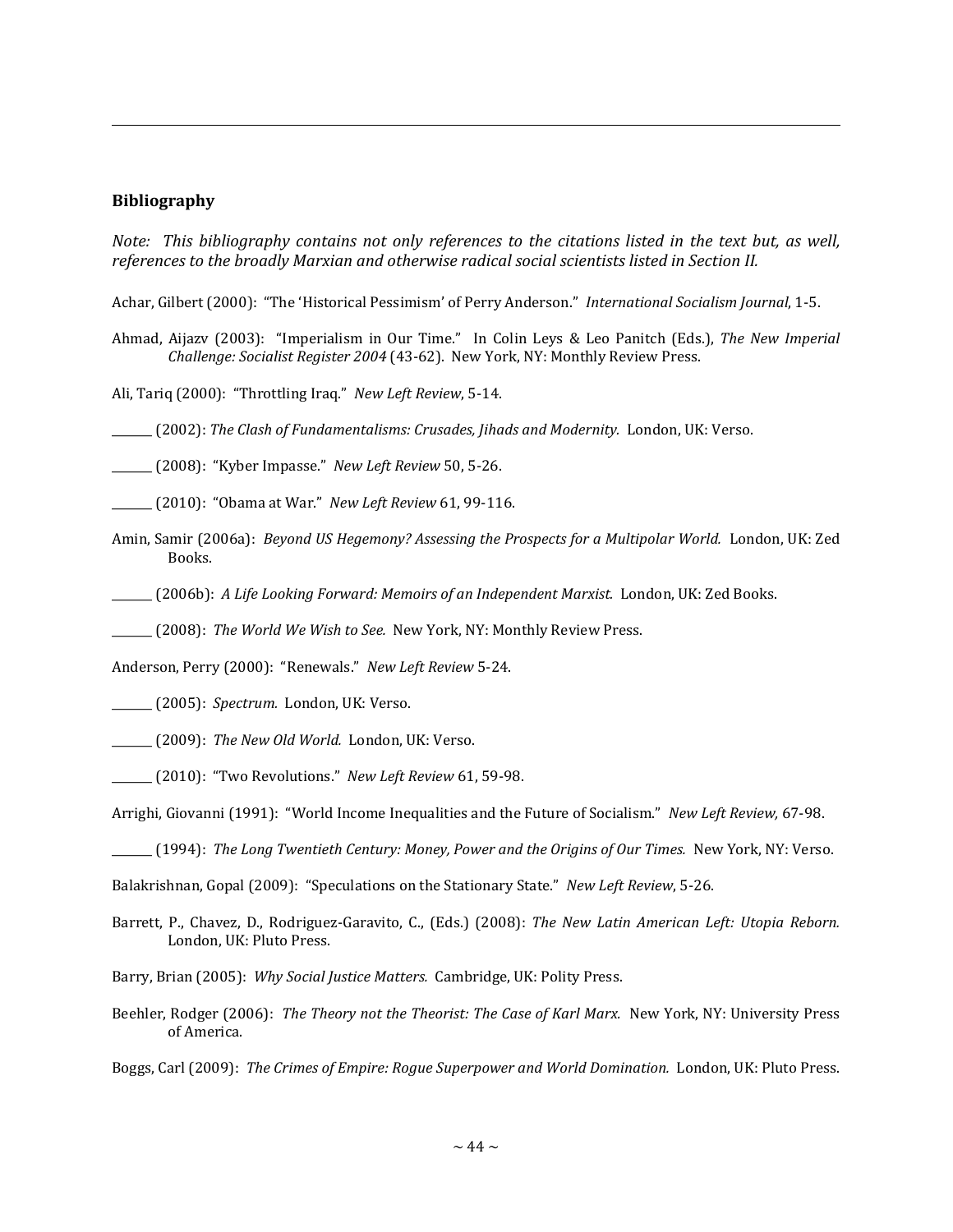## Bibliography

*Note: This bibliography contains not only references to the citations listed in the text but, as well, references to the broadly Marxian and otherwise radical social scientists listed in Section II.*

Achar, Gilbert (2000): "The 'Historical Pessimism' of Perry Anderson." *International Socialism Journal*, 1-5.

Ahmad, Aijazv (2003): "Imperialism in Our Time." In Colin Leys & Leo Panitch (Eds.), *The New Imperial Challenge: Socialist Register 2004* (43-62). New York, NY: Monthly Review Press.

Ali, Tariq (2000): "Throttling Iraq." *New Left Review*, 5-14.

_______ (2002): *The Clash of Fundamentalisms: Crusades, Jihads and Modernity.* London, UK: Verso.

_______ (2008): "Kyber Impasse." *New Left Review* 50, 5-26.

_______ (2010): "Obama at War." *New Left Review* 61, 99-116.

Amin, Samir (2006a): *Beyond US Hegemony? Assessing the Prospects for a Multipolar World.* London, UK: Zed Books.

_______ (2006b): *A Life Looking Forward: Memoirs of an Independent Marxist.* London, UK: Zed Books.

_______ (2008): *The World We Wish to See.* New York, NY: Monthly Review Press.

Anderson, Perry (2000): "Renewals." *New Left Review* 5-24.

_______ (2005): *Spectrum.* London, UK: Verso.

_______ (2009): *The New Old World.* London, UK: Verso.

_______ (2010): "Two Revolutions." *New Left Review* 61, 59-98.

Arrighi, Giovanni (1991): "World Income Inequalities and the Future of Socialism." *New Left Review,* 67-98.

_______ (1994): *The Long Twentieth Century: Money, Power and the Origins of Our Times.* New York, NY: Verso.

Balakrishnan, Gopal (2009): "Speculations on the Stationary State." *New Left Review*, 5-26.

Barrett, P., Chavez, D., Rodriguez-Garavito, C., (Eds.) (2008): *The New Latin American Left: Utopia Reborn.* London, UK: Pluto Press.

Barry, Brian (2005): *Why Social Justice Matters.* Cambridge, UK: Polity Press.

Beehler, Rodger (2006): *The Theory not the Theorist: The Case of Karl Marx.* New York, NY: University Press of America.

Boggs, Carl (2009): *The Crimes of Empire: Rogue Superpower and World Domination.* London, UK: Pluto Press.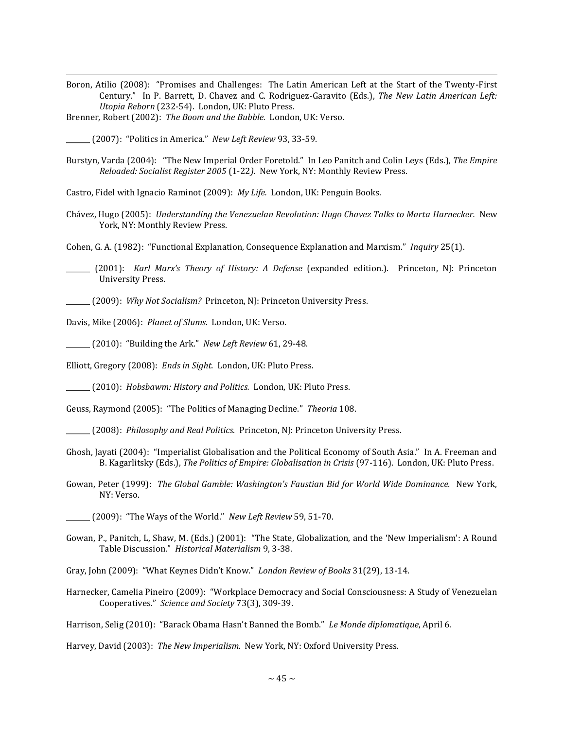Boron, Atilio (2008): "Promises and Challenges: The Latin American Left at the Start of the Twenty-First Century." In P. Barrett, D. Chavez and C. Rodriguez-Garavito (Eds.), *The New Latin American Left: Utopia Reborn* (232-54). London, UK: Pluto Press.

Brenner, Robert (2002): *The Boom and the Bubble.* London, UK: Verso.

_______ (2007): "Politics in America." *New Left Review* 93, 33-59.

Burstyn, Varda (2004): "The New Imperial Order Foretold." In Leo Panitch and Colin Leys (Eds.), *The Empire Reloaded: Socialist Register 2005* (1-22*).* New York, NY: Monthly Review Press.

Castro, Fidel with Ignacio Raminot (2009): *My Life.* London, UK: Penguin Books.

Chávez, Hugo (2005): *Understanding the Venezuelan Revolution: Hugo Chavez Talks to Marta Harnecker.* New York, NY: Monthly Review Press.

Cohen, G. A. (1982): "Functional Explanation, Consequence Explanation and Marxism." *Inquiry* 25(1).

_______ (2001): *Karl Marx's Theory of History: A Defense* (expanded edition.). Princeton, NJ: Princeton University Press.

_______ (2009): *Why Not Socialism?* Princeton, NJ: Princeton University Press.

Davis, Mike (2006): *Planet of Slums.* London, UK: Verso.

_______ (2010): "Building the Ark." *New Left Review* 61, 29-48.

Elliott, Gregory (2008): *Ends in Sight.* London, UK: Pluto Press.

_______ (2010): *Hobsbawm: History and Politics.* London, UK: Pluto Press.

Geuss, Raymond (2005): "The Politics of Managing Decline." *Theoria* 108.

_______ (2008): *Philosophy and Real Politics*. Princeton, NJ: Princeton University Press.

Ghosh, Jayati (2004): "Imperialist Globalisation and the Political Economy of South Asia." In A. Freeman and B. Kagarlitsky (Eds.), *The Politics of Empire: Globalisation in Crisis* (97-116). London, UK: Pluto Press.

Gowan, Peter (1999): *The Global Gamble: Washington's Faustian Bid for World Wide Dominance.* New York, NY: Verso.

_______ (2009): "The Ways of the World." *New Left Review* 59, 51-70.

Gowan, P., Panitch, L, Shaw, M. (Eds.) (2001): "The State, Globalization, and the 'New Imperialism': A Round Table Discussion." *Historical Materialism* 9, 3-38.

Gray, John (2009): "What Keynes Didn't Know." *London Review of Books* 31(29), 13-14.

Harnecker, Camelia Pineiro (2009): "Workplace Democracy and Social Consciousness: A Study of Venezuelan Cooperatives." *Science and Society* 73(3), 309-39.

Harrison, Selig (2010): "Barack Obama Hasn't Banned the Bomb." *Le Monde diplomatique*, April 6.

Harvey, David (2003): *The New Imperialism.* New York, NY: Oxford University Press.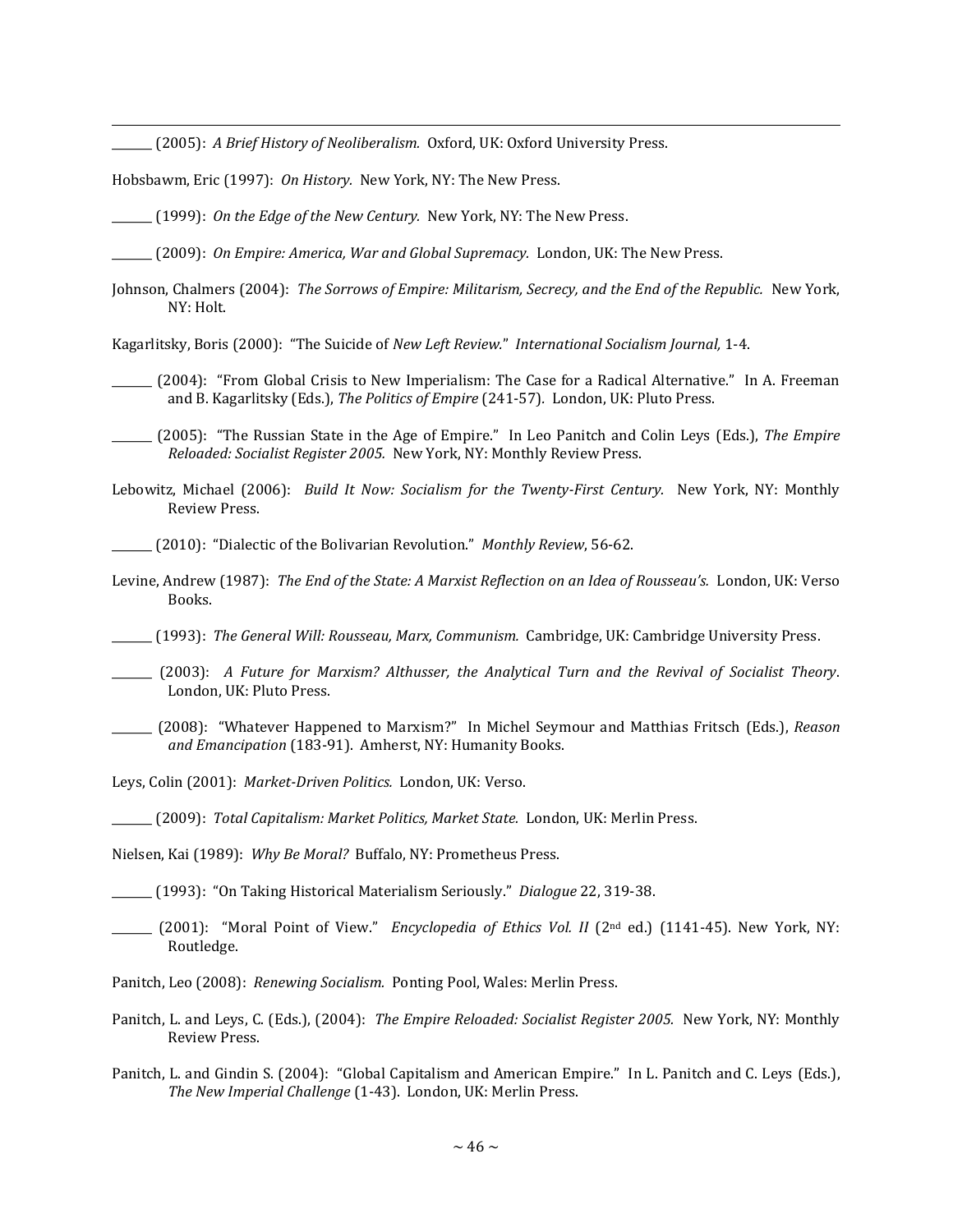_______ (2005): *A Brief History of Neoliberalism.* Oxford, UK: Oxford University Press.

Hobsbawm, Eric (1997): *On History.* New York, NY: The New Press.

_______ (1999): *On the Edge of the New Century.* New York, NY: The New Press.

_______ (2009): *On Empire: America, War and Global Supremacy.* London, UK: The New Press.

Johnson, Chalmers (2004): *The Sorrows of Empire: Militarism, Secrecy, and the End of the Republic.* New York, NY: Holt.

Kagarlitsky, Boris (2000): "The Suicide of *New Left Review.*" *International Socialism Journal,* 1-4.

_______ (2004): "From Global Crisis to New Imperialism: The Case for a Radical Alternative." In A. Freeman and B. Kagarlitsky (Eds.), *The Politics of Empire* (241-57). London, UK: Pluto Press.

_______ (2005): "The Russian State in the Age of Empire." In Leo Panitch and Colin Leys (Eds.), *The Empire Reloaded: Socialist Register 2005.* New York, NY: Monthly Review Press.

Lebowitz, Michael (2006): *Build It Now: Socialism for the Twenty-First Century.* New York, NY: Monthly Review Press.

_______ (2010): "Dialectic of the Bolivarian Revolution." *Monthly Review*, 56-62.

Levine, Andrew (1987): *The End of the State: A Marxist Reflection on an Idea of Rousseau's.* London, UK: Verso Books.

_______ (1993): *The General Will: Rousseau, Marx, Communism.* Cambridge, UK: Cambridge University Press.

_______ (2003): *A Future for Marxism? Althusser, the Analytical Turn and the Revival of Socialist Theory*. London, UK: Pluto Press.

_______ (2008): "Whatever Happened to Marxism?" In Michel Seymour and Matthias Fritsch (Eds.), *Reason and Emancipation* (183-91). Amherst, NY: Humanity Books.

Leys, Colin (2001): *Market-Driven Politics.* London, UK: Verso.

_______ (2009): *Total Capitalism: Market Politics, Market State.* London, UK: Merlin Press.

Nielsen, Kai (1989): *Why Be Moral?* Buffalo, NY: Prometheus Press.

_______ (1993): "On Taking Historical Materialism Seriously." *Dialogue* 22, 319-38.

_______ (2001): "Moral Point of View." *Encyclopedia of Ethics Vol. II* (2nd ed.) (1141-45). New York, NY: Routledge.

Panitch, Leo (2008): *Renewing Socialism.* Ponting Pool, Wales: Merlin Press.

Panitch, L. and Leys, C. (Eds.), (2004): *The Empire Reloaded: Socialist Register 2005.* New York, NY: Monthly Review Press.

Panitch, L. and Gindin S. (2004): "Global Capitalism and American Empire." In L. Panitch and C. Leys (Eds.), *The New Imperial Challenge* (1-43). London, UK: Merlin Press.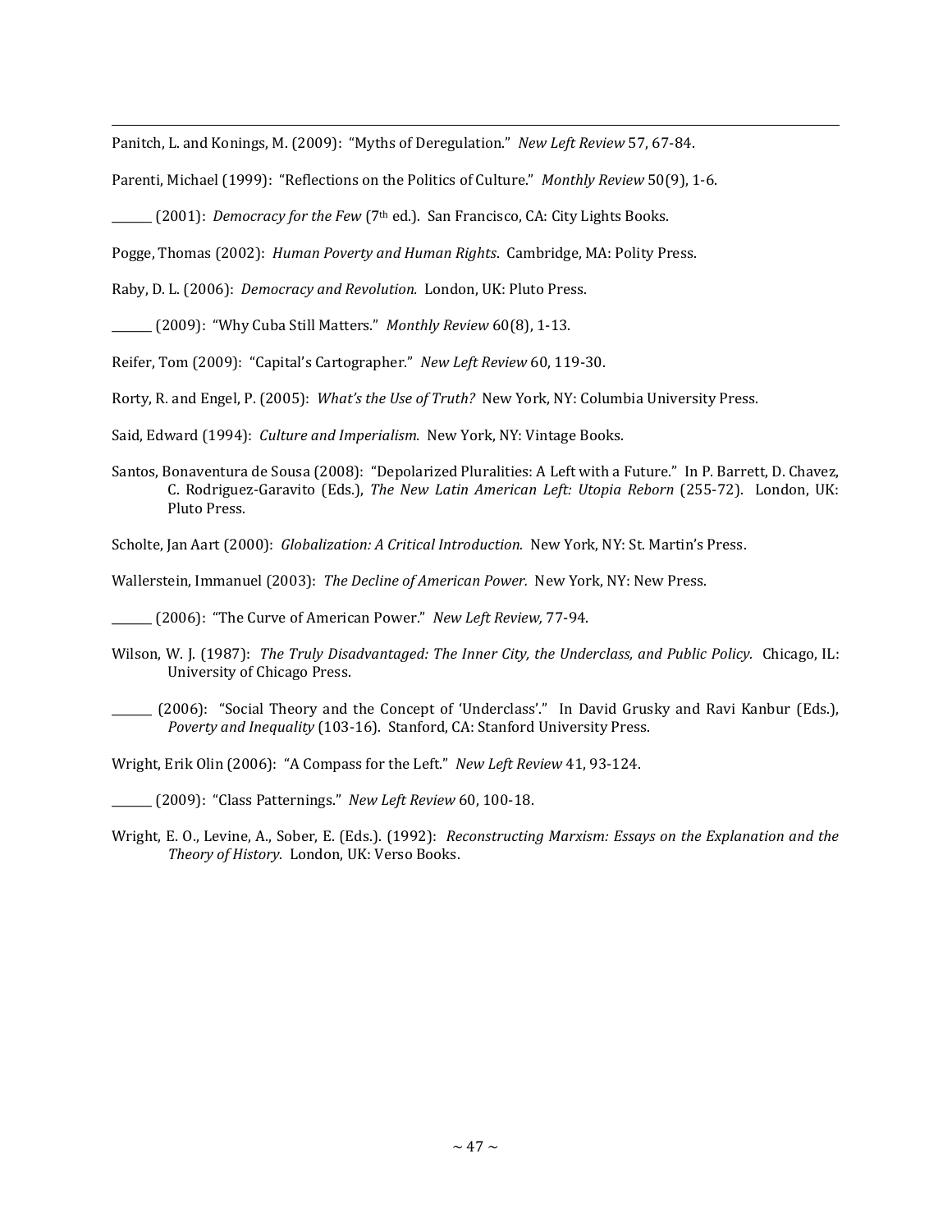Panitch, L. and Konings, M. (2009): "Myths of Deregulation." *New Left Review* 57, 67-84.

Parenti, Michael (1999): "Reflections on the Politics of Culture." *Monthly Review* 50(9), 1-6.

_______ (2001): *Democracy for the Few* (7th ed.). San Francisco, CA: City Lights Books.

Pogge, Thomas (2002): *Human Poverty and Human Rights*. Cambridge, MA: Polity Press.

Raby, D. L. (2006): *Democracy and Revolution.* London, UK: Pluto Press.

_______ (2009): "Why Cuba Still Matters." *Monthly Review* 60(8), 1-13.

Reifer, Tom (2009): "Capital's Cartographer." *New Left Review* 60, 119-30.

Rorty, R. and Engel, P. (2005): *What's the Use of Truth?* New York, NY: Columbia University Press.

Said, Edward (1994): *Culture and Imperialism.* New York, NY: Vintage Books.

Santos, Bonaventura de Sousa (2008): "Depolarized Pluralities: A Left with a Future." In P. Barrett, D. Chavez, C. Rodriguez-Garavito (Eds.), *The New Latin American Left: Utopia Reborn* (255-72). London, UK: Pluto Press.

Scholte, Jan Aart (2000): *Globalization: A Critical Introduction.* New York, NY: St. Martin's Press.

Wallerstein, Immanuel (2003): *The Decline of American Power.* New York, NY: New Press.

_______ (2006): "The Curve of American Power." *New Left Review,* 77-94.

Wilson, W. J. (1987): *The Truly Disadvantaged: The Inner City, the Underclass, and Public Policy.* Chicago, IL: University of Chicago Press.

_______ (2006): "Social Theory and the Concept of 'Underclass'." In David Grusky and Ravi Kanbur (Eds.), *Poverty and Inequality* (103-16). Stanford, CA: Stanford University Press.

Wright, Erik Olin (2006): "A Compass for the Left." *New Left Review* 41, 93-124.

_______ (2009): "Class Patternings." *New Left Review* 60, 100-18.

Wright, E. O., Levine, A., Sober, E. (Eds.). (1992): *Reconstructing Marxism: Essays on the Explanation and the Theory of History.* London, UK: Verso Books.